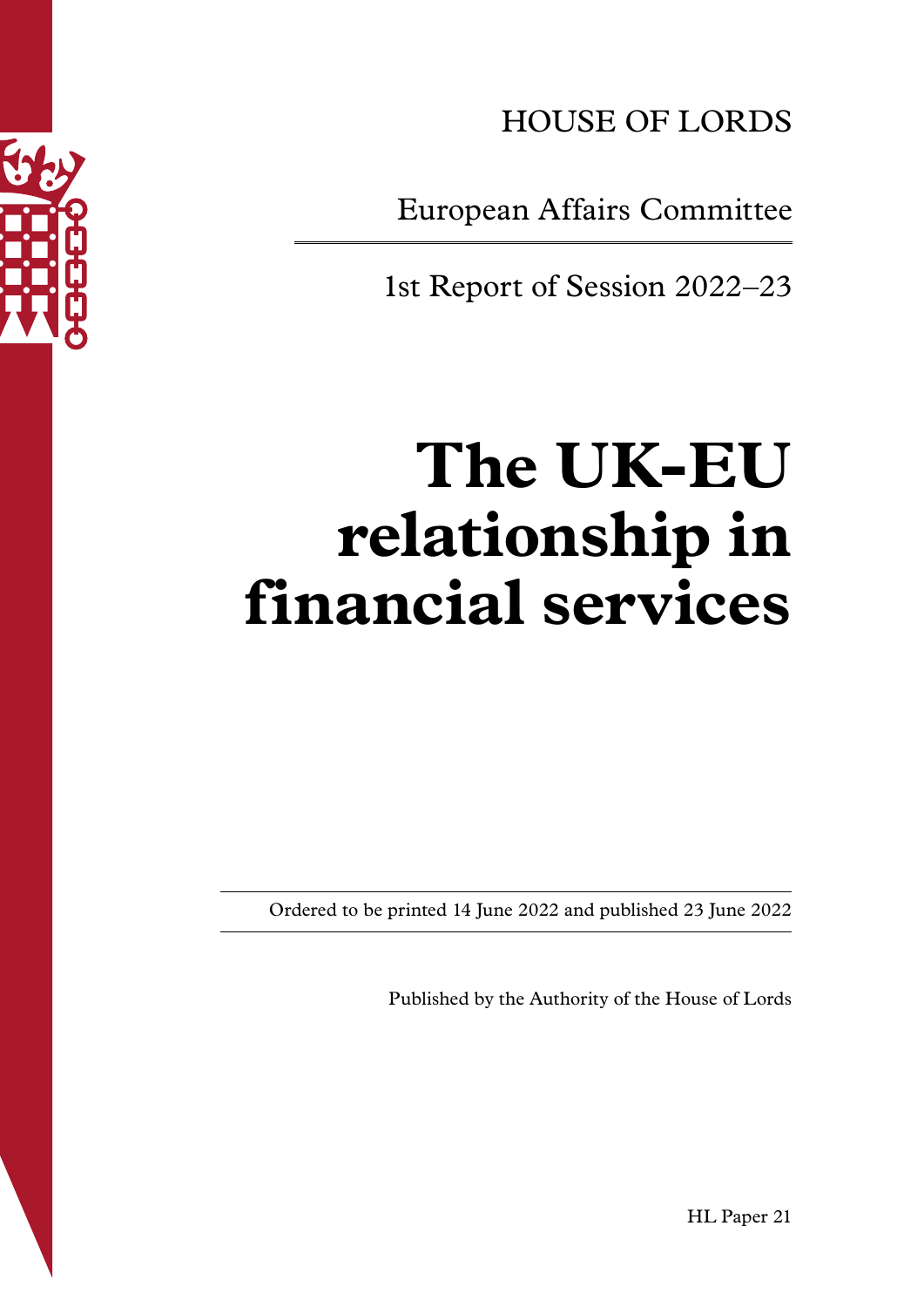HOUSE OF LORDS

European Affairs Committee

1st Report of Session 2022–23

# The UK-EU relationship in financial services

Ordered to be printed 14 June 2022 and published 23 June 2022

Published by the Authority of the House of Lords

HL Paper 21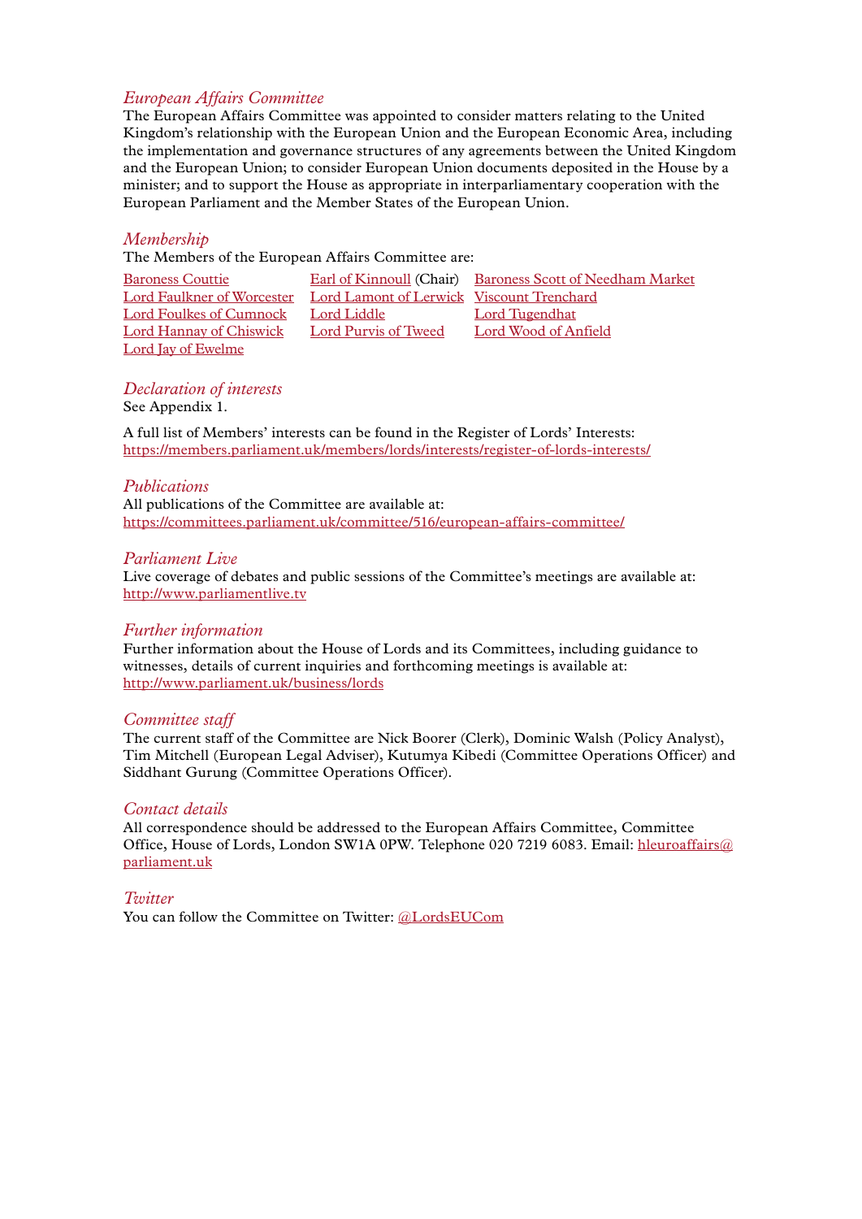*European Affairs Committee*

The European Affairs Committee was appointed to consider matters relating to the United Kingdom's relationship with the European Union and the European Economic Area, including the implementation and governance structures of any agreements between the United Kingdom and the European Union; to consider European Union documents deposited in the House by a minister; and to support the House as appropriate in interparliamentary cooperation with the European Parliament and the Member States of the European Union.

*Membership*

The Members of the European Affairs Committee are:

| | | |
|---|---|---|
| Baroness Couttie | Earl of Kinnoull (Chair) | Baroness Scott of Needham Market |
| Lord Faulkner of Worcester | Lord Lamont of Lerwick | Viscount Trenchard |
| Lord Foulkes of Cumnock | Lord Liddle | Lord Tugendhat |
| Lord Hannay of Chiswick | Lord Purvis of Tweed | Lord Wood of Anfield |
| Lord Jay of Ewelme | | |

*Declaration of interests*

See Appendix 1.

A full list of Members' interests can be found in the Register of Lords' Interests:
https://members.parliament.uk/members/lords/interests/register-of-lords-interests/

*Publications*

All publications of the Committee are available at:
https://committees.parliament.uk/committee/516/european-affairs-committee/

*Parliament Live*

Live coverage of debates and public sessions of the Committee's meetings are available at:
http://www.parliamentlive.tv

*Further information*

Further information about the House of Lords and its Committees, including guidance to witnesses, details of current inquiries and forthcoming meetings is available at:
http://www.parliament.uk/business/lords

*Committee staff*

The current staff of the Committee are Nick Boorer (Clerk), Dominic Walsh (Policy Analyst), Tim Mitchell (European Legal Adviser), Kutumya Kibedi (Committee Operations Officer) and Siddhant Gurung (Committee Operations Officer).

*Contact details*

All correspondence should be addressed to the European Affairs Committee, Committee Office, House of Lords, London SW1A 0PW. Telephone 020 7219 6083. Email: hleuroaffairs@parliament.uk

*Twitter*

You can follow the Committee on Twitter: @LordsEUCom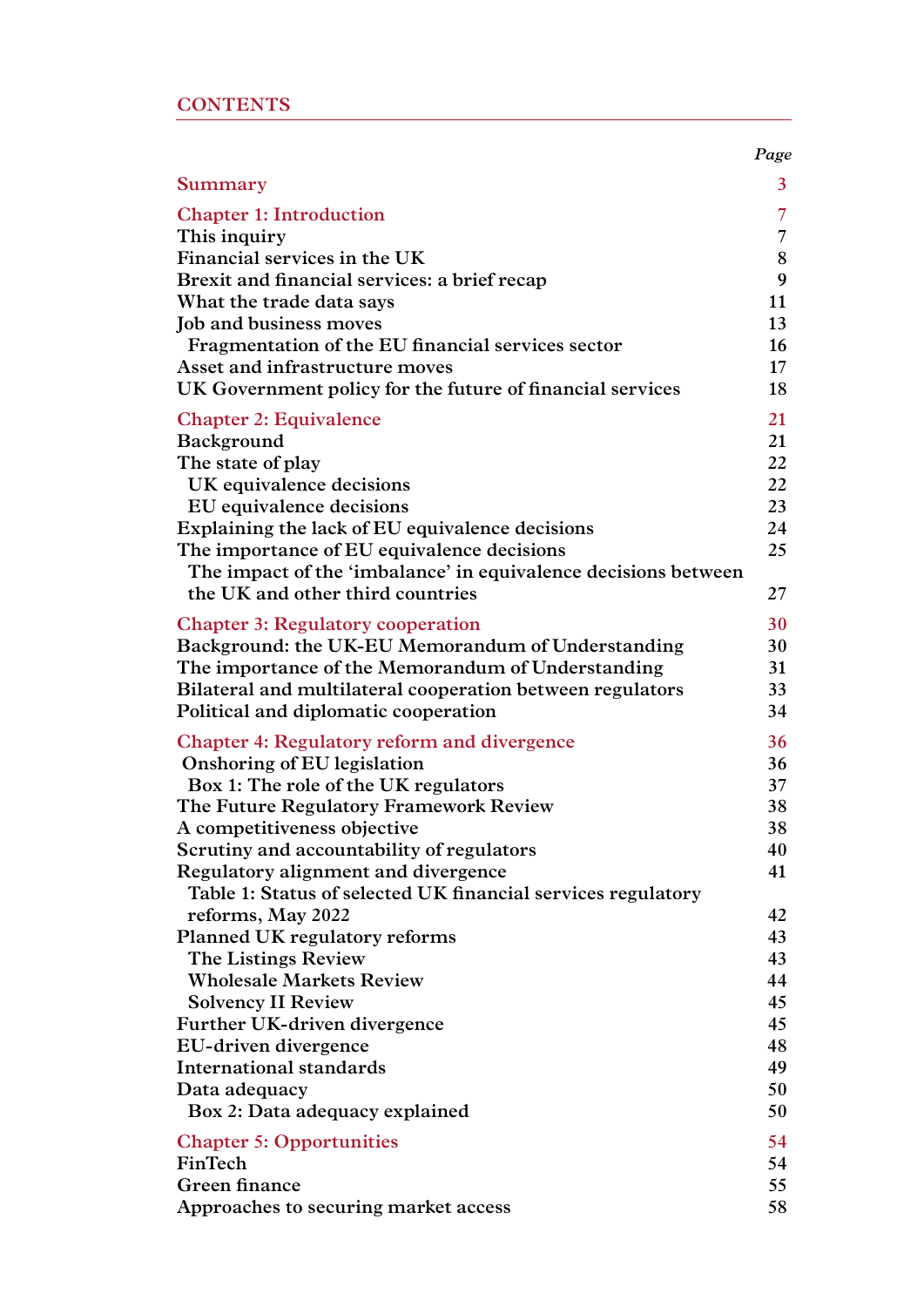## CONTENTS

| | Page |
|---|---|
| **Summary** | 3 |
| **Chapter 1: Introduction** | 7 |
| This inquiry | 7 |
| Financial services in the UK | 8 |
| Brexit and financial services: a brief recap | 9 |
| What the trade data says | 11 |
| Job and business moves | 13 |
| Fragmentation of the EU financial services sector | 16 |
| Asset and infrastructure moves | 17 |
| UK Government policy for the future of financial services | 18 |
| **Chapter 2: Equivalence** | 21 |
| Background | 21 |
| The state of play | 22 |
| UK equivalence decisions | 22 |
| EU equivalence decisions | 23 |
| Explaining the lack of EU equivalence decisions | 24 |
| The importance of EU equivalence decisions | 25 |
| The impact of the ‘imbalance’ in equivalence decisions between the UK and other third countries | 27 |
| **Chapter 3: Regulatory cooperation** | 30 |
| Background: the UK-EU Memorandum of Understanding | 30 |
| The importance of the Memorandum of Understanding | 31 |
| Bilateral and multilateral cooperation between regulators | 33 |
| Political and diplomatic cooperation | 34 |
| **Chapter 4: Regulatory reform and divergence** | 36 |
| Onshoring of EU legislation | 36 |
| Box 1: The role of the UK regulators | 37 |
| The Future Regulatory Framework Review | 38 |
| A competitiveness objective | 38 |
| Scrutiny and accountability of regulators | 40 |
| Regulatory alignment and divergence | 41 |
| Table 1: Status of selected UK financial services regulatory reforms, May 2022 | 42 |
| Planned UK regulatory reforms | 43 |
| The Listings Review | 43 |
| Wholesale Markets Review | 44 |
| Solvency II Review | 45 |
| Further UK-driven divergence | 45 |
| EU-driven divergence | 48 |
| International standards | 49 |
| Data adequacy | 50 |
| Box 2: Data adequacy explained | 50 |
| **Chapter 5: Opportunities** | 54 |
| FinTech | 54 |
| Green finance | 55 |
| Approaches to securing market access | 58 |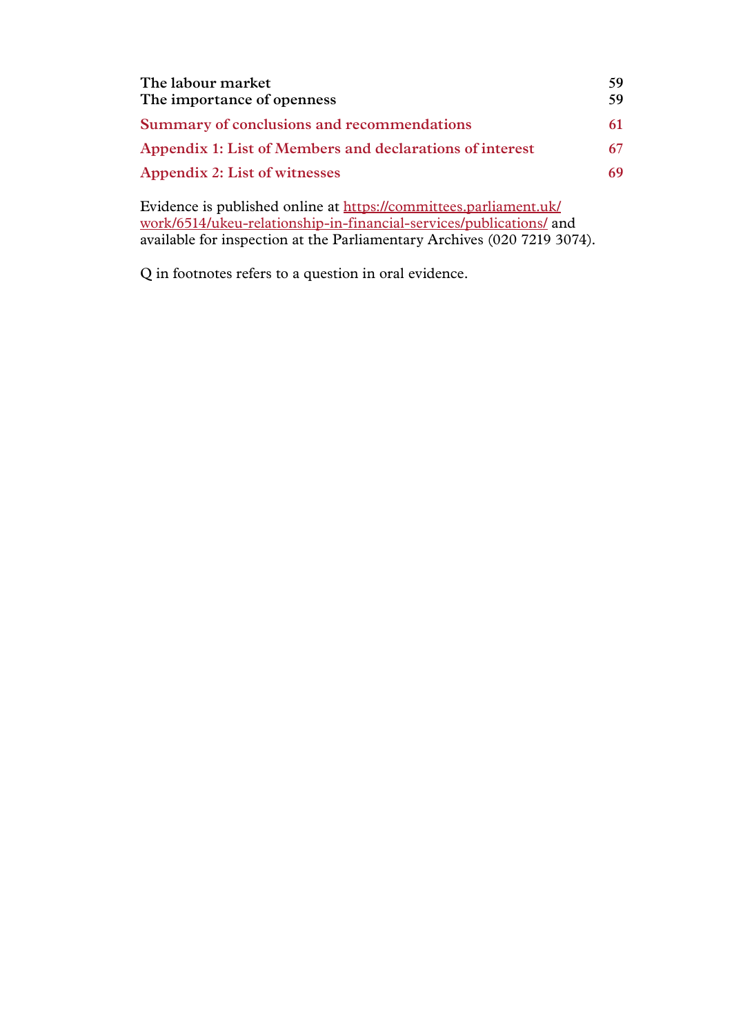| | |
|---|---|
| **The labour market** | **59** |
| **The importance of openness** | **59** |
| **Summary of conclusions and recommendations** | **61** |
| **Appendix 1: List of Members and declarations of interest** | **67** |
| **Appendix 2: List of witnesses** | **69** |

Evidence is published online at https://committees.parliament.uk/work/6514/ukeu-relationship-in-financial-services/publications/ and available for inspection at the Parliamentary Archives (020 7219 3074).

Q in footnotes refers to a question in oral evidence.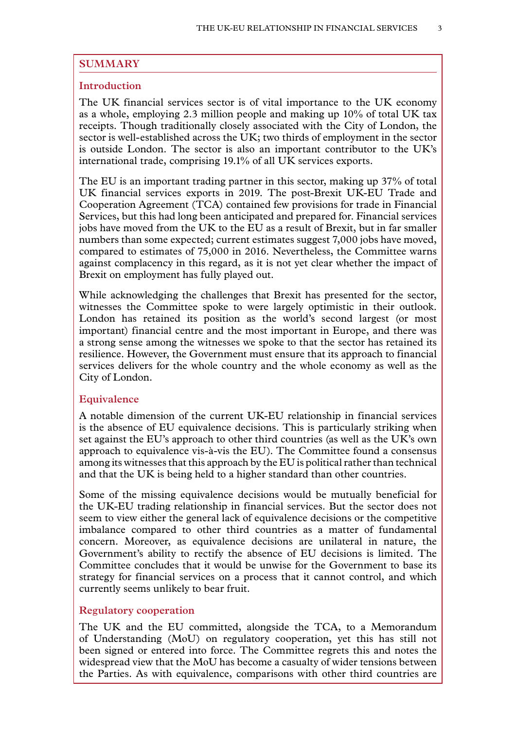## SUMMARY

### Introduction

The UK financial services sector is of vital importance to the UK economy as a whole, employing 2.3 million people and making up 10% of total UK tax receipts. Though traditionally closely associated with the City of London, the sector is well-established across the UK; two thirds of employment in the sector is outside London. The sector is also an important contributor to the UK's international trade, comprising 19.1% of all UK services exports.

The EU is an important trading partner in this sector, making up 37% of total UK financial services exports in 2019. The post-Brexit UK-EU Trade and Cooperation Agreement (TCA) contained few provisions for trade in Financial Services, but this had long been anticipated and prepared for. Financial services jobs have moved from the UK to the EU as a result of Brexit, but in far smaller numbers than some expected; current estimates suggest 7,000 jobs have moved, compared to estimates of 75,000 in 2016. Nevertheless, the Committee warns against complacency in this regard, as it is not yet clear whether the impact of Brexit on employment has fully played out.

While acknowledging the challenges that Brexit has presented for the sector, witnesses the Committee spoke to were largely optimistic in their outlook. London has retained its position as the world's second largest (or most important) financial centre and the most important in Europe, and there was a strong sense among the witnesses we spoke to that the sector has retained its resilience. However, the Government must ensure that its approach to financial services delivers for the whole country and the whole economy as well as the City of London.

### Equivalence

A notable dimension of the current UK-EU relationship in financial services is the absence of EU equivalence decisions. This is particularly striking when set against the EU's approach to other third countries (as well as the UK's own approach to equivalence vis-à-vis the EU). The Committee found a consensus among its witnesses that this approach by the EU is political rather than technical and that the UK is being held to a higher standard than other countries.

Some of the missing equivalence decisions would be mutually beneficial for the UK-EU trading relationship in financial services. But the sector does not seem to view either the general lack of equivalence decisions or the competitive imbalance compared to other third countries as a matter of fundamental concern. Moreover, as equivalence decisions are unilateral in nature, the Government's ability to rectify the absence of EU decisions is limited. The Committee concludes that it would be unwise for the Government to base its strategy for financial services on a process that it cannot control, and which currently seems unlikely to bear fruit.

### Regulatory cooperation

The UK and the EU committed, alongside the TCA, to a Memorandum of Understanding (MoU) on regulatory cooperation, yet this has still not been signed or entered into force. The Committee regrets this and notes the widespread view that the MoU has become a casualty of wider tensions between the Parties. As with equivalence, comparisons with other third countries are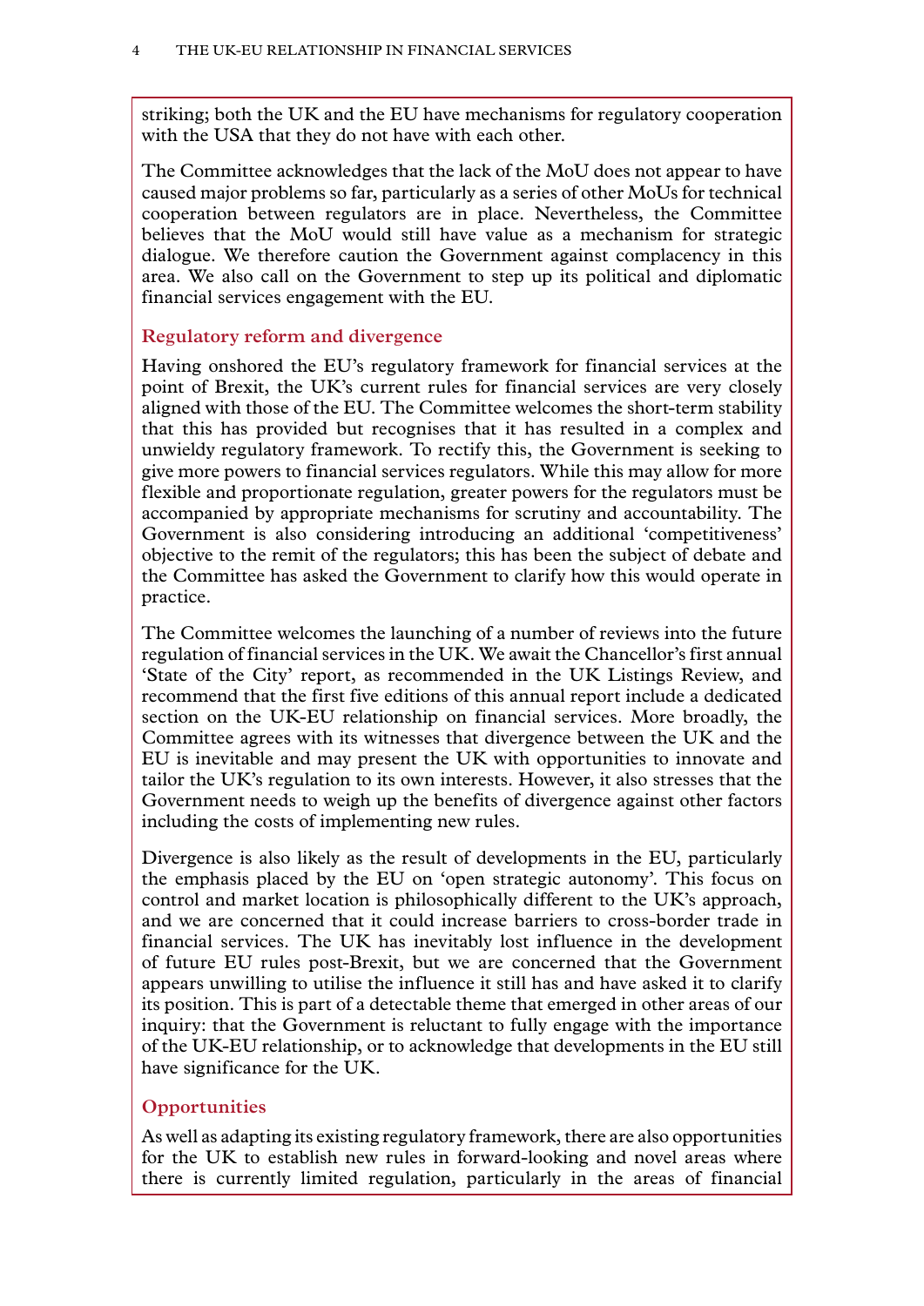striking; both the UK and the EU have mechanisms for regulatory cooperation with the USA that they do not have with each other.

The Committee acknowledges that the lack of the MoU does not appear to have caused major problems so far, particularly as a series of other MoUs for technical cooperation between regulators are in place. Nevertheless, the Committee believes that the MoU would still have value as a mechanism for strategic dialogue. We therefore caution the Government against complacency in this area. We also call on the Government to step up its political and diplomatic financial services engagement with the EU.

### Regulatory reform and divergence

Having onshored the EU's regulatory framework for financial services at the point of Brexit, the UK's current rules for financial services are very closely aligned with those of the EU. The Committee welcomes the short-term stability that this has provided but recognises that it has resulted in a complex and unwieldy regulatory framework. To rectify this, the Government is seeking to give more powers to financial services regulators. While this may allow for more flexible and proportionate regulation, greater powers for the regulators must be accompanied by appropriate mechanisms for scrutiny and accountability. The Government is also considering introducing an additional 'competitiveness' objective to the remit of the regulators; this has been the subject of debate and the Committee has asked the Government to clarify how this would operate in practice.

The Committee welcomes the launching of a number of reviews into the future regulation of financial services in the UK. We await the Chancellor's first annual 'State of the City' report, as recommended in the UK Listings Review, and recommend that the first five editions of this annual report include a dedicated section on the UK-EU relationship on financial services. More broadly, the Committee agrees with its witnesses that divergence between the UK and the EU is inevitable and may present the UK with opportunities to innovate and tailor the UK's regulation to its own interests. However, it also stresses that the Government needs to weigh up the benefits of divergence against other factors including the costs of implementing new rules.

Divergence is also likely as the result of developments in the EU, particularly the emphasis placed by the EU on 'open strategic autonomy'. This focus on control and market location is philosophically different to the UK's approach, and we are concerned that it could increase barriers to cross-border trade in financial services. The UK has inevitably lost influence in the development of future EU rules post-Brexit, but we are concerned that the Government appears unwilling to utilise the influence it still has and have asked it to clarify its position. This is part of a detectable theme that emerged in other areas of our inquiry: that the Government is reluctant to fully engage with the importance of the UK-EU relationship, or to acknowledge that developments in the EU still have significance for the UK.

### Opportunities

As well as adapting its existing regulatory framework, there are also opportunities for the UK to establish new rules in forward-looking and novel areas where there is currently limited regulation, particularly in the areas of financial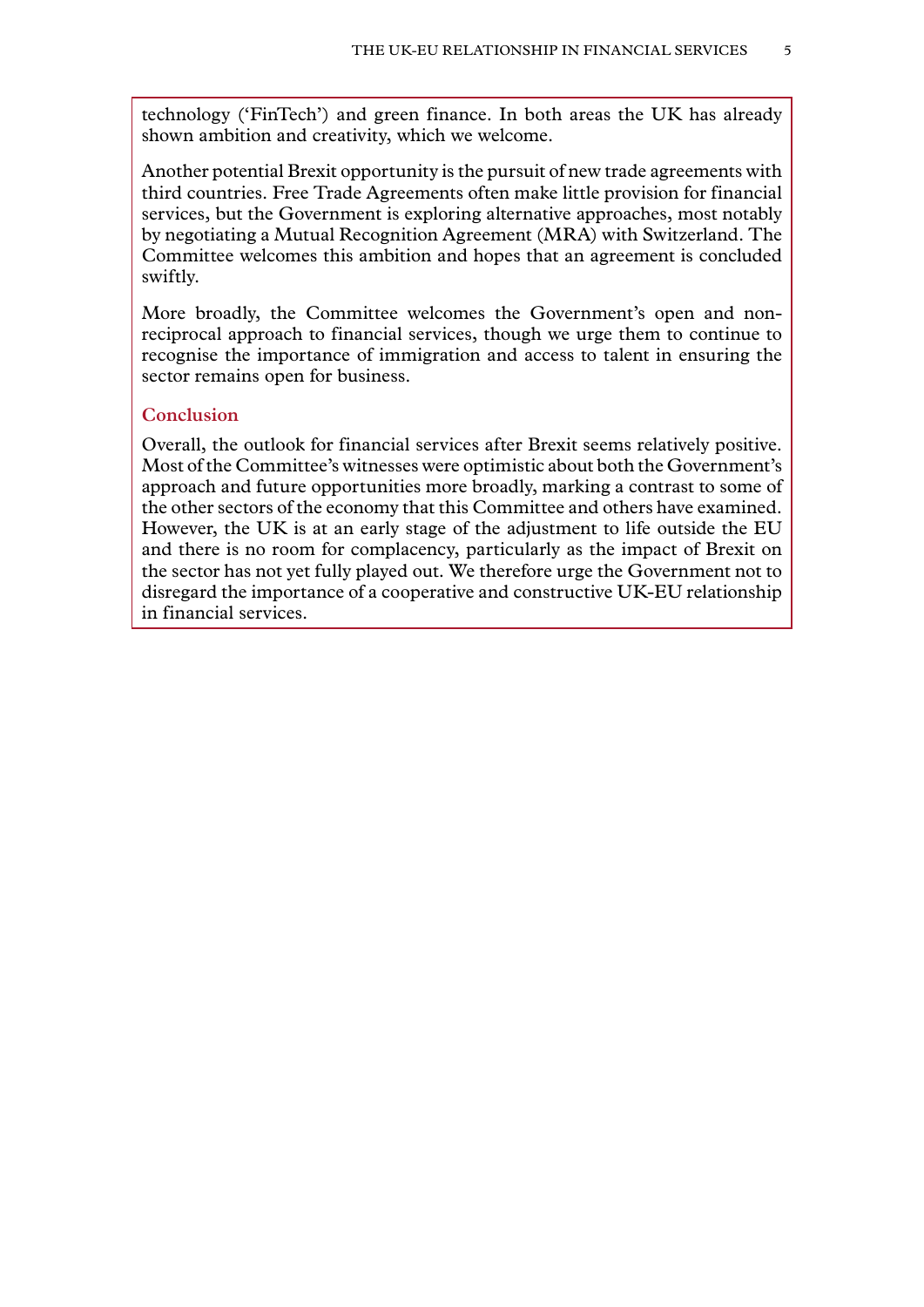technology ('FinTech') and green finance. In both areas the UK has already shown ambition and creativity, which we welcome.

Another potential Brexit opportunity is the pursuit of new trade agreements with third countries. Free Trade Agreements often make little provision for financial services, but the Government is exploring alternative approaches, most notably by negotiating a Mutual Recognition Agreement (MRA) with Switzerland. The Committee welcomes this ambition and hopes that an agreement is concluded swiftly.

More broadly, the Committee welcomes the Government's open and non-reciprocal approach to financial services, though we urge them to continue to recognise the importance of immigration and access to talent in ensuring the sector remains open for business.

### Conclusion

Overall, the outlook for financial services after Brexit seems relatively positive. Most of the Committee's witnesses were optimistic about both the Government's approach and future opportunities more broadly, marking a contrast to some of the other sectors of the economy that this Committee and others have examined. However, the UK is at an early stage of the adjustment to life outside the EU and there is no room for complacency, particularly as the impact of Brexit on the sector has not yet fully played out. We therefore urge the Government not to disregard the importance of a cooperative and constructive UK-EU relationship in financial services.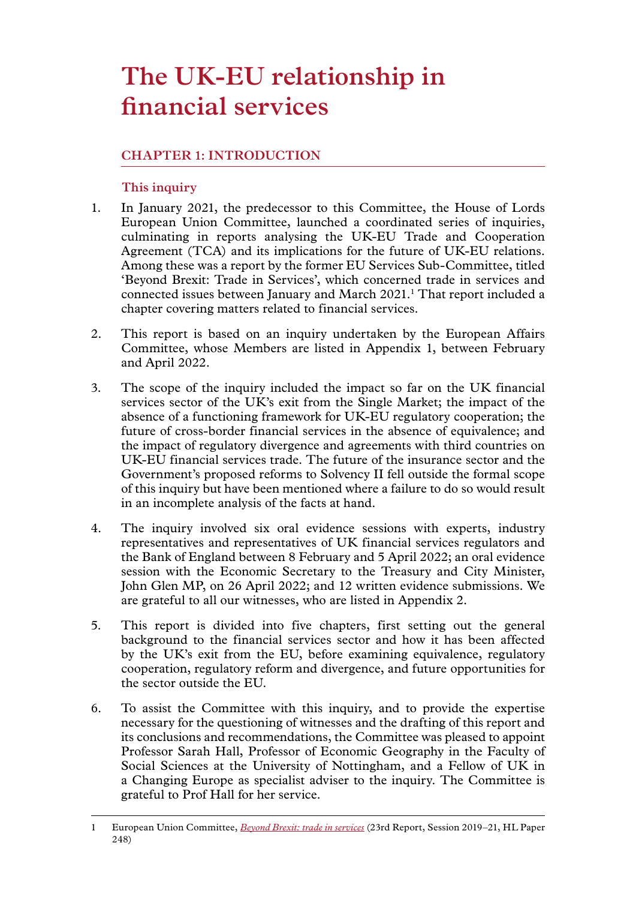# The UK-EU relationship in financial services

## CHAPTER 1: INTRODUCTION

### This inquiry

1. In January 2021, the predecessor to this Committee, the House of Lords European Union Committee, launched a coordinated series of inquiries, culminating in reports analysing the UK-EU Trade and Cooperation Agreement (TCA) and its implications for the future of UK-EU relations. Among these was a report by the former EU Services Sub-Committee, titled 'Beyond Brexit: Trade in Services', which concerned trade in services and connected issues between January and March 2021.[1] That report included a chapter covering matters related to financial services.

2. This report is based on an inquiry undertaken by the European Affairs Committee, whose Members are listed in Appendix 1, between February and April 2022.

3. The scope of the inquiry included the impact so far on the UK financial services sector of the UK's exit from the Single Market; the impact of the absence of a functioning framework for UK-EU regulatory cooperation; the future of cross-border financial services in the absence of equivalence; and the impact of regulatory divergence and agreements with third countries on UK-EU financial services trade. The future of the insurance sector and the Government's proposed reforms to Solvency II fell outside the formal scope of this inquiry but have been mentioned where a failure to do so would result in an incomplete analysis of the facts at hand.

4. The inquiry involved six oral evidence sessions with experts, industry representatives and representatives of UK financial services regulators and the Bank of England between 8 February and 5 April 2022; an oral evidence session with the Economic Secretary to the Treasury and City Minister, John Glen MP, on 26 April 2022; and 12 written evidence submissions. We are grateful to all our witnesses, who are listed in Appendix 2.

5. This report is divided into five chapters, first setting out the general background to the financial services sector and how it has been affected by the UK's exit from the EU, before examining equivalence, regulatory cooperation, regulatory reform and divergence, and future opportunities for the sector outside the EU.

6. To assist the Committee with this inquiry, and to provide the expertise necessary for the questioning of witnesses and the drafting of this report and its conclusions and recommendations, the Committee was pleased to appoint Professor Sarah Hall, Professor of Economic Geography in the Faculty of Social Sciences at the University of Nottingham, and a Fellow of UK in a Changing Europe as specialist adviser to the inquiry. The Committee is grateful to Prof Hall for her service.

---

1 European Union Committee, *Beyond Brexit: trade in services* (23rd Report, Session 2019–21, HL Paper 248)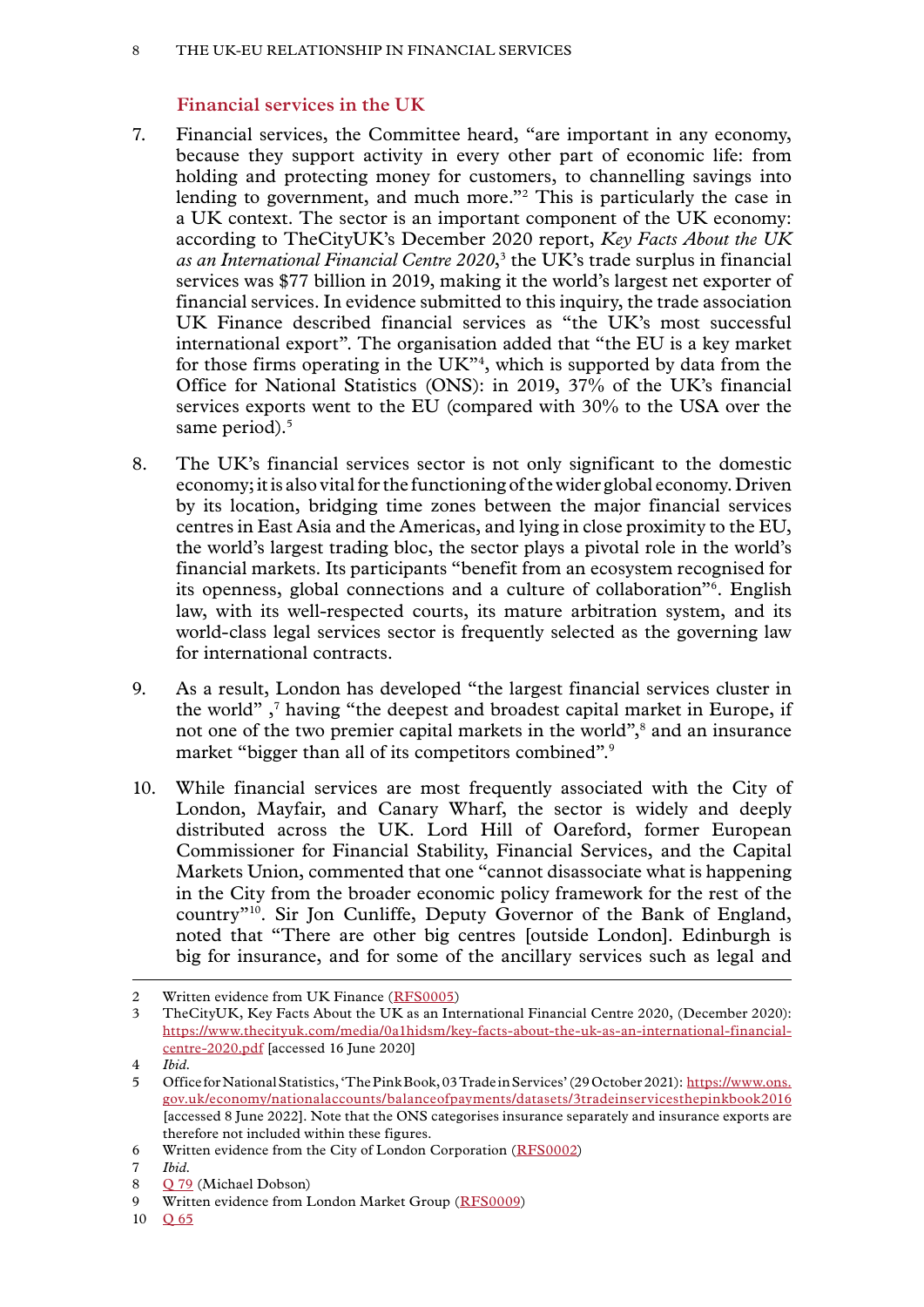## Financial services in the UK

7. Financial services, the Committee heard, "are important in any economy, because they support activity in every other part of economic life: from holding and protecting money for customers, to channelling savings into lending to government, and much more."[2] This is particularly the case in a UK context. The sector is an important component of the UK economy: according to TheCityUK's December 2020 report, *Key Facts About the UK as an International Financial Centre 2020*,[3] the UK's trade surplus in financial services was $77 billion in 2019, making it the world's largest net exporter of financial services. In evidence submitted to this inquiry, the trade association UK Finance described financial services as "the UK's most successful international export". The organisation added that "the EU is a key market for those firms operating in the UK"[4], which is supported by data from the Office for National Statistics (ONS): in 2019, 37% of the UK's financial services exports went to the EU (compared with 30% to the USA over the same period).[5]

8. The UK's financial services sector is not only significant to the domestic economy; it is also vital for the functioning of the wider global economy. Driven by its location, bridging time zones between the major financial services centres in East Asia and the Americas, and lying in close proximity to the EU, the world's largest trading bloc, the sector plays a pivotal role in the world's financial markets. Its participants "benefit from an ecosystem recognised for its openness, global connections and a culture of collaboration"[6]. English law, with its well-respected courts, its mature arbitration system, and its world-class legal services sector is frequently selected as the governing law for international contracts.

9. As a result, London has developed "the largest financial services cluster in the world" ,[7] having "the deepest and broadest capital market in Europe, if not one of the two premier capital markets in the world",[8] and an insurance market "bigger than all of its competitors combined".[9]

10. While financial services are most frequently associated with the City of London, Mayfair, and Canary Wharf, the sector is widely and deeply distributed across the UK. Lord Hill of Oareford, former European Commissioner for Financial Stability, Financial Services, and the Capital Markets Union, commented that one "cannot disassociate what is happening in the City from the broader economic policy framework for the rest of the country"[10]. Sir Jon Cunliffe, Deputy Governor of the Bank of England, noted that "There are other big centres [outside London]. Edinburgh is big for insurance, and for some of the ancillary services such as legal and

---

2 Written evidence from UK Finance (RFS0005)

3 TheCityUK, Key Facts About the UK as an International Financial Centre 2020, (December 2020): https://www.thecityuk.com/media/0a1hidsm/key-facts-about-the-uk-as-an-international-financial-centre-2020.pdf [accessed 16 June 2020]

4 *Ibid.*

5 Office for National Statistics, 'The Pink Book, 03 Trade in Services' (29 October 2021): https://www.ons.gov.uk/economy/nationalaccounts/balanceofpayments/datasets/3tradeinservicesthepinkbook2016 [accessed 8 June 2022]. Note that the ONS categorises insurance separately and insurance exports are therefore not included within these figures.

6 Written evidence from the City of London Corporation (RFS0002)

7 *Ibid.*

8 Q 79 (Michael Dobson)

9 Written evidence from London Market Group (RFS0009)

10 Q 65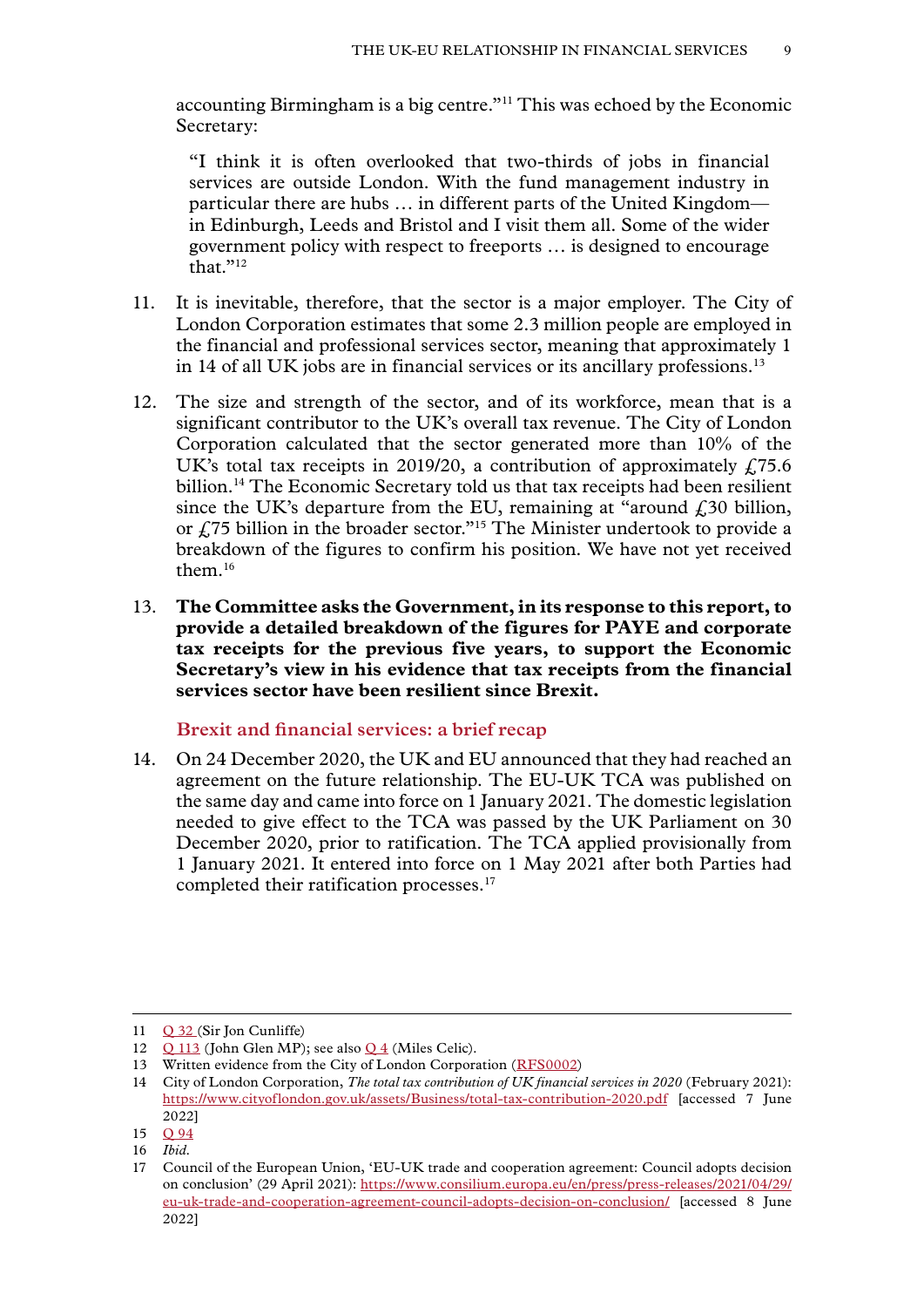accounting Birmingham is a big centre."[11] This was echoed by the Economic Secretary:

> "I think it is often overlooked that two-thirds of jobs in financial services are outside London. With the fund management industry in particular there are hubs … in different parts of the United Kingdom—in Edinburgh, Leeds and Bristol and I visit them all. Some of the wider government policy with respect to freeports … is designed to encourage that."[12]

11. It is inevitable, therefore, that the sector is a major employer. The City of London Corporation estimates that some 2.3 million people are employed in the financial and professional services sector, meaning that approximately 1 in 14 of all UK jobs are in financial services or its ancillary professions.[13]

12. The size and strength of the sector, and of its workforce, mean that is a significant contributor to the UK's overall tax revenue. The City of London Corporation calculated that the sector generated more than 10% of the UK's total tax receipts in 2019/20, a contribution of approximately £75.6 billion.[14] The Economic Secretary told us that tax receipts had been resilient since the UK's departure from the EU, remaining at "around £30 billion, or £75 billion in the broader sector."[15] The Minister undertook to provide a breakdown of the figures to confirm his position. We have not yet received them.[16]

13. **The Committee asks the Government, in its response to this report, to provide a detailed breakdown of the figures for PAYE and corporate tax receipts for the previous five years, to support the Economic Secretary's view in his evidence that tax receipts from the financial services sector have been resilient since Brexit.**

### Brexit and financial services: a brief recap

14. On 24 December 2020, the UK and EU announced that they had reached an agreement on the future relationship. The EU-UK TCA was published on the same day and came into force on 1 January 2021. The domestic legislation needed to give effect to the TCA was passed by the UK Parliament on 30 December 2020, prior to ratification. The TCA applied provisionally from 1 January 2021. It entered into force on 1 May 2021 after both Parties had completed their ratification processes.[17]

---

11 Q 32 (Sir Jon Cunliffe)

12 Q 113 (John Glen MP); see also Q 4 (Miles Celic).

13 Written evidence from the City of London Corporation (RFS0002)

14 City of London Corporation, *The total tax contribution of UK financial services in 2020* (February 2021): https://www.cityoflondon.gov.uk/assets/Business/total-tax-contribution-2020.pdf [accessed 7 June 2022]

15 Q 94

16 *Ibid.*

17 Council of the European Union, 'EU-UK trade and cooperation agreement: Council adopts decision on conclusion' (29 April 2021): https://www.consilium.europa.eu/en/press/press-releases/2021/04/29/eu-uk-trade-and-cooperation-agreement-council-adopts-decision-on-conclusion/ [accessed 8 June 2022]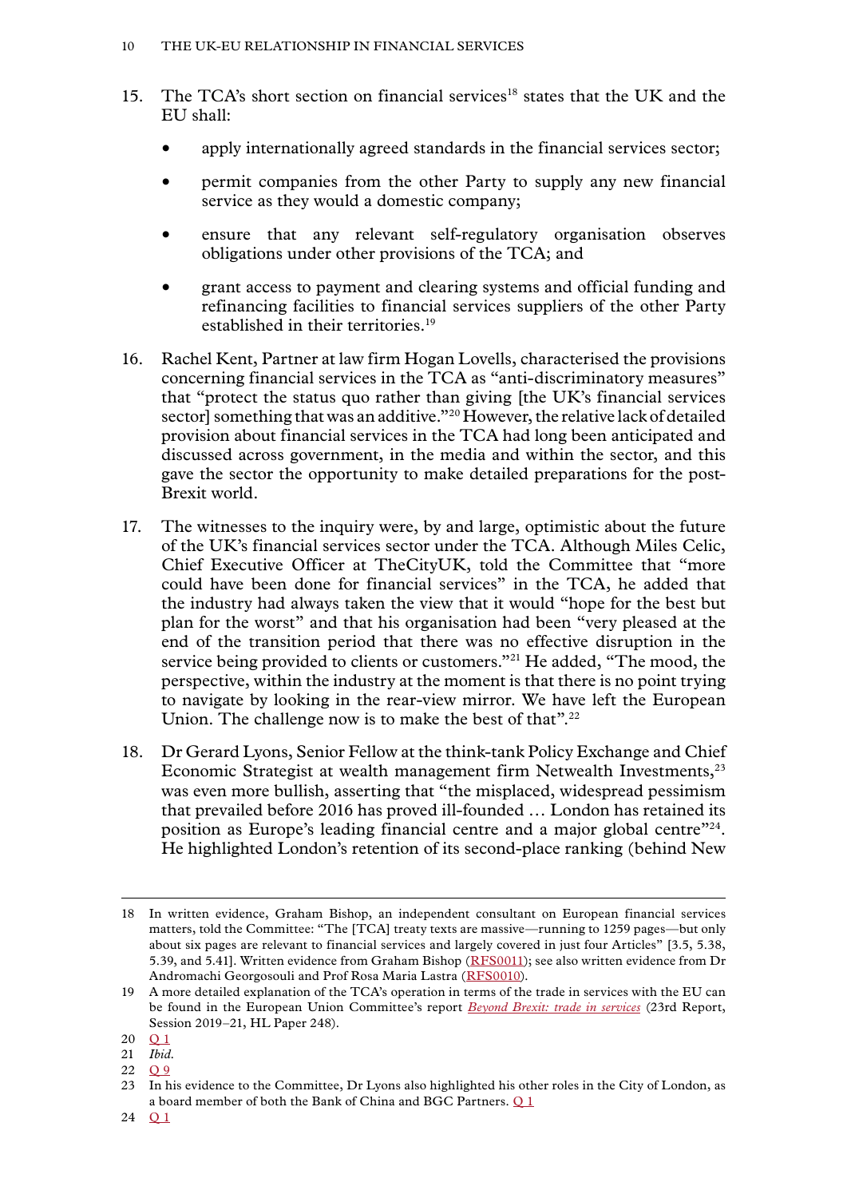15. The TCA's short section on financial services[18] states that the UK and the EU shall:

    - apply internationally agreed standards in the financial services sector;
    - permit companies from the other Party to supply any new financial service as they would a domestic company;
    - ensure that any relevant self-regulatory organisation observes obligations under other provisions of the TCA; and
    - grant access to payment and clearing systems and official funding and refinancing facilities to financial services suppliers of the other Party established in their territories.[19]

16. Rachel Kent, Partner at law firm Hogan Lovells, characterised the provisions concerning financial services in the TCA as "anti-discriminatory measures" that "protect the status quo rather than giving [the UK's financial services sector] something that was an additive."[20] However, the relative lack of detailed provision about financial services in the TCA had long been anticipated and discussed across government, in the media and within the sector, and this gave the sector the opportunity to make detailed preparations for the post-Brexit world.

17. The witnesses to the inquiry were, by and large, optimistic about the future of the UK's financial services sector under the TCA. Although Miles Celic, Chief Executive Officer at TheCityUK, told the Committee that "more could have been done for financial services" in the TCA, he added that the industry had always taken the view that it would "hope for the best but plan for the worst" and that his organisation had been "very pleased at the end of the transition period that there was no effective disruption in the service being provided to clients or customers."[21] He added, "The mood, the perspective, within the industry at the moment is that there is no point trying to navigate by looking in the rear-view mirror. We have left the European Union. The challenge now is to make the best of that".[22]

18. Dr Gerard Lyons, Senior Fellow at the think-tank Policy Exchange and Chief Economic Strategist at wealth management firm Netwealth Investments,[23] was even more bullish, asserting that "the misplaced, widespread pessimism that prevailed before 2016 has proved ill-founded … London has retained its position as Europe's leading financial centre and a major global centre"[24]. He highlighted London's retention of its second-place ranking (behind New

---

18 In written evidence, Graham Bishop, an independent consultant on European financial services matters, told the Committee: "The [TCA] treaty texts are massive—running to 1259 pages—but only about six pages are relevant to financial services and largely covered in just four Articles" [3.5, 5.38, 5.39, and 5.41]. Written evidence from Graham Bishop (RFS0011); see also written evidence from Dr Andromachi Georgosouli and Prof Rosa Maria Lastra (RFS0010).

19 A more detailed explanation of the TCA's operation in terms of the trade in services with the EU can be found in the European Union Committee's report *Beyond Brexit: trade in services* (23rd Report, Session 2019–21, HL Paper 248).

20 Q 1

21 *Ibid.*

22 Q 9

23 In his evidence to the Committee, Dr Lyons also highlighted his other roles in the City of London, as a board member of both the Bank of China and BGC Partners. Q 1

24 Q 1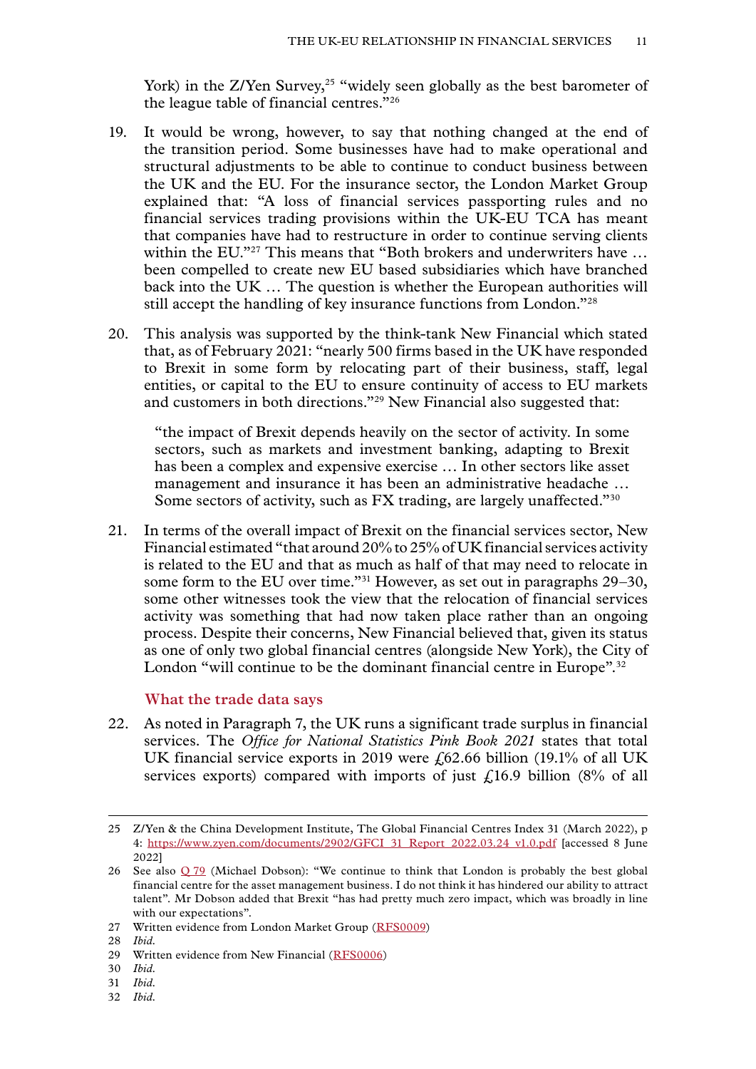York) in the Z/Yen Survey,[25] "widely seen globally as the best barometer of the league table of financial centres."[26]

19. It would be wrong, however, to say that nothing changed at the end of the transition period. Some businesses have had to make operational and structural adjustments to be able to continue to conduct business between the UK and the EU. For the insurance sector, the London Market Group explained that: "A loss of financial services passporting rules and no financial services trading provisions within the UK-EU TCA has meant that companies have had to restructure in order to continue serving clients within the EU."[27] This means that "Both brokers and underwriters have … been compelled to create new EU based subsidiaries which have branched back into the UK … The question is whether the European authorities will still accept the handling of key insurance functions from London."[28]

20. This analysis was supported by the think-tank New Financial which stated that, as of February 2021: "nearly 500 firms based in the UK have responded to Brexit in some form by relocating part of their business, staff, legal entities, or capital to the EU to ensure continuity of access to EU markets and customers in both directions."[29] New Financial also suggested that:

> "the impact of Brexit depends heavily on the sector of activity. In some sectors, such as markets and investment banking, adapting to Brexit has been a complex and expensive exercise … In other sectors like asset management and insurance it has been an administrative headache … Some sectors of activity, such as FX trading, are largely unaffected."[30]

21. In terms of the overall impact of Brexit on the financial services sector, New Financial estimated "that around 20% to 25% of UK financial services activity is related to the EU and that as much as half of that may need to relocate in some form to the EU over time."[31] However, as set out in paragraphs 29–30, some other witnesses took the view that the relocation of financial services activity was something that had now taken place rather than an ongoing process. Despite their concerns, New Financial believed that, given its status as one of only two global financial centres (alongside New York), the City of London "will continue to be the dominant financial centre in Europe".[32]

### What the trade data says

22. As noted in Paragraph 7, the UK runs a significant trade surplus in financial services. The *Office for National Statistics Pink Book 2021* states that total UK financial service exports in 2019 were £62.66 billion (19.1% of all UK services exports) compared with imports of just £16.9 billion (8% of all

---

25 Z/Yen & the China Development Institute, The Global Financial Centres Index 31 (March 2022), p 4: https://www.zyen.com/documents/2902/GFCI_31_Report_2022.03.24_v1.0.pdf [accessed 8 June 2022]

26 See also Q 79 (Michael Dobson): "We continue to think that London is probably the best global financial centre for the asset management business. I do not think it has hindered our ability to attract talent". Mr Dobson added that Brexit "has had pretty much zero impact, which was broadly in line with our expectations".

27 Written evidence from London Market Group (RFS0009)

28 *Ibid.*

29 Written evidence from New Financial (RFS0006)

30 *Ibid.*

31 *Ibid.*

32 *Ibid.*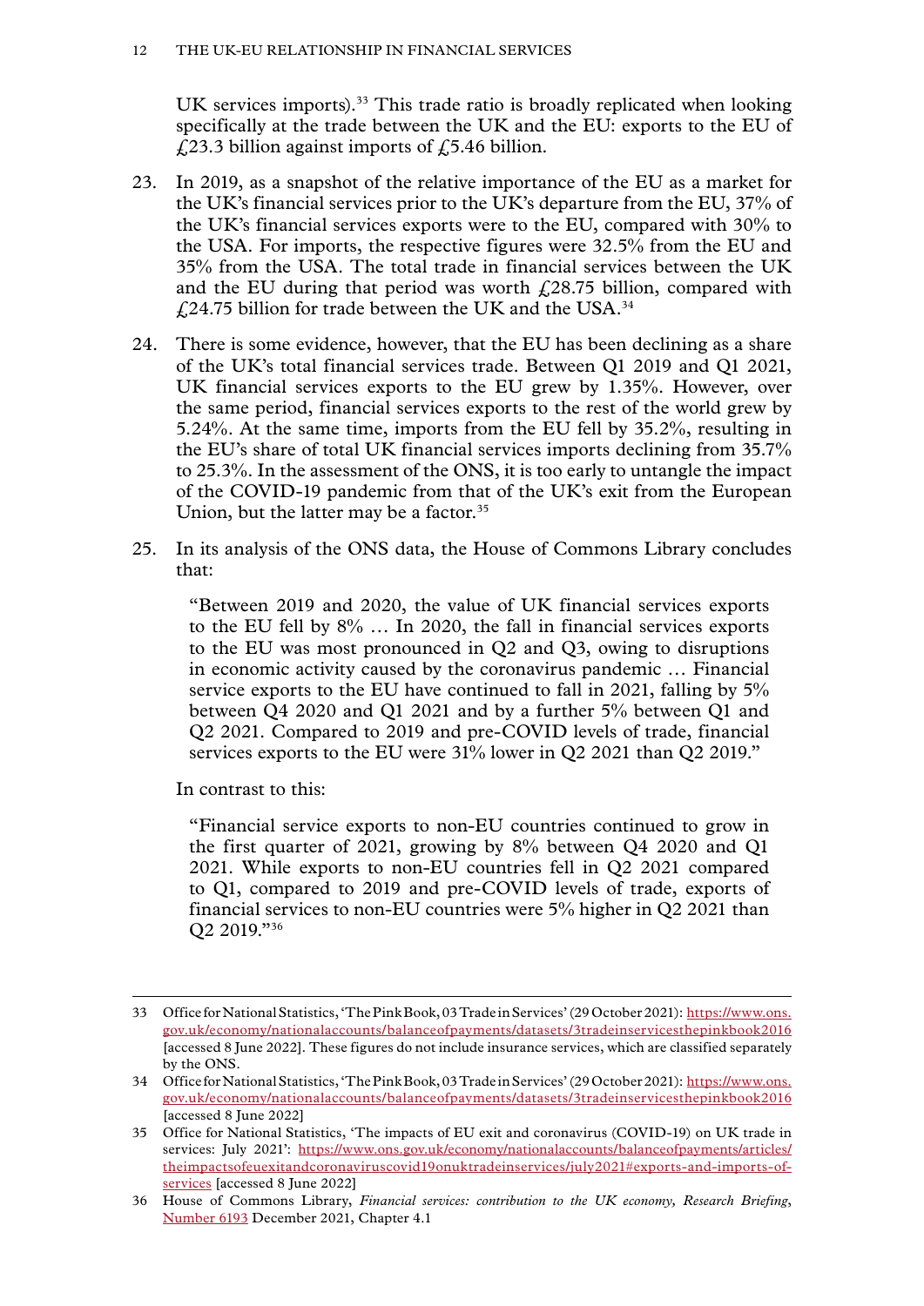UK services imports).[33] This trade ratio is broadly replicated when looking specifically at the trade between the UK and the EU: exports to the EU of £23.3 billion against imports of £5.46 billion.

23. In 2019, as a snapshot of the relative importance of the EU as a market for the UK's financial services prior to the UK's departure from the EU, 37% of the UK's financial services exports were to the EU, compared with 30% to the USA. For imports, the respective figures were 32.5% from the EU and 35% from the USA. The total trade in financial services between the UK and the EU during that period was worth £28.75 billion, compared with £24.75 billion for trade between the UK and the USA.[34]

24. There is some evidence, however, that the EU has been declining as a share of the UK's total financial services trade. Between Q1 2019 and Q1 2021, UK financial services exports to the EU grew by 1.35%. However, over the same period, financial services exports to the rest of the world grew by 5.24%. At the same time, imports from the EU fell by 35.2%, resulting in the EU's share of total UK financial services imports declining from 35.7% to 25.3%. In the assessment of the ONS, it is too early to untangle the impact of the COVID-19 pandemic from that of the UK's exit from the European Union, but the latter may be a factor.[35]

25. In its analysis of the ONS data, the House of Commons Library concludes that:

> "Between 2019 and 2020, the value of UK financial services exports to the EU fell by 8% … In 2020, the fall in financial services exports to the EU was most pronounced in Q2 and Q3, owing to disruptions in economic activity caused by the coronavirus pandemic … Financial service exports to the EU have continued to fall in 2021, falling by 5% between Q4 2020 and Q1 2021 and by a further 5% between Q1 and Q2 2021. Compared to 2019 and pre-COVID levels of trade, financial services exports to the EU were 31% lower in Q2 2021 than Q2 2019."

In contrast to this:

> "Financial service exports to non-EU countries continued to grow in the first quarter of 2021, growing by 8% between Q4 2020 and Q1 2021. While exports to non-EU countries fell in Q2 2021 compared to Q1, compared to 2019 and pre-COVID levels of trade, exports of financial services to non-EU countries were 5% higher in Q2 2021 than Q2 2019."[36]

---

33 Office for National Statistics, 'The Pink Book, 03 Trade in Services' (29 October 2021): https://www.ons.gov.uk/economy/nationalaccounts/balanceofpayments/datasets/3tradeinservicesthepinkbook2016 [accessed 8 June 2022]. These figures do not include insurance services, which are classified separately by the ONS.

34 Office for National Statistics, 'The Pink Book, 03 Trade in Services' (29 October 2021): https://www.ons.gov.uk/economy/nationalaccounts/balanceofpayments/datasets/3tradeinservicesthepinkbook2016 [accessed 8 June 2022]

35 Office for National Statistics, 'The impacts of EU exit and coronavirus (COVID-19) on UK trade in services: July 2021': https://www.ons.gov.uk/economy/nationalaccounts/balanceofpayments/articles/theimpactsofeuexitandcoronaviruscovid19onuktradeinservices/july2021#exports-and-imports-of-services [accessed 8 June 2022]

36 House of Commons Library, *Financial services: contribution to the UK economy, Research Briefing*, Number 6193 December 2021, Chapter 4.1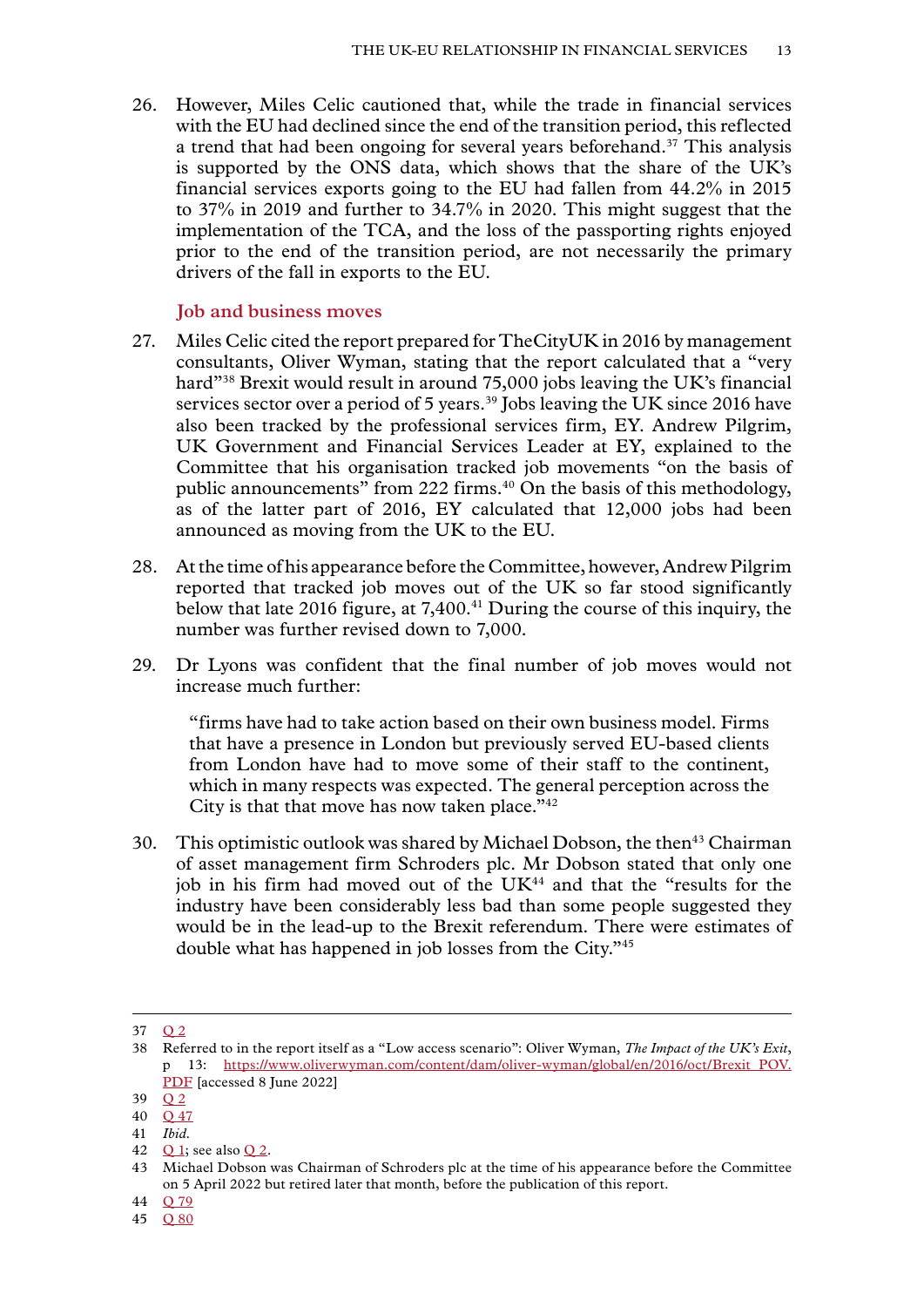26. However, Miles Celic cautioned that, while the trade in financial services with the EU had declined since the end of the transition period, this reflected a trend that had been ongoing for several years beforehand.[37] This analysis is supported by the ONS data, which shows that the share of the UK's financial services exports going to the EU had fallen from 44.2% in 2015 to 37% in 2019 and further to 34.7% in 2020. This might suggest that the implementation of the TCA, and the loss of the passporting rights enjoyed prior to the end of the transition period, are not necessarily the primary drivers of the fall in exports to the EU.

### Job and business moves

27. Miles Celic cited the report prepared for TheCityUK in 2016 by management consultants, Oliver Wyman, stating that the report calculated that a "very hard"[38] Brexit would result in around 75,000 jobs leaving the UK's financial services sector over a period of 5 years.[39] Jobs leaving the UK since 2016 have also been tracked by the professional services firm, EY. Andrew Pilgrim, UK Government and Financial Services Leader at EY, explained to the Committee that his organisation tracked job movements "on the basis of public announcements" from 222 firms.[40] On the basis of this methodology, as of the latter part of 2016, EY calculated that 12,000 jobs had been announced as moving from the UK to the EU.

28. At the time of his appearance before the Committee, however, Andrew Pilgrim reported that tracked job moves out of the UK so far stood significantly below that late 2016 figure, at 7,400.[41] During the course of this inquiry, the number was further revised down to 7,000.

29. Dr Lyons was confident that the final number of job moves would not increase much further:

> "firms have had to take action based on their own business model. Firms that have a presence in London but previously served EU-based clients from London have had to move some of their staff to the continent, which in many respects was expected. The general perception across the City is that that move has now taken place."[42]

30. This optimistic outlook was shared by Michael Dobson, the then[43] Chairman of asset management firm Schroders plc. Mr Dobson stated that only one job in his firm had moved out of the UK[44] and that the "results for the industry have been considerably less bad than some people suggested they would be in the lead-up to the Brexit referendum. There were estimates of double what has happened in job losses from the City."[45]

---

37 Q 2

38 Referred to in the report itself as a "Low access scenario": Oliver Wyman, *The Impact of the UK's Exit*, p 13: https://www.oliverwyman.com/content/dam/oliver-wyman/global/en/2016/oct/Brexit_POV.PDF [accessed 8 June 2022]

39 Q 2

40 Q 47

41 *Ibid.*

42 Q 1; see also Q 2.

43 Michael Dobson was Chairman of Schroders plc at the time of his appearance before the Committee on 5 April 2022 but retired later that month, before the publication of this report.

44 Q 79

45 Q 80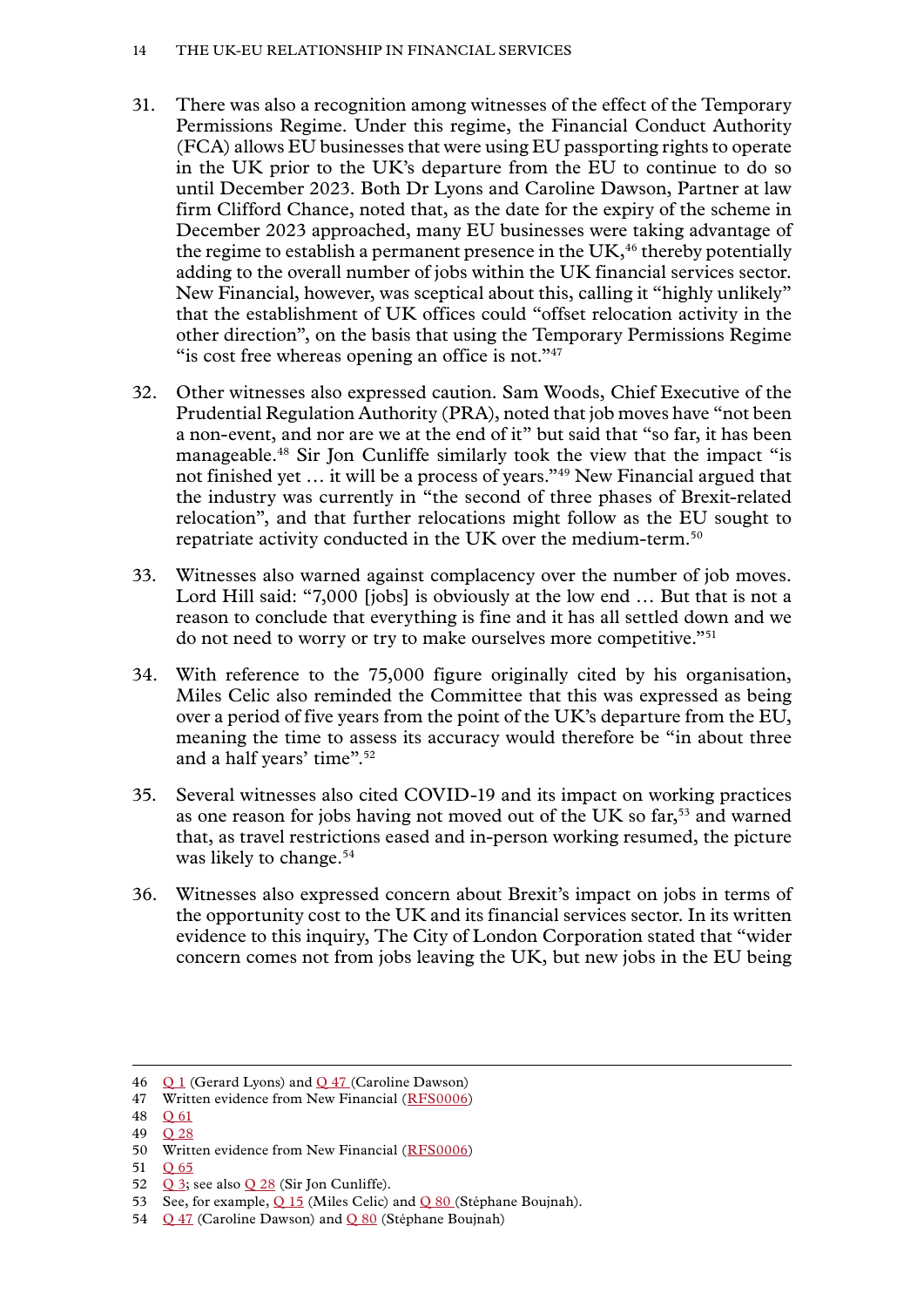31. There was also a recognition among witnesses of the effect of the Temporary Permissions Regime. Under this regime, the Financial Conduct Authority (FCA) allows EU businesses that were using EU passporting rights to operate in the UK prior to the UK's departure from the EU to continue to do so until December 2023. Both Dr Lyons and Caroline Dawson, Partner at law firm Clifford Chance, noted that, as the date for the expiry of the scheme in December 2023 approached, many EU businesses were taking advantage of the regime to establish a permanent presence in the UK,[46] thereby potentially adding to the overall number of jobs within the UK financial services sector. New Financial, however, was sceptical about this, calling it "highly unlikely" that the establishment of UK offices could "offset relocation activity in the other direction", on the basis that using the Temporary Permissions Regime "is cost free whereas opening an office is not."[47]

32. Other witnesses also expressed caution. Sam Woods, Chief Executive of the Prudential Regulation Authority (PRA), noted that job moves have "not been a non-event, and nor are we at the end of it" but said that "so far, it has been manageable.[48] Sir Jon Cunliffe similarly took the view that the impact "is not finished yet … it will be a process of years."[49] New Financial argued that the industry was currently in "the second of three phases of Brexit-related relocation", and that further relocations might follow as the EU sought to repatriate activity conducted in the UK over the medium-term.[50]

33. Witnesses also warned against complacency over the number of job moves. Lord Hill said: "7,000 [jobs] is obviously at the low end … But that is not a reason to conclude that everything is fine and it has all settled down and we do not need to worry or try to make ourselves more competitive."[51]

34. With reference to the 75,000 figure originally cited by his organisation, Miles Celic also reminded the Committee that this was expressed as being over a period of five years from the point of the UK's departure from the EU, meaning the time to assess its accuracy would therefore be "in about three and a half years' time".[52]

35. Several witnesses also cited COVID-19 and its impact on working practices as one reason for jobs having not moved out of the UK so far,[53] and warned that, as travel restrictions eased and in-person working resumed, the picture was likely to change.[54]

36. Witnesses also expressed concern about Brexit's impact on jobs in terms of the opportunity cost to the UK and its financial services sector. In its written evidence to this inquiry, The City of London Corporation stated that "wider concern comes not from jobs leaving the UK, but new jobs in the EU being

---

46 Q 1 (Gerard Lyons) and Q 47 (Caroline Dawson)

47 Written evidence from New Financial (RFS0006)

48 Q 61

49 Q 28

50 Written evidence from New Financial (RFS0006)

51 Q 65

52 Q 3; see also Q 28 (Sir Jon Cunliffe).

53 See, for example, Q 15 (Miles Celic) and Q 80 (Stéphane Boujnah).

54 Q 47 (Caroline Dawson) and Q 80 (Stéphane Boujnah)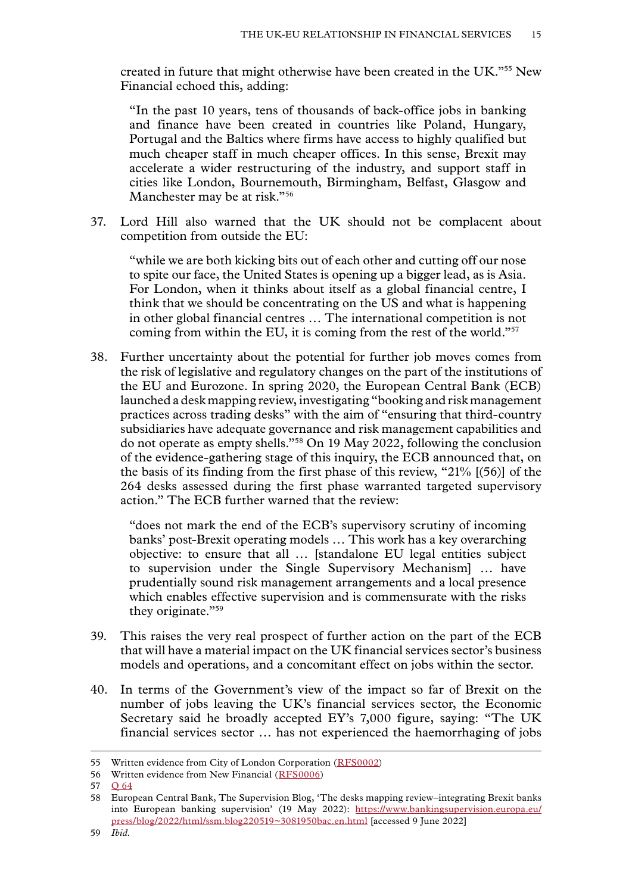created in future that might otherwise have been created in the UK."[55] New Financial echoed this, adding:

> "In the past 10 years, tens of thousands of back-office jobs in banking and finance have been created in countries like Poland, Hungary, Portugal and the Baltics where firms have access to highly qualified but much cheaper staff in much cheaper offices. In this sense, Brexit may accelerate a wider restructuring of the industry, and support staff in cities like London, Bournemouth, Birmingham, Belfast, Glasgow and Manchester may be at risk."[56]

37. Lord Hill also warned that the UK should not be complacent about competition from outside the EU:

> "while we are both kicking bits out of each other and cutting off our nose to spite our face, the United States is opening up a bigger lead, as is Asia. For London, when it thinks about itself as a global financial centre, I think that we should be concentrating on the US and what is happening in other global financial centres … The international competition is not coming from within the EU, it is coming from the rest of the world."[57]

38. Further uncertainty about the potential for further job moves comes from the risk of legislative and regulatory changes on the part of the institutions of the EU and Eurozone. In spring 2020, the European Central Bank (ECB) launched a desk mapping review, investigating "booking and risk management practices across trading desks" with the aim of "ensuring that third-country subsidiaries have adequate governance and risk management capabilities and do not operate as empty shells."[58] On 19 May 2022, following the conclusion of the evidence-gathering stage of this inquiry, the ECB announced that, on the basis of its finding from the first phase of this review, "21% [(56)] of the 264 desks assessed during the first phase warranted targeted supervisory action." The ECB further warned that the review:

> "does not mark the end of the ECB's supervisory scrutiny of incoming banks' post-Brexit operating models … This work has a key overarching objective: to ensure that all … [standalone EU legal entities subject to supervision under the Single Supervisory Mechanism] … have prudentially sound risk management arrangements and a local presence which enables effective supervision and is commensurate with the risks they originate."[59]

39. This raises the very real prospect of further action on the part of the ECB that will have a material impact on the UK financial services sector's business models and operations, and a concomitant effect on jobs within the sector.

40. In terms of the Government's view of the impact so far of Brexit on the number of jobs leaving the UK's financial services sector, the Economic Secretary said he broadly accepted EY's 7,000 figure, saying: "The UK financial services sector … has not experienced the haemorrhaging of jobs

---

55 Written evidence from City of London Corporation (RFS0002)

56 Written evidence from New Financial (RFS0006)

57 Q 64

58 European Central Bank, The Supervision Blog, 'The desks mapping review–integrating Brexit banks into European banking supervision' (19 May 2022): https://www.bankingsupervision.europa.eu/press/blog/2022/html/ssm.blog220519~3081950bac.en.html [accessed 9 June 2022]

59 *Ibid.*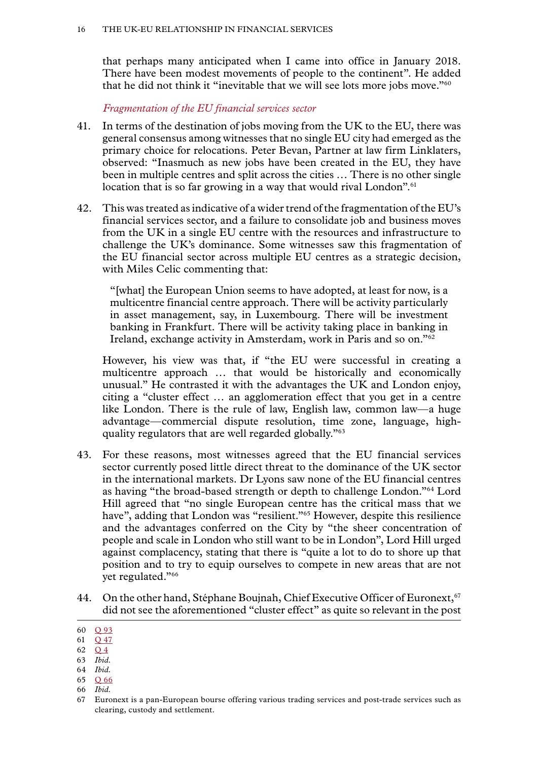that perhaps many anticipated when I came into office in January 2018. There have been modest movements of people to the continent". He added that he did not think it "inevitable that we will see lots more jobs move."[60]

### *Fragmentation of the EU financial services sector*

41. In terms of the destination of jobs moving from the UK to the EU, there was general consensus among witnesses that no single EU city had emerged as the primary choice for relocations. Peter Bevan, Partner at law firm Linklaters, observed: "Inasmuch as new jobs have been created in the EU, they have been in multiple centres and split across the cities … There is no other single location that is so far growing in a way that would rival London".[61]

42. This was treated as indicative of a wider trend of the fragmentation of the EU's financial services sector, and a failure to consolidate job and business moves from the UK in a single EU centre with the resources and infrastructure to challenge the UK's dominance. Some witnesses saw this fragmentation of the EU financial sector across multiple EU centres as a strategic decision, with Miles Celic commenting that:

> "[what] the European Union seems to have adopted, at least for now, is a multicentre financial centre approach. There will be activity particularly in asset management, say, in Luxembourg. There will be investment banking in Frankfurt. There will be activity taking place in banking in Ireland, exchange activity in Amsterdam, work in Paris and so on."[62]

However, his view was that, if "the EU were successful in creating a multicentre approach … that would be historically and economically unusual." He contrasted it with the advantages the UK and London enjoy, citing a "cluster effect … an agglomeration effect that you get in a centre like London. There is the rule of law, English law, common law—a huge advantage—commercial dispute resolution, time zone, language, high-quality regulators that are well regarded globally."[63]

43. For these reasons, most witnesses agreed that the EU financial services sector currently posed little direct threat to the dominance of the UK sector in the international markets. Dr Lyons saw none of the EU financial centres as having "the broad-based strength or depth to challenge London."[64] Lord Hill agreed that "no single European centre has the critical mass that we have", adding that London was "resilient."[65] However, despite this resilience and the advantages conferred on the City by "the sheer concentration of people and scale in London who still want to be in London", Lord Hill urged against complacency, stating that there is "quite a lot to do to shore up that position and to try to equip ourselves to compete in new areas that are not yet regulated."[66]

44. On the other hand, Stéphane Boujnah, Chief Executive Officer of Euronext,[67] did not see the aforementioned "cluster effect" as quite so relevant in the post

---

60 Q 93
61 Q 47
62 Q 4
63 *Ibid.*
64 *Ibid.*
65 Q 66
66 *Ibid.*
67 Euronext is a pan-European bourse offering various trading services and post-trade services such as clearing, custody and settlement.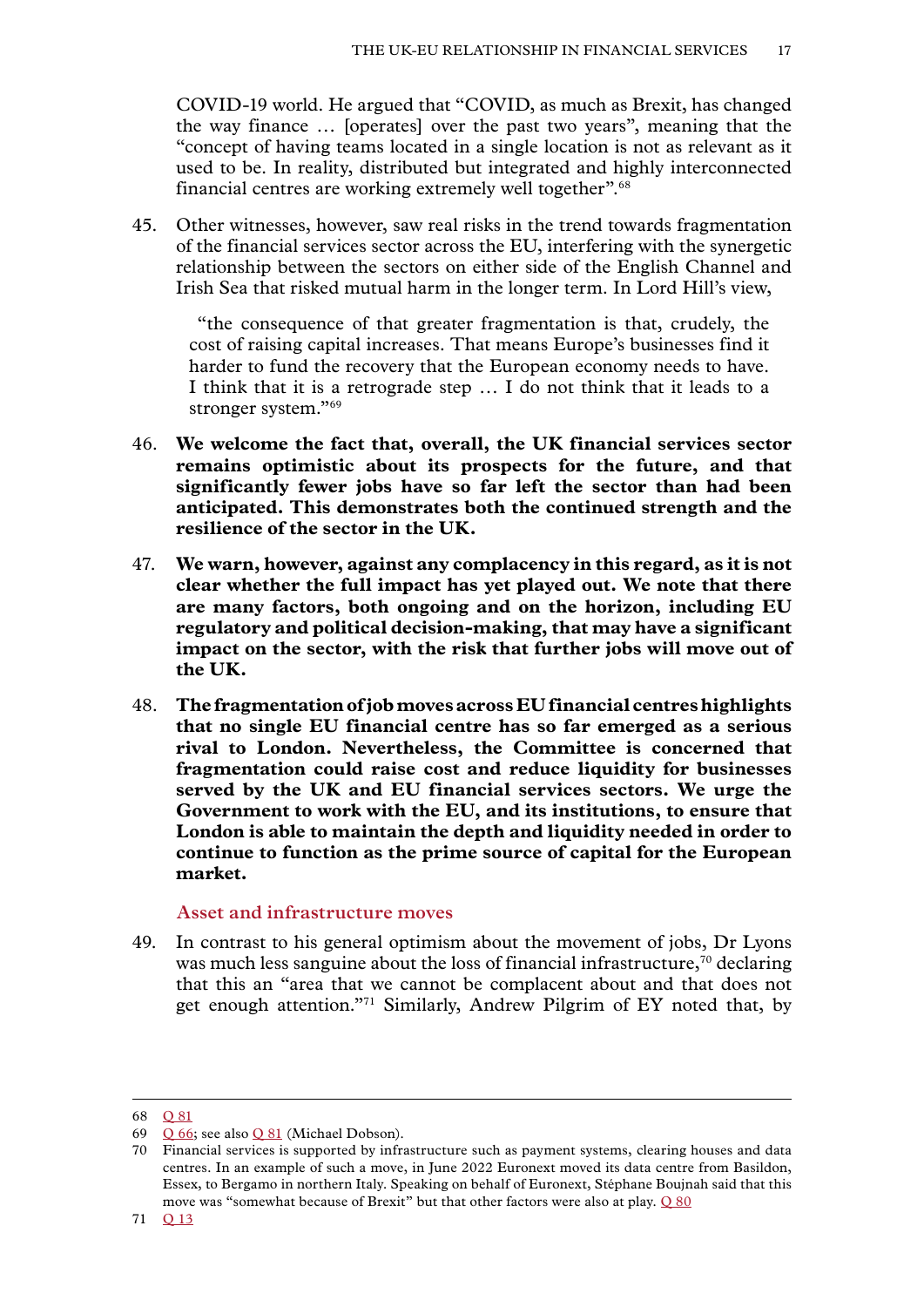COVID-19 world. He argued that "COVID, as much as Brexit, has changed the way finance … [operates] over the past two years", meaning that the "concept of having teams located in a single location is not as relevant as it used to be. In reality, distributed but integrated and highly interconnected financial centres are working extremely well together".[68]

45. Other witnesses, however, saw real risks in the trend towards fragmentation of the financial services sector across the EU, interfering with the synergetic relationship between the sectors on either side of the English Channel and Irish Sea that risked mutual harm in the longer term. In Lord Hill's view,

> "the consequence of that greater fragmentation is that, crudely, the cost of raising capital increases. That means Europe's businesses find it harder to fund the recovery that the European economy needs to have. I think that it is a retrograde step … I do not think that it leads to a stronger system."[69]

46. **We welcome the fact that, overall, the UK financial services sector remains optimistic about its prospects for the future, and that significantly fewer jobs have so far left the sector than had been anticipated. This demonstrates both the continued strength and the resilience of the sector in the UK.**

47. **We warn, however, against any complacency in this regard, as it is not clear whether the full impact has yet played out. We note that there are many factors, both ongoing and on the horizon, including EU regulatory and political decision-making, that may have a significant impact on the sector, with the risk that further jobs will move out of the UK.**

48. **The fragmentation of job moves across EU financial centres highlights that no single EU financial centre has so far emerged as a serious rival to London. Nevertheless, the Committee is concerned that fragmentation could raise cost and reduce liquidity for businesses served by the UK and EU financial services sectors. We urge the Government to work with the EU, and its institutions, to ensure that London is able to maintain the depth and liquidity needed in order to continue to function as the prime source of capital for the European market.**

### Asset and infrastructure moves

49. In contrast to his general optimism about the movement of jobs, Dr Lyons was much less sanguine about the loss of financial infrastructure,[70] declaring that this an "area that we cannot be complacent about and that does not get enough attention."[71] Similarly, Andrew Pilgrim of EY noted that, by

---

68 Q 81

69 Q 66; see also Q 81 (Michael Dobson).

70 Financial services is supported by infrastructure such as payment systems, clearing houses and data centres. In an example of such a move, in June 2022 Euronext moved its data centre from Basildon, Essex, to Bergamo in northern Italy. Speaking on behalf of Euronext, Stéphane Boujnah said that this move was "somewhat because of Brexit" but that other factors were also at play. Q 80

71 Q 13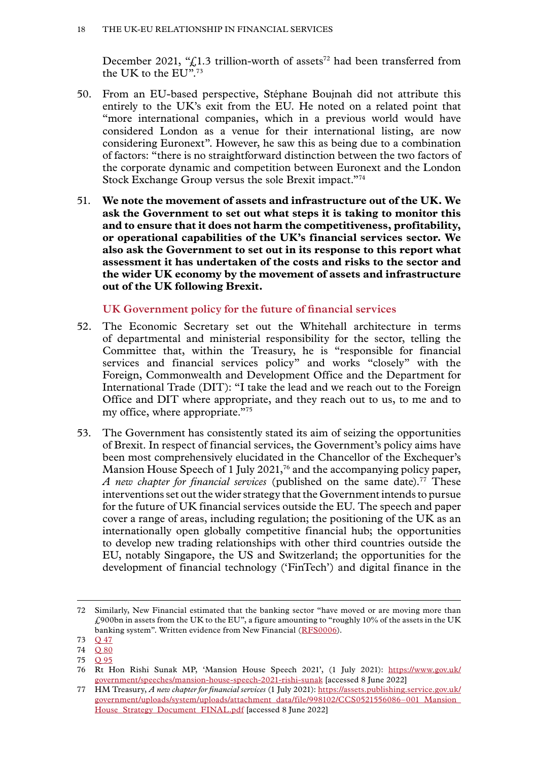December 2021, "£1.3 trillion-worth of assets[72] had been transferred from the UK to the EU".[73]

50. From an EU-based perspective, Stéphane Boujnah did not attribute this entirely to the UK's exit from the EU. He noted on a related point that "more international companies, which in a previous world would have considered London as a venue for their international listing, are now considering Euronext". However, he saw this as being due to a combination of factors: "there is no straightforward distinction between the two factors of the corporate dynamic and competition between Euronext and the London Stock Exchange Group versus the sole Brexit impact."[74]

51. **We note the movement of assets and infrastructure out of the UK. We ask the Government to set out what steps it is taking to monitor this and to ensure that it does not harm the competitiveness, profitability, or operational capabilities of the UK's financial services sector. We also ask the Government to set out in its response to this report what assessment it has undertaken of the costs and risks to the sector and the wider UK economy by the movement of assets and infrastructure out of the UK following Brexit.**

### UK Government policy for the future of financial services

52. The Economic Secretary set out the Whitehall architecture in terms of departmental and ministerial responsibility for the sector, telling the Committee that, within the Treasury, he is "responsible for financial services and financial services policy" and works "closely" with the Foreign, Commonwealth and Development Office and the Department for International Trade (DIT): "I take the lead and we reach out to the Foreign Office and DIT where appropriate, and they reach out to us, to me and to my office, where appropriate."[75]

53. The Government has consistently stated its aim of seizing the opportunities of Brexit. In respect of financial services, the Government's policy aims have been most comprehensively elucidated in the Chancellor of the Exchequer's Mansion House Speech of 1 July 2021,[76] and the accompanying policy paper, *A new chapter for financial services* (published on the same date).[77] These interventions set out the wider strategy that the Government intends to pursue for the future of UK financial services outside the EU. The speech and paper cover a range of areas, including regulation; the positioning of the UK as an internationally open globally competitive financial hub; the opportunities to develop new trading relationships with other third countries outside the EU, notably Singapore, the US and Switzerland; the opportunities for the development of financial technology ('FinTech') and digital finance in the

---

72 Similarly, New Financial estimated that the banking sector "have moved or are moving more than £900bn in assets from the UK to the EU", a figure amounting to "roughly 10% of the assets in the UK banking system". Written evidence from New Financial (RFS0006).

73 Q 47

74 Q 80

75 Q 95

76 Rt Hon Rishi Sunak MP, 'Mansion House Speech 2021', (1 July 2021): https://www.gov.uk/government/speeches/mansion-house-speech-2021-rishi-sunak [accessed 8 June 2022]

77 HM Treasury, *A new chapter for financial services* (1 July 2021): https://assets.publishing.service.gov.uk/government/uploads/system/uploads/attachment_data/file/998102/CCS0521556086-001_Mansion_House_Strategy_Document_FINAL.pdf [accessed 8 June 2022]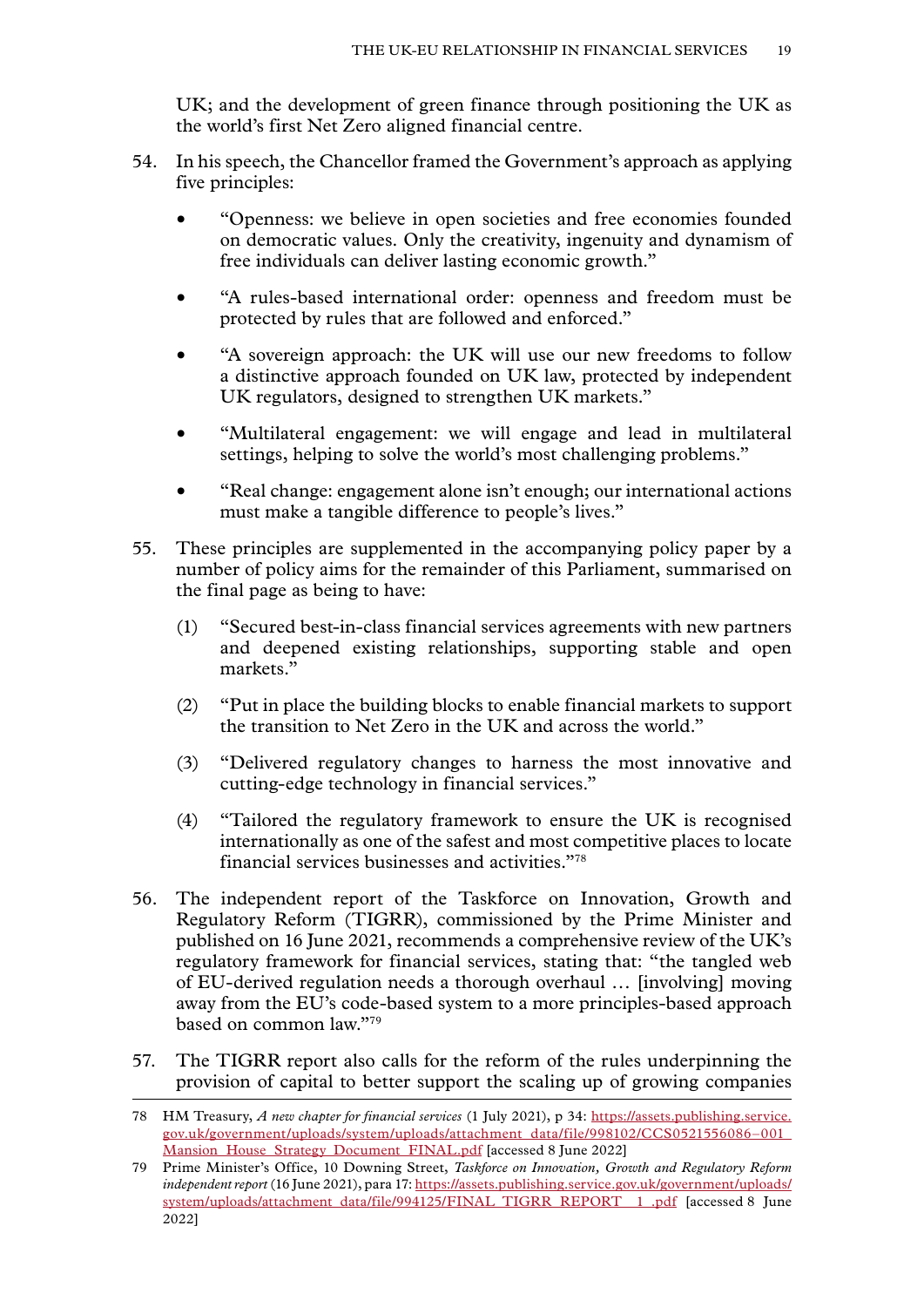UK; and the development of green finance through positioning the UK as the world's first Net Zero aligned financial centre.

54. In his speech, the Chancellor framed the Government's approach as applying five principles:

    - "Openness: we believe in open societies and free economies founded on democratic values. Only the creativity, ingenuity and dynamism of free individuals can deliver lasting economic growth."
    - "A rules-based international order: openness and freedom must be protected by rules that are followed and enforced."
    - "A sovereign approach: the UK will use our new freedoms to follow a distinctive approach founded on UK law, protected by independent UK regulators, designed to strengthen UK markets."
    - "Multilateral engagement: we will engage and lead in multilateral settings, helping to solve the world's most challenging problems."
    - "Real change: engagement alone isn't enough; our international actions must make a tangible difference to people's lives."

55. These principles are supplemented in the accompanying policy paper by a number of policy aims for the remainder of this Parliament, summarised on the final page as being to have:

    (1) "Secured best-in-class financial services agreements with new partners and deepened existing relationships, supporting stable and open markets."

    (2) "Put in place the building blocks to enable financial markets to support the transition to Net Zero in the UK and across the world."

    (3) "Delivered regulatory changes to harness the most innovative and cutting-edge technology in financial services."

    (4) "Tailored the regulatory framework to ensure the UK is recognised internationally as one of the safest and most competitive places to locate financial services businesses and activities."[78]

56. The independent report of the Taskforce on Innovation, Growth and Regulatory Reform (TIGRR), commissioned by the Prime Minister and published on 16 June 2021, recommends a comprehensive review of the UK's regulatory framework for financial services, stating that: "the tangled web of EU-derived regulation needs a thorough overhaul … [involving] moving away from the EU's code-based system to a more principles-based approach based on common law."[79]

57. The TIGRR report also calls for the reform of the rules underpinning the provision of capital to better support the scaling up of growing companies

---

78 HM Treasury, *A new chapter for financial services* (1 July 2021), p 34: https://assets.publishing.service.gov.uk/government/uploads/system/uploads/attachment_data/file/998102/CCS0521556086–001_Mansion_House_Strategy_Document_FINAL.pdf [accessed 8 June 2022]

79 Prime Minister's Office, 10 Downing Street, *Taskforce on Innovation, Growth and Regulatory Reform independent report* (16 June 2021), para 17: https://assets.publishing.service.gov.uk/government/uploads/system/uploads/attachment_data/file/994125/FINAL_TIGRR_REPORT__1_.pdf [accessed 8 June 2022]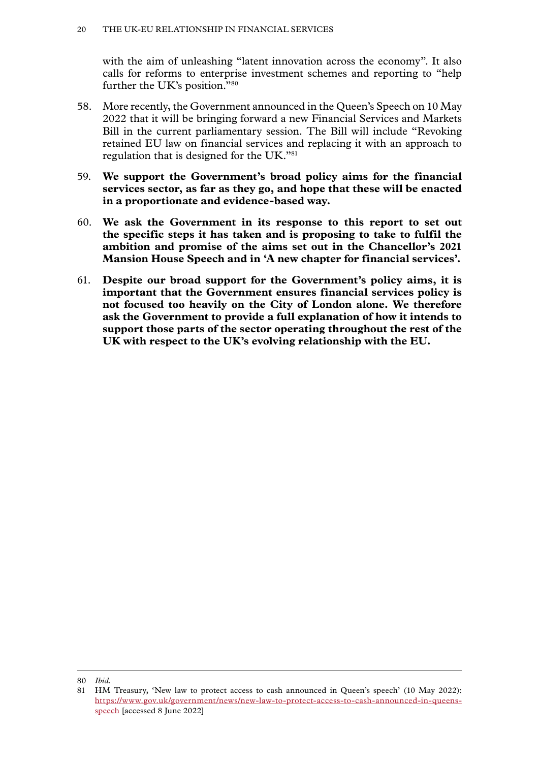with the aim of unleashing "latent innovation across the economy". It also calls for reforms to enterprise investment schemes and reporting to "help further the UK's position."[80]

58. More recently, the Government announced in the Queen's Speech on 10 May 2022 that it will be bringing forward a new Financial Services and Markets Bill in the current parliamentary session. The Bill will include "Revoking retained EU law on financial services and replacing it with an approach to regulation that is designed for the UK."[81]

59. **We support the Government's broad policy aims for the financial services sector, as far as they go, and hope that these will be enacted in a proportionate and evidence-based way.**

60. **We ask the Government in its response to this report to set out the specific steps it has taken and is proposing to take to fulfil the ambition and promise of the aims set out in the Chancellor's 2021 Mansion House Speech and in 'A new chapter for financial services'.**

61. **Despite our broad support for the Government's policy aims, it is important that the Government ensures financial services policy is not focused too heavily on the City of London alone. We therefore ask the Government to provide a full explanation of how it intends to support those parts of the sector operating throughout the rest of the UK with respect to the UK's evolving relationship with the EU.**

---

80 *Ibid.*

81 HM Treasury, 'New law to protect access to cash announced in Queen's speech' (10 May 2022): https://www.gov.uk/government/news/new-law-to-protect-access-to-cash-announced-in-queens-speech [accessed 8 June 2022]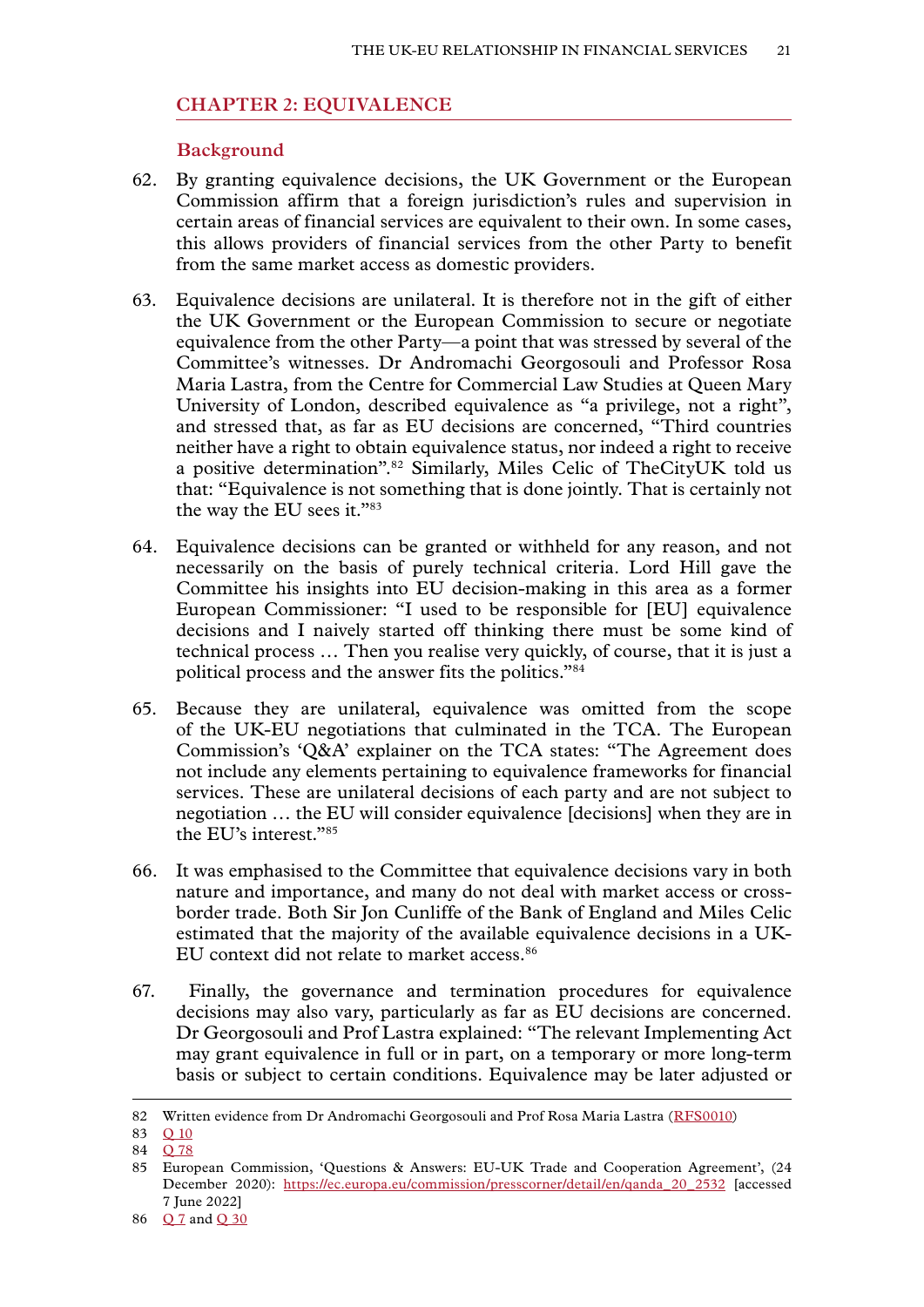## CHAPTER 2: EQUIVALENCE

### Background

62. By granting equivalence decisions, the UK Government or the European Commission affirm that a foreign jurisdiction's rules and supervision in certain areas of financial services are equivalent to their own. In some cases, this allows providers of financial services from the other Party to benefit from the same market access as domestic providers.

63. Equivalence decisions are unilateral. It is therefore not in the gift of either the UK Government or the European Commission to secure or negotiate equivalence from the other Party—a point that was stressed by several of the Committee's witnesses. Dr Andromachi Georgosouli and Professor Rosa Maria Lastra, from the Centre for Commercial Law Studies at Queen Mary University of London, described equivalence as "a privilege, not a right", and stressed that, as far as EU decisions are concerned, "Third countries neither have a right to obtain equivalence status, nor indeed a right to receive a positive determination".[82] Similarly, Miles Celic of TheCityUK told us that: "Equivalence is not something that is done jointly. That is certainly not the way the EU sees it."[83]

64. Equivalence decisions can be granted or withheld for any reason, and not necessarily on the basis of purely technical criteria. Lord Hill gave the Committee his insights into EU decision-making in this area as a former European Commissioner: "I used to be responsible for [EU] equivalence decisions and I naively started off thinking there must be some kind of technical process … Then you realise very quickly, of course, that it is just a political process and the answer fits the politics."[84]

65. Because they are unilateral, equivalence was omitted from the scope of the UK-EU negotiations that culminated in the TCA. The European Commission's 'Q&A' explainer on the TCA states: "The Agreement does not include any elements pertaining to equivalence frameworks for financial services. These are unilateral decisions of each party and are not subject to negotiation … the EU will consider equivalence [decisions] when they are in the EU's interest."[85]

66. It was emphasised to the Committee that equivalence decisions vary in both nature and importance, and many do not deal with market access or cross-border trade. Both Sir Jon Cunliffe of the Bank of England and Miles Celic estimated that the majority of the available equivalence decisions in a UK-EU context did not relate to market access.[86]

67. Finally, the governance and termination procedures for equivalence decisions may also vary, particularly as far as EU decisions are concerned. Dr Georgosouli and Prof Lastra explained: "The relevant Implementing Act may grant equivalence in full or in part, on a temporary or more long-term basis or subject to certain conditions. Equivalence may be later adjusted or

---

82 Written evidence from Dr Andromachi Georgosouli and Prof Rosa Maria Lastra (RFS0010)

83 Q 10

84 Q 78

85 European Commission, 'Questions & Answers: EU-UK Trade and Cooperation Agreement', (24 December 2020): https://ec.europa.eu/commission/presscorner/detail/en/qanda_20_2532 [accessed 7 June 2022]

86 Q 7 and Q 30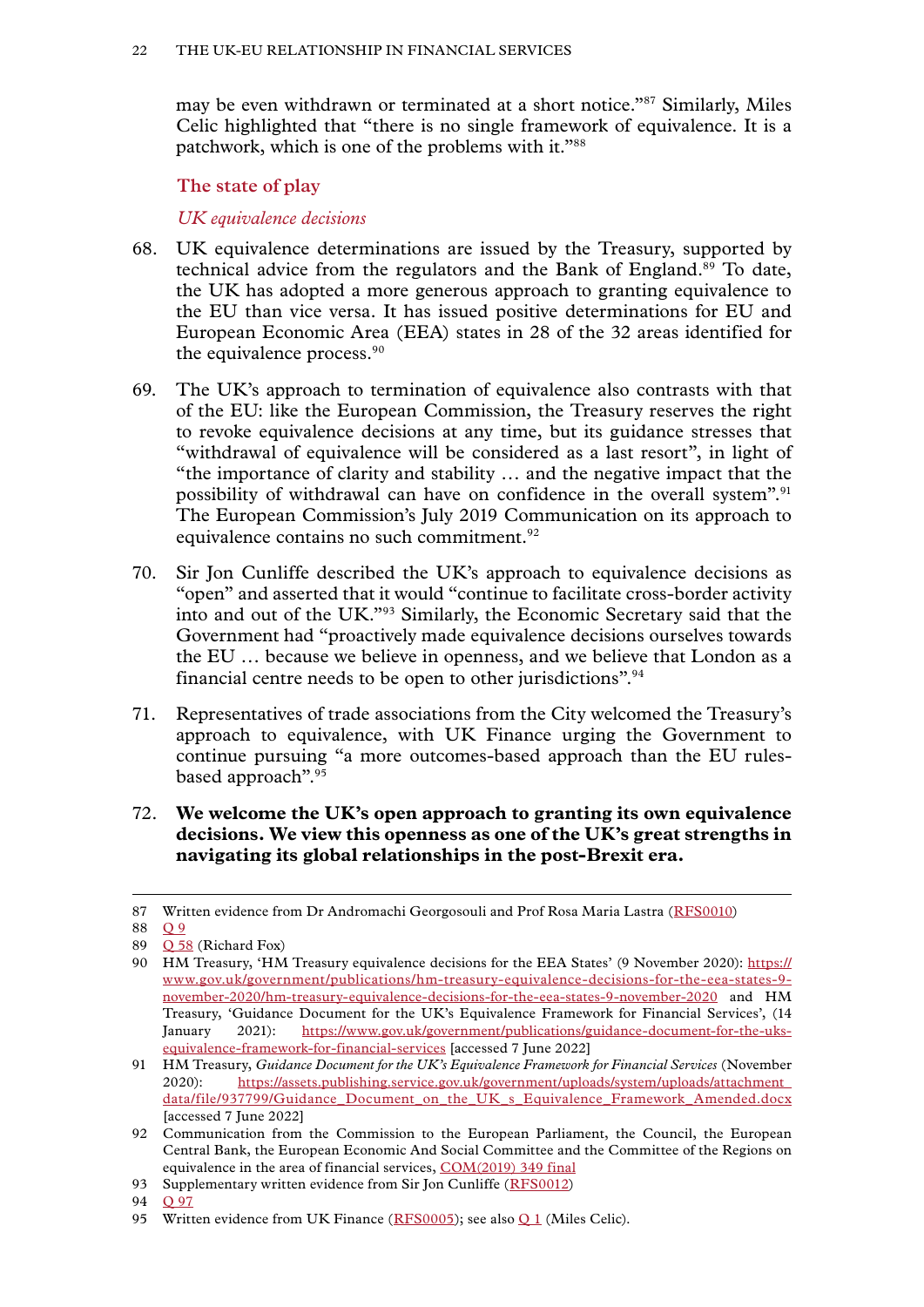may be even withdrawn or terminated at a short notice."[87] Similarly, Miles Celic highlighted that "there is no single framework of equivalence. It is a patchwork, which is one of the problems with it."[88]

## The state of play

### *UK equivalence decisions*

68. UK equivalence determinations are issued by the Treasury, supported by technical advice from the regulators and the Bank of England.[89] To date, the UK has adopted a more generous approach to granting equivalence to the EU than vice versa. It has issued positive determinations for EU and European Economic Area (EEA) states in 28 of the 32 areas identified for the equivalence process.[90]

69. The UK's approach to termination of equivalence also contrasts with that of the EU: like the European Commission, the Treasury reserves the right to revoke equivalence decisions at any time, but its guidance stresses that "withdrawal of equivalence will be considered as a last resort", in light of "the importance of clarity and stability … and the negative impact that the possibility of withdrawal can have on confidence in the overall system".[91] The European Commission's July 2019 Communication on its approach to equivalence contains no such commitment.[92]

70. Sir Jon Cunliffe described the UK's approach to equivalence decisions as "open" and asserted that it would "continue to facilitate cross-border activity into and out of the UK."[93] Similarly, the Economic Secretary said that the Government had "proactively made equivalence decisions ourselves towards the EU … because we believe in openness, and we believe that London as a financial centre needs to be open to other jurisdictions".[94]

71. Representatives of trade associations from the City welcomed the Treasury's approach to equivalence, with UK Finance urging the Government to continue pursuing "a more outcomes-based approach than the EU rules-based approach".[95]

72. **We welcome the UK's open approach to granting its own equivalence decisions. We view this openness as one of the UK's great strengths in navigating its global relationships in the post-Brexit era.**

---

87 Written evidence from Dr Andromachi Georgosouli and Prof Rosa Maria Lastra (RFS0010)

88 Q 9

89 Q 58 (Richard Fox)

90 HM Treasury, 'HM Treasury equivalence decisions for the EEA States' (9 November 2020): https://www.gov.uk/government/publications/hm-treasury-equivalence-decisions-for-the-eea-states-9-november-2020/hm-treasury-equivalence-decisions-for-the-eea-states-9-november-2020 and HM Treasury, 'Guidance Document for the UK's Equivalence Framework for Financial Services', (14 January 2021): https://www.gov.uk/government/publications/guidance-document-for-the-uks-equivalence-framework-for-financial-services [accessed 7 June 2022]

91 HM Treasury, *Guidance Document for the UK's Equivalence Framework for Financial Services* (November 2020): https://assets.publishing.service.gov.uk/government/uploads/system/uploads/attachment_data/file/937799/Guidance_Document_on_the_UK_s_Equivalence_Framework_Amended.docx [accessed 7 June 2022]

92 Communication from the Commission to the European Parliament, the Council, the European Central Bank, the European Economic And Social Committee and the Committee of the Regions on equivalence in the area of financial services, COM(2019) 349 final

93 Supplementary written evidence from Sir Jon Cunliffe (RFS0012)

94 Q 97

95 Written evidence from UK Finance (RFS0005); see also Q 1 (Miles Celic).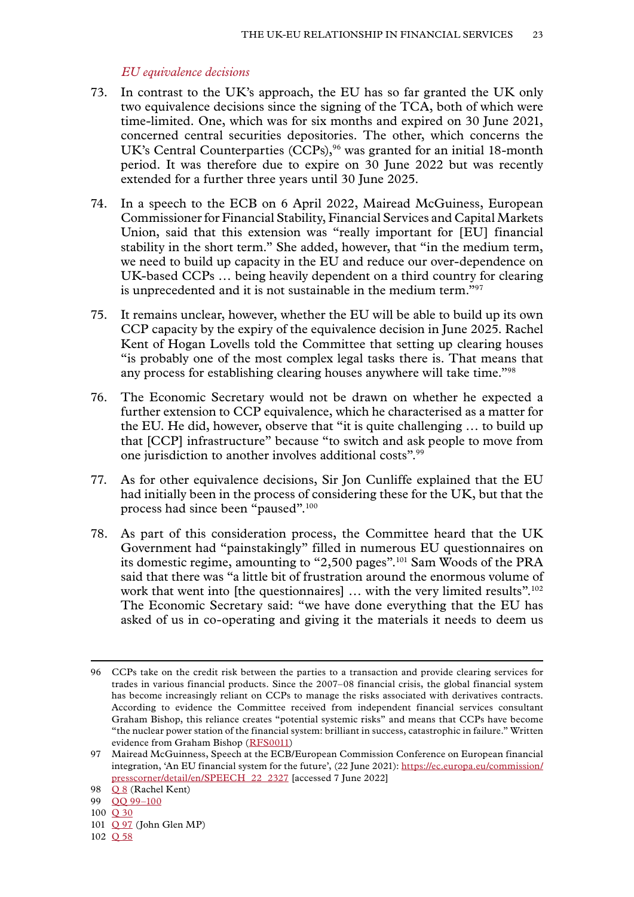### *EU equivalence decisions*

73. In contrast to the UK's approach, the EU has so far granted the UK only two equivalence decisions since the signing of the TCA, both of which were time-limited. One, which was for six months and expired on 30 June 2021, concerned central securities depositories. The other, which concerns the UK's Central Counterparties (CCPs),[96] was granted for an initial 18-month period. It was therefore due to expire on 30 June 2022 but was recently extended for a further three years until 30 June 2025.

74. In a speech to the ECB on 6 April 2022, Mairead McGuiness, European Commissioner for Financial Stability, Financial Services and Capital Markets Union, said that this extension was "really important for [EU] financial stability in the short term." She added, however, that "in the medium term, we need to build up capacity in the EU and reduce our over-dependence on UK-based CCPs … being heavily dependent on a third country for clearing is unprecedented and it is not sustainable in the medium term."[97]

75. It remains unclear, however, whether the EU will be able to build up its own CCP capacity by the expiry of the equivalence decision in June 2025. Rachel Kent of Hogan Lovells told the Committee that setting up clearing houses "is probably one of the most complex legal tasks there is. That means that any process for establishing clearing houses anywhere will take time."[98]

76. The Economic Secretary would not be drawn on whether he expected a further extension to CCP equivalence, which he characterised as a matter for the EU. He did, however, observe that "it is quite challenging … to build up that [CCP] infrastructure" because "to switch and ask people to move from one jurisdiction to another involves additional costs".[99]

77. As for other equivalence decisions, Sir Jon Cunliffe explained that the EU had initially been in the process of considering these for the UK, but that the process had since been "paused".[100]

78. As part of this consideration process, the Committee heard that the UK Government had "painstakingly" filled in numerous EU questionnaires on its domestic regime, amounting to "2,500 pages".[101] Sam Woods of the PRA said that there was "a little bit of frustration around the enormous volume of work that went into [the questionnaires] … with the very limited results".[102] The Economic Secretary said: "we have done everything that the EU has asked of us in co-operating and giving it the materials it needs to deem us

---

96 CCPs take on the credit risk between the parties to a transaction and provide clearing services for trades in various financial products. Since the 2007–08 financial crisis, the global financial system has become increasingly reliant on CCPs to manage the risks associated with derivatives contracts. According to evidence the Committee received from independent financial services consultant Graham Bishop, this reliance creates "potential systemic risks" and means that CCPs have become "the nuclear power station of the financial system: brilliant in success, catastrophic in failure." Written evidence from Graham Bishop (RFS0011)

97 Mairead McGuinness, Speech at the ECB/European Commission Conference on European financial integration, 'An EU financial system for the future', (22 June 2021): https://ec.europa.eu/commission/presscorner/detail/en/SPEECH_22_2327 [accessed 7 June 2022]

98 Q 8 (Rachel Kent)

99 QQ 99–100

100 Q 30

101 Q 97 (John Glen MP)

102 Q 58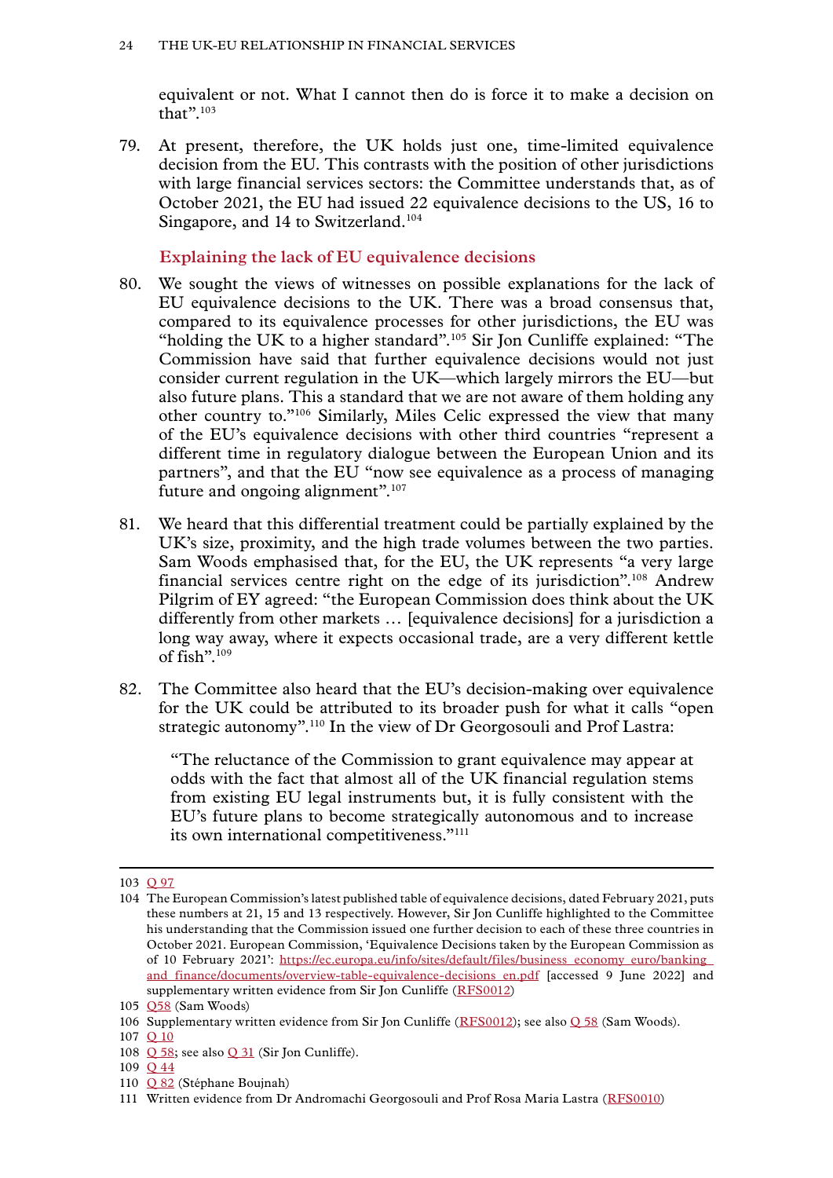equivalent or not. What I cannot then do is force it to make a decision on that”.[103]

79. At present, therefore, the UK holds just one, time-limited equivalence decision from the EU. This contrasts with the position of other jurisdictions with large financial services sectors: the Committee understands that, as of October 2021, the EU had issued 22 equivalence decisions to the US, 16 to Singapore, and 14 to Switzerland.[104]

### Explaining the lack of EU equivalence decisions

80. We sought the views of witnesses on possible explanations for the lack of EU equivalence decisions to the UK. There was a broad consensus that, compared to its equivalence processes for other jurisdictions, the EU was “holding the UK to a higher standard”.[105] Sir Jon Cunliffe explained: “The Commission have said that further equivalence decisions would not just consider current regulation in the UK—which largely mirrors the EU—but also future plans. This a standard that we are not aware of them holding any other country to.”[106] Similarly, Miles Celic expressed the view that many of the EU’s equivalence decisions with other third countries “represent a different time in regulatory dialogue between the European Union and its partners”, and that the EU “now see equivalence as a process of managing future and ongoing alignment”.[107]

81. We heard that this differential treatment could be partially explained by the UK’s size, proximity, and the high trade volumes between the two parties. Sam Woods emphasised that, for the EU, the UK represents “a very large financial services centre right on the edge of its jurisdiction”.[108] Andrew Pilgrim of EY agreed: “the European Commission does think about the UK differently from other markets … [equivalence decisions] for a jurisdiction a long way away, where it expects occasional trade, are a very different kettle of fish”.[109]

82. The Committee also heard that the EU’s decision-making over equivalence for the UK could be attributed to its broader push for what it calls “open strategic autonomy”.[110] In the view of Dr Georgosouli and Prof Lastra:

> “The reluctance of the Commission to grant equivalence may appear at odds with the fact that almost all of the UK financial regulation stems from existing EU legal instruments but, it is fully consistent with the EU’s future plans to become strategically autonomous and to increase its own international competitiveness.”[111]

---

103 Q 97

104 The European Commission’s latest published table of equivalence decisions, dated February 2021, puts these numbers at 21, 15 and 13 respectively. However, Sir Jon Cunliffe highlighted to the Committee his understanding that the Commission issued one further decision to each of these three countries in October 2021. European Commission, ‘Equivalence Decisions taken by the European Commission as of 10 February 2021’: https://ec.europa.eu/info/sites/default/files/business_economy_euro/banking_and_finance/documents/overview-table-equivalence-decisions_en.pdf [accessed 9 June 2022] and supplementary written evidence from Sir Jon Cunliffe (RFS0012)

105 Q58 (Sam Woods)

106 Supplementary written evidence from Sir Jon Cunliffe (RFS0012); see also Q 58 (Sam Woods).

107 Q 10

108 Q 58; see also Q 31 (Sir Jon Cunliffe).

109 Q 44

110 Q 82 (Stéphane Boujnah)

111 Written evidence from Dr Andromachi Georgosouli and Prof Rosa Maria Lastra (RFS0010)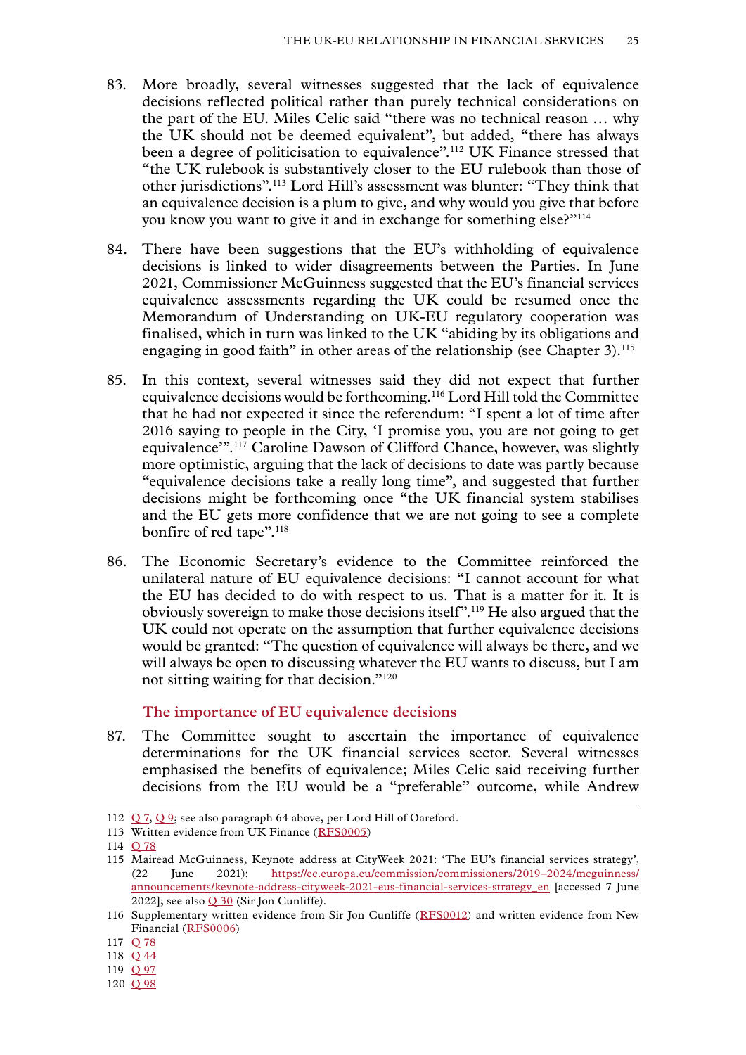83. More broadly, several witnesses suggested that the lack of equivalence decisions reflected political rather than purely technical considerations on the part of the EU. Miles Celic said "there was no technical reason … why the UK should not be deemed equivalent", but added, "there has always been a degree of politicisation to equivalence".[112] UK Finance stressed that "the UK rulebook is substantively closer to the EU rulebook than those of other jurisdictions".[113] Lord Hill's assessment was blunter: "They think that an equivalence decision is a plum to give, and why would you give that before you know you want to give it and in exchange for something else?"[114]

84. There have been suggestions that the EU's withholding of equivalence decisions is linked to wider disagreements between the Parties. In June 2021, Commissioner McGuinness suggested that the EU's financial services equivalence assessments regarding the UK could be resumed once the Memorandum of Understanding on UK-EU regulatory cooperation was finalised, which in turn was linked to the UK "abiding by its obligations and engaging in good faith" in other areas of the relationship (see Chapter 3).[115]

85. In this context, several witnesses said they did not expect that further equivalence decisions would be forthcoming.[116] Lord Hill told the Committee that he had not expected it since the referendum: "I spent a lot of time after 2016 saying to people in the City, 'I promise you, you are not going to get equivalence'".[117] Caroline Dawson of Clifford Chance, however, was slightly more optimistic, arguing that the lack of decisions to date was partly because "equivalence decisions take a really long time", and suggested that further decisions might be forthcoming once "the UK financial system stabilises and the EU gets more confidence that we are not going to see a complete bonfire of red tape".[118]

86. The Economic Secretary's evidence to the Committee reinforced the unilateral nature of EU equivalence decisions: "I cannot account for what the EU has decided to do with respect to us. That is a matter for it. It is obviously sovereign to make those decisions itself".[119] He also argued that the UK could not operate on the assumption that further equivalence decisions would be granted: "The question of equivalence will always be there, and we will always be open to discussing whatever the EU wants to discuss, but I am not sitting waiting for that decision."[120]

### The importance of EU equivalence decisions

87. The Committee sought to ascertain the importance of equivalence determinations for the UK financial services sector. Several witnesses emphasised the benefits of equivalence; Miles Celic said receiving further decisions from the EU would be a "preferable" outcome, while Andrew

---

112 Q 7, Q 9; see also paragraph 64 above, per Lord Hill of Oareford.

113 Written evidence from UK Finance (RFS0005)

114 Q 78

115 Mairead McGuinness, Keynote address at CityWeek 2021: 'The EU's financial services strategy', (22 June 2021): https://ec.europa.eu/commission/commissioners/2019–2024/mcguinness/announcements/keynote-address-cityweek-2021-eus-financial-services-strategy_en [accessed 7 June 2022]; see also Q 30 (Sir Jon Cunliffe).

116 Supplementary written evidence from Sir Jon Cunliffe (RFS0012) and written evidence from New Financial (RFS0006)

117 Q 78

118 Q 44

119 Q 97

120 Q 98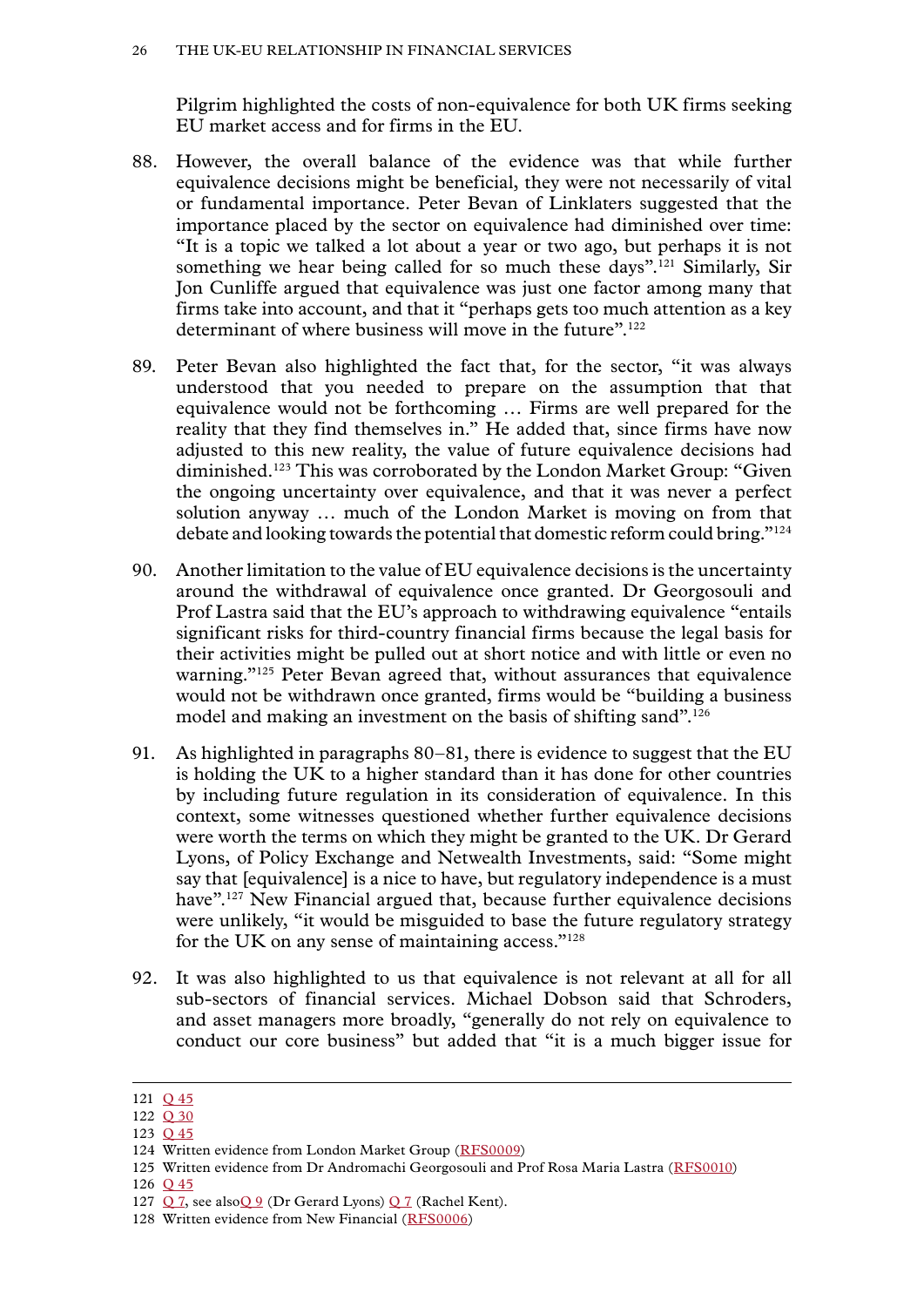Pilgrim highlighted the costs of non-equivalence for both UK firms seeking EU market access and for firms in the EU.

88. However, the overall balance of the evidence was that while further equivalence decisions might be beneficial, they were not necessarily of vital or fundamental importance. Peter Bevan of Linklaters suggested that the importance placed by the sector on equivalence had diminished over time: "It is a topic we talked a lot about a year or two ago, but perhaps it is not something we hear being called for so much these days".[121] Similarly, Sir Jon Cunliffe argued that equivalence was just one factor among many that firms take into account, and that it "perhaps gets too much attention as a key determinant of where business will move in the future".[122]

89. Peter Bevan also highlighted the fact that, for the sector, "it was always understood that you needed to prepare on the assumption that that equivalence would not be forthcoming … Firms are well prepared for the reality that they find themselves in." He added that, since firms have now adjusted to this new reality, the value of future equivalence decisions had diminished.[123] This was corroborated by the London Market Group: "Given the ongoing uncertainty over equivalence, and that it was never a perfect solution anyway … much of the London Market is moving on from that debate and looking towards the potential that domestic reform could bring."[124]

90. Another limitation to the value of EU equivalence decisions is the uncertainty around the withdrawal of equivalence once granted. Dr Georgosouli and Prof Lastra said that the EU's approach to withdrawing equivalence "entails significant risks for third-country financial firms because the legal basis for their activities might be pulled out at short notice and with little or even no warning."[125] Peter Bevan agreed that, without assurances that equivalence would not be withdrawn once granted, firms would be "building a business model and making an investment on the basis of shifting sand".[126]

91. As highlighted in paragraphs 80–81, there is evidence to suggest that the EU is holding the UK to a higher standard than it has done for other countries by including future regulation in its consideration of equivalence. In this context, some witnesses questioned whether further equivalence decisions were worth the terms on which they might be granted to the UK. Dr Gerard Lyons, of Policy Exchange and Netwealth Investments, said: "Some might say that [equivalence] is a nice to have, but regulatory independence is a must have".[127] New Financial argued that, because further equivalence decisions were unlikely, "it would be misguided to base the future regulatory strategy for the UK on any sense of maintaining access."[128]

92. It was also highlighted to us that equivalence is not relevant at all for all sub-sectors of financial services. Michael Dobson said that Schroders, and asset managers more broadly, "generally do not rely on equivalence to conduct our core business" but added that "it is a much bigger issue for

---

121 Q 45

122 Q 30

123 Q 45

124 Written evidence from London Market Group (RFS0009)

125 Written evidence from Dr Andromachi Georgosouli and Prof Rosa Maria Lastra (RFS0010)

126 Q 45

127 Q 7, see also Q 9 (Dr Gerard Lyons) Q 7 (Rachel Kent).

128 Written evidence from New Financial (RFS0006)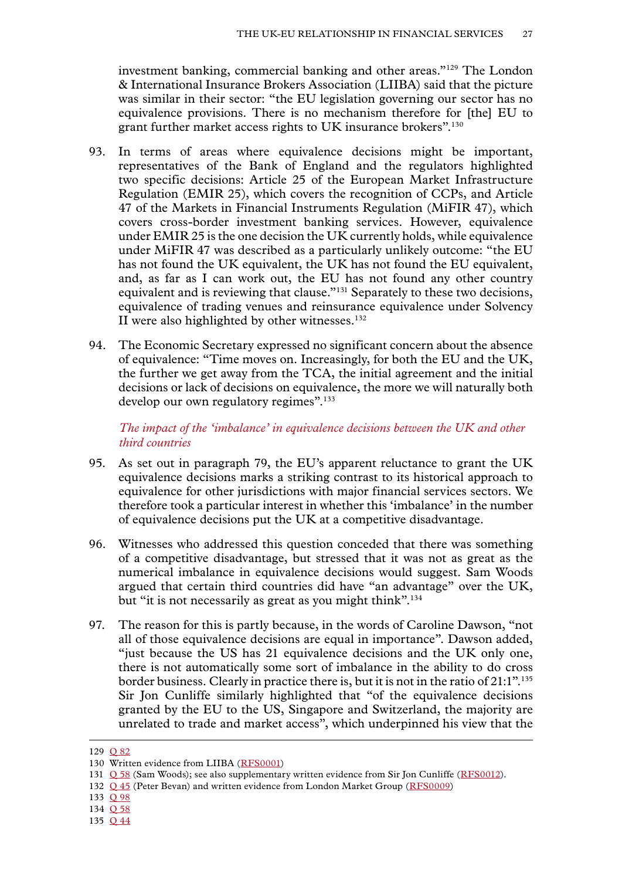investment banking, commercial banking and other areas."[129] The London & International Insurance Brokers Association (LIIBA) said that the picture was similar in their sector: "the EU legislation governing our sector has no equivalence provisions. There is no mechanism therefore for [the] EU to grant further market access rights to UK insurance brokers".[130]

93. In terms of areas where equivalence decisions might be important, representatives of the Bank of England and the regulators highlighted two specific decisions: Article 25 of the European Market Infrastructure Regulation (EMIR 25), which covers the recognition of CCPs, and Article 47 of the Markets in Financial Instruments Regulation (MiFIR 47), which covers cross-border investment banking services. However, equivalence under EMIR 25 is the one decision the UK currently holds, while equivalence under MiFIR 47 was described as a particularly unlikely outcome: "the EU has not found the UK equivalent, the UK has not found the EU equivalent, and, as far as I can work out, the EU has not found any other country equivalent and is reviewing that clause."[131] Separately to these two decisions, equivalence of trading venues and reinsurance equivalence under Solvency II were also highlighted by other witnesses.[132]

94. The Economic Secretary expressed no significant concern about the absence of equivalence: "Time moves on. Increasingly, for both the EU and the UK, the further we get away from the TCA, the initial agreement and the initial decisions or lack of decisions on equivalence, the more we will naturally both develop our own regulatory regimes".[133]

### *The impact of the 'imbalance' in equivalence decisions between the UK and other third countries*

95. As set out in paragraph 79, the EU's apparent reluctance to grant the UK equivalence decisions marks a striking contrast to its historical approach to equivalence for other jurisdictions with major financial services sectors. We therefore took a particular interest in whether this 'imbalance' in the number of equivalence decisions put the UK at a competitive disadvantage.

96. Witnesses who addressed this question conceded that there was something of a competitive disadvantage, but stressed that it was not as great as the numerical imbalance in equivalence decisions would suggest. Sam Woods argued that certain third countries did have "an advantage" over the UK, but "it is not necessarily as great as you might think".[134]

97. The reason for this is partly because, in the words of Caroline Dawson, "not all of those equivalence decisions are equal in importance". Dawson added, "just because the US has 21 equivalence decisions and the UK only one, there is not automatically some sort of imbalance in the ability to do cross border business. Clearly in practice there is, but it is not in the ratio of 21:1".[135] Sir Jon Cunliffe similarly highlighted that "of the equivalence decisions granted by the EU to the US, Singapore and Switzerland, the majority are unrelated to trade and market access", which underpinned his view that the

---

129 Q 82
130 Written evidence from LIIBA (RFS0001)
131 Q 58 (Sam Woods); see also supplementary written evidence from Sir Jon Cunliffe (RFS0012).
132 Q 45 (Peter Bevan) and written evidence from London Market Group (RFS0009)
133 Q 98
134 Q 58
135 Q 44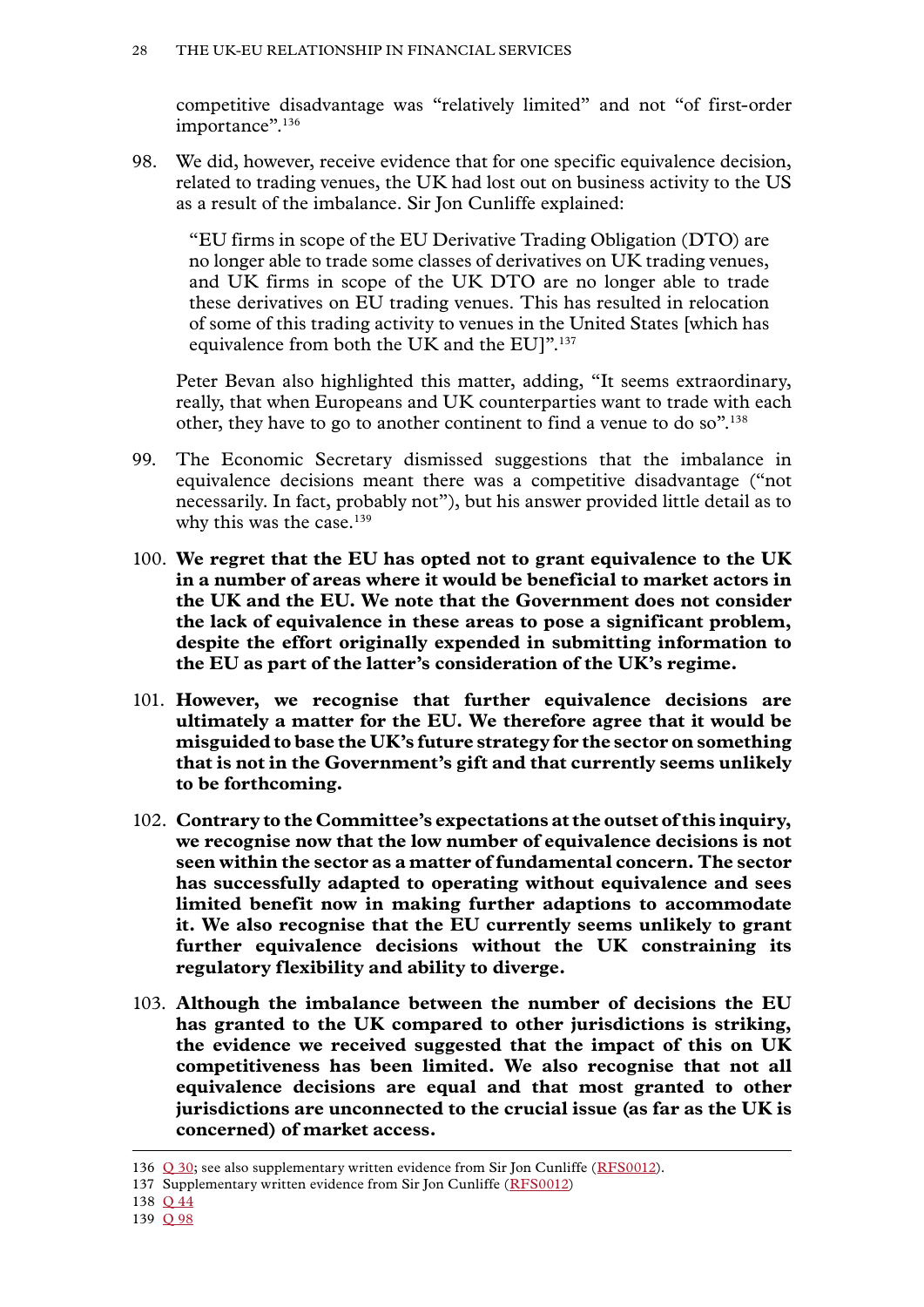competitive disadvantage was "relatively limited" and not "of first-order importance".[136]

98. We did, however, receive evidence that for one specific equivalence decision, related to trading venues, the UK had lost out on business activity to the US as a result of the imbalance. Sir Jon Cunliffe explained:

> "EU firms in scope of the EU Derivative Trading Obligation (DTO) are no longer able to trade some classes of derivatives on UK trading venues, and UK firms in scope of the UK DTO are no longer able to trade these derivatives on EU trading venues. This has resulted in relocation of some of this trading activity to venues in the United States [which has equivalence from both the UK and the EU]".[137]

Peter Bevan also highlighted this matter, adding, "It seems extraordinary, really, that when Europeans and UK counterparties want to trade with each other, they have to go to another continent to find a venue to do so".[138]

99. The Economic Secretary dismissed suggestions that the imbalance in equivalence decisions meant there was a competitive disadvantage ("not necessarily. In fact, probably not"), but his answer provided little detail as to why this was the case.[139]

100. **We regret that the EU has opted not to grant equivalence to the UK in a number of areas where it would be beneficial to market actors in the UK and the EU. We note that the Government does not consider the lack of equivalence in these areas to pose a significant problem, despite the effort originally expended in submitting information to the EU as part of the latter's consideration of the UK's regime.**

101. **However, we recognise that further equivalence decisions are ultimately a matter for the EU. We therefore agree that it would be misguided to base the UK's future strategy for the sector on something that is not in the Government's gift and that currently seems unlikely to be forthcoming.**

102. **Contrary to the Committee's expectations at the outset of this inquiry, we recognise now that the low number of equivalence decisions is not seen within the sector as a matter of fundamental concern. The sector has successfully adapted to operating without equivalence and sees limited benefit now in making further adaptions to accommodate it. We also recognise that the EU currently seems unlikely to grant further equivalence decisions without the UK constraining its regulatory flexibility and ability to diverge.**

103. **Although the imbalance between the number of decisions the EU has granted to the UK compared to other jurisdictions is striking, the evidence we received suggested that the impact of this on UK competitiveness has been limited. We also recognise that not all equivalence decisions are equal and that most granted to other jurisdictions are unconnected to the crucial issue (as far as the UK is concerned) of market access.**

---

136 Q 30; see also supplementary written evidence from Sir Jon Cunliffe (RFS0012).

137 Supplementary written evidence from Sir Jon Cunliffe (RFS0012)

138 Q 44

139 Q 98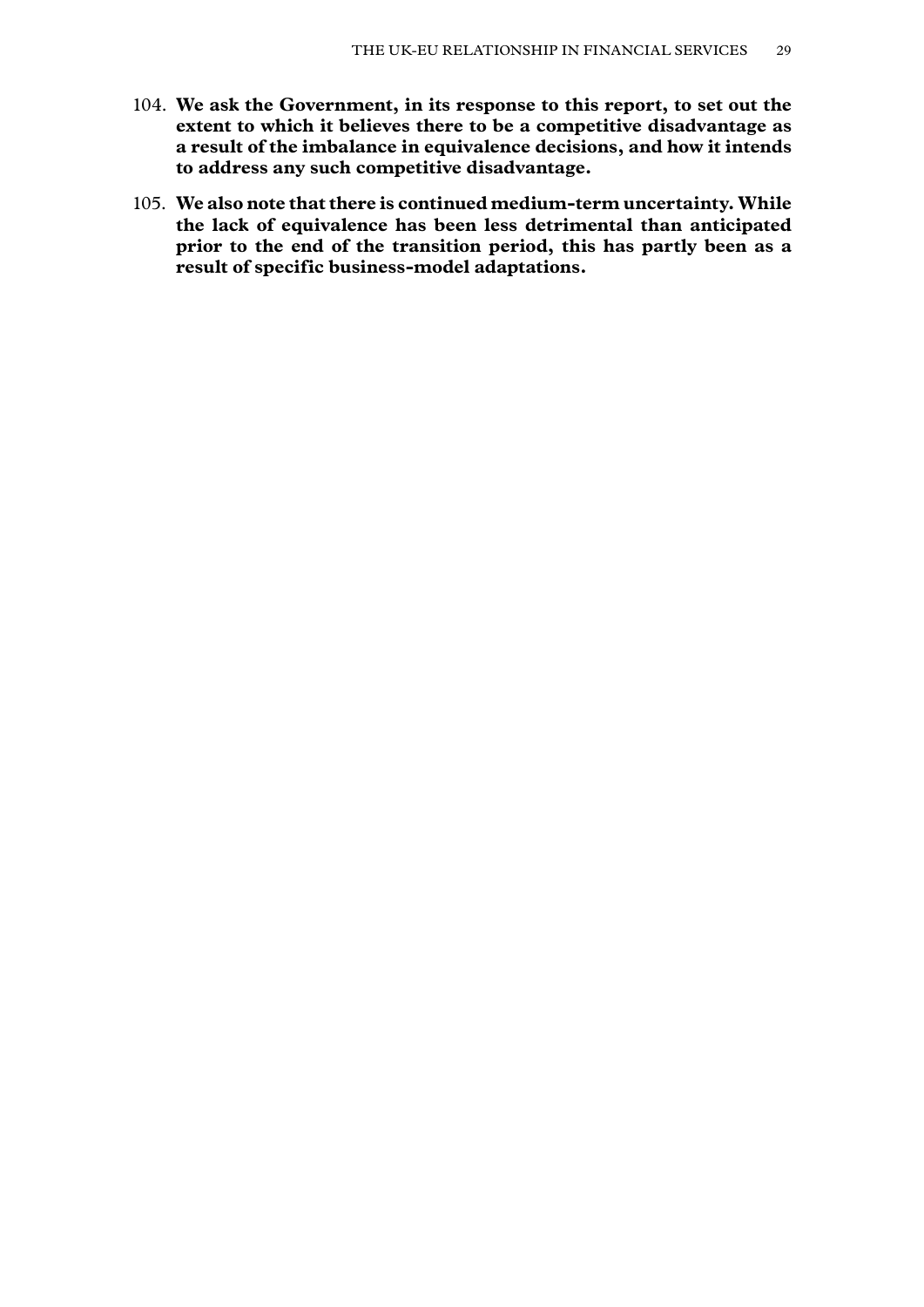104. **We ask the Government, in its response to this report, to set out the extent to which it believes there to be a competitive disadvantage as a result of the imbalance in equivalence decisions, and how it intends to address any such competitive disadvantage.**

105. **We also note that there is continued medium-term uncertainty. While the lack of equivalence has been less detrimental than anticipated prior to the end of the transition period, this has partly been as a result of specific business-model adaptations.**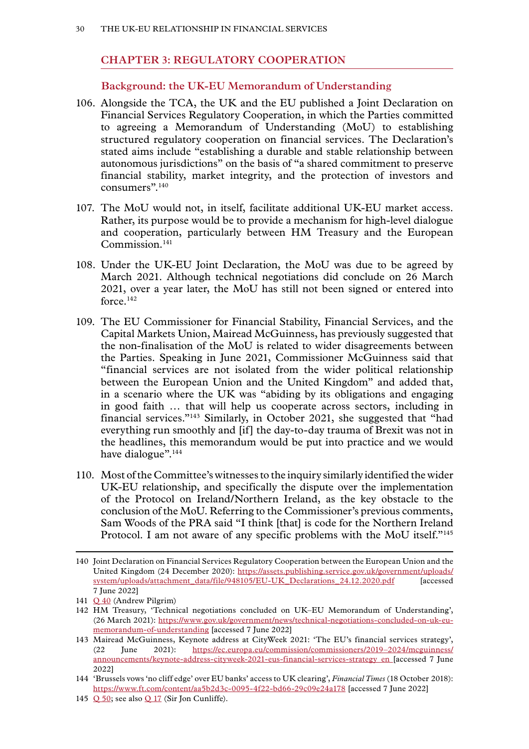## CHAPTER 3: REGULATORY COOPERATION

### Background: the UK-EU Memorandum of Understanding

106. Alongside the TCA, the UK and the EU published a Joint Declaration on Financial Services Regulatory Cooperation, in which the Parties committed to agreeing a Memorandum of Understanding (MoU) to establishing structured regulatory cooperation on financial services. The Declaration's stated aims include "establishing a durable and stable relationship between autonomous jurisdictions" on the basis of "a shared commitment to preserve financial stability, market integrity, and the protection of investors and consumers".[140]

107. The MoU would not, in itself, facilitate additional UK-EU market access. Rather, its purpose would be to provide a mechanism for high-level dialogue and cooperation, particularly between HM Treasury and the European Commission.[141]

108. Under the UK-EU Joint Declaration, the MoU was due to be agreed by March 2021. Although technical negotiations did conclude on 26 March 2021, over a year later, the MoU has still not been signed or entered into force.[142]

109. The EU Commissioner for Financial Stability, Financial Services, and the Capital Markets Union, Mairead McGuinness, has previously suggested that the non-finalisation of the MoU is related to wider disagreements between the Parties. Speaking in June 2021, Commissioner McGuinness said that "financial services are not isolated from the wider political relationship between the European Union and the United Kingdom" and added that, in a scenario where the UK was "abiding by its obligations and engaging in good faith … that will help us cooperate across sectors, including in financial services."[143] Similarly, in October 2021, she suggested that "had everything run smoothly and [if] the day-to-day trauma of Brexit was not in the headlines, this memorandum would be put into practice and we would have dialogue".[144]

110. Most of the Committee's witnesses to the inquiry similarly identified the wider UK-EU relationship, and specifically the dispute over the implementation of the Protocol on Ireland/Northern Ireland, as the key obstacle to the conclusion of the MoU. Referring to the Commissioner's previous comments, Sam Woods of the PRA said "I think [that] is code for the Northern Ireland Protocol. I am not aware of any specific problems with the MoU itself."[145]

---

140 Joint Declaration on Financial Services Regulatory Cooperation between the European Union and the United Kingdom (24 December 2020): https://assets.publishing.service.gov.uk/government/uploads/system/uploads/attachment_data/file/948105/EU-UK_Declarations_24.12.2020.pdf [accessed 7 June 2022]

141 Q 40 (Andrew Pilgrim)

142 HM Treasury, 'Technical negotiations concluded on UK–EU Memorandum of Understanding', (26 March 2021): https://www.gov.uk/government/news/technical-negotiations-concluded-on-uk-eu-memorandum-of-understanding [accessed 7 June 2022]

143 Mairead McGuinness, Keynote address at CityWeek 2021: 'The EU's financial services strategy', (22 June 2021): https://ec.europa.eu/commission/commissioners/2019–2024/mcguinness/announcements/keynote-address-cityweek-2021-eus-financial-services-strategy_en [accessed 7 June 2022]

144 'Brussels vows 'no cliff edge' over EU banks' access to UK clearing', *Financial Times* (18 October 2018): https://www.ft.com/content/aa5b2d3c-0095-4f22-bd66-29c09e24a178 [accessed 7 June 2022]

145 Q 50; see also Q 17 (Sir Jon Cunliffe).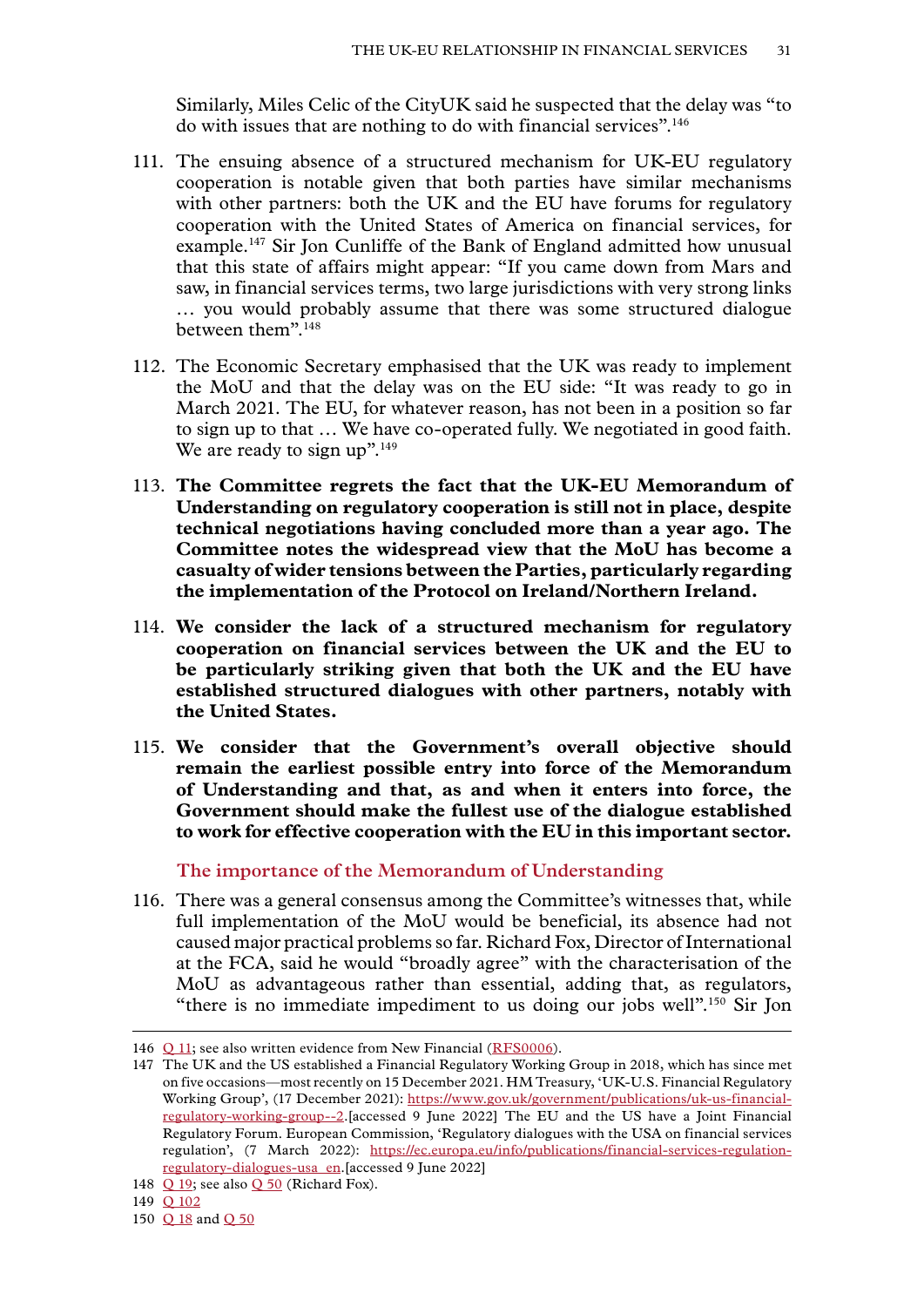Similarly, Miles Celic of the CityUK said he suspected that the delay was "to do with issues that are nothing to do with financial services".[146]

111. The ensuing absence of a structured mechanism for UK-EU regulatory cooperation is notable given that both parties have similar mechanisms with other partners: both the UK and the EU have forums for regulatory cooperation with the United States of America on financial services, for example.[147] Sir Jon Cunliffe of the Bank of England admitted how unusual that this state of affairs might appear: "If you came down from Mars and saw, in financial services terms, two large jurisdictions with very strong links … you would probably assume that there was some structured dialogue between them".[148]

112. The Economic Secretary emphasised that the UK was ready to implement the MoU and that the delay was on the EU side: "It was ready to go in March 2021. The EU, for whatever reason, has not been in a position so far to sign up to that … We have co-operated fully. We negotiated in good faith. We are ready to sign up".[149]

113. **The Committee regrets the fact that the UK-EU Memorandum of Understanding on regulatory cooperation is still not in place, despite technical negotiations having concluded more than a year ago. The Committee notes the widespread view that the MoU has become a casualty of wider tensions between the Parties, particularly regarding the implementation of the Protocol on Ireland/Northern Ireland.**

114. **We consider the lack of a structured mechanism for regulatory cooperation on financial services between the UK and the EU to be particularly striking given that both the UK and the EU have established structured dialogues with other partners, notably with the United States.**

115. **We consider that the Government's overall objective should remain the earliest possible entry into force of the Memorandum of Understanding and that, as and when it enters into force, the Government should make the fullest use of the dialogue established to work for effective cooperation with the EU in this important sector.**

### The importance of the Memorandum of Understanding

116. There was a general consensus among the Committee's witnesses that, while full implementation of the MoU would be beneficial, its absence had not caused major practical problems so far. Richard Fox, Director of International at the FCA, said he would "broadly agree" with the characterisation of the MoU as advantageous rather than essential, adding that, as regulators, "there is no immediate impediment to us doing our jobs well".[150] Sir Jon

---

146 Q 11; see also written evidence from New Financial (RFS0006).

147 The UK and the US established a Financial Regulatory Working Group in 2018, which has since met on five occasions—most recently on 15 December 2021. HM Treasury, 'UK-U.S. Financial Regulatory Working Group', (17 December 2021): https://www.gov.uk/government/publications/uk-us-financial-regulatory-working-group--2.[accessed 9 June 2022] The EU and the US have a Joint Financial Regulatory Forum. European Commission, 'Regulatory dialogues with the USA on financial services regulation', (7 March 2022): https://ec.europa.eu/info/publications/financial-services-regulation-regulatory-dialogues-usa_en.[accessed 9 June 2022]

148 Q 19; see also Q 50 (Richard Fox).

149 Q 102

150 Q 18 and Q 50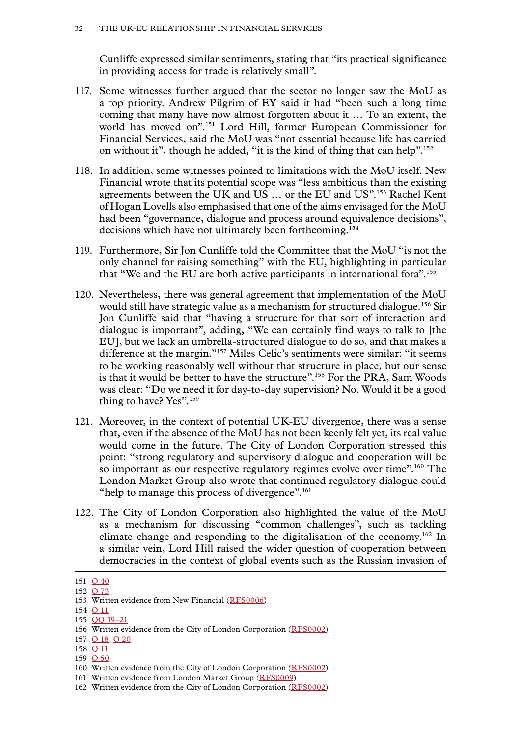Cunliffe expressed similar sentiments, stating that "its practical significance in providing access for trade is relatively small".

117. Some witnesses further argued that the sector no longer saw the MoU as a top priority. Andrew Pilgrim of EY said it had "been such a long time coming that many have now almost forgotten about it … To an extent, the world has moved on".[151] Lord Hill, former European Commissioner for Financial Services, said the MoU was "not essential because life has carried on without it", though he added, "it is the kind of thing that can help".[152]

118. In addition, some witnesses pointed to limitations with the MoU itself. New Financial wrote that its potential scope was "less ambitious than the existing agreements between the UK and US … or the EU and US".[153] Rachel Kent of Hogan Lovells also emphasised that one of the aims envisaged for the MoU had been "governance, dialogue and process around equivalence decisions", decisions which have not ultimately been forthcoming.[154]

119. Furthermore, Sir Jon Cunliffe told the Committee that the MoU "is not the only channel for raising something" with the EU, highlighting in particular that "We and the EU are both active participants in international fora".[155]

120. Nevertheless, there was general agreement that implementation of the MoU would still have strategic value as a mechanism for structured dialogue.[156] Sir Jon Cunliffe said that "having a structure for that sort of interaction and dialogue is important", adding, "We can certainly find ways to talk to [the EU], but we lack an umbrella-structured dialogue to do so, and that makes a difference at the margin."[157] Miles Celic's sentiments were similar: "it seems to be working reasonably well without that structure in place, but our sense is that it would be better to have the structure".[158] For the PRA, Sam Woods was clear: "Do we need it for day-to-day supervision? No. Would it be a good thing to have? Yes".[159]

121. Moreover, in the context of potential UK-EU divergence, there was a sense that, even if the absence of the MoU has not been keenly felt yet, its real value would come in the future. The City of London Corporation stressed this point: "strong regulatory and supervisory dialogue and cooperation will be so important as our respective regulatory regimes evolve over time".[160] The London Market Group also wrote that continued regulatory dialogue could "help to manage this process of divergence".[161]

122. The City of London Corporation also highlighted the value of the MoU as a mechanism for discussing "common challenges", such as tackling climate change and responding to the digitalisation of the economy.[162] In a similar vein, Lord Hill raised the wider question of cooperation between democracies in the context of global events such as the Russian invasion of

---

151 Q 40
152 Q 73
153 Written evidence from New Financial (RFS0006)
154 Q 11
155 QQ 19–21
156 Written evidence from the City of London Corporation (RFS0002)
157 Q 18, Q 20
158 Q 11
159 Q 50
160 Written evidence from the City of London Corporation (RFS0002)
161 Written evidence from London Market Group (RFS0009)
162 Written evidence from the City of London Corporation (RFS0002)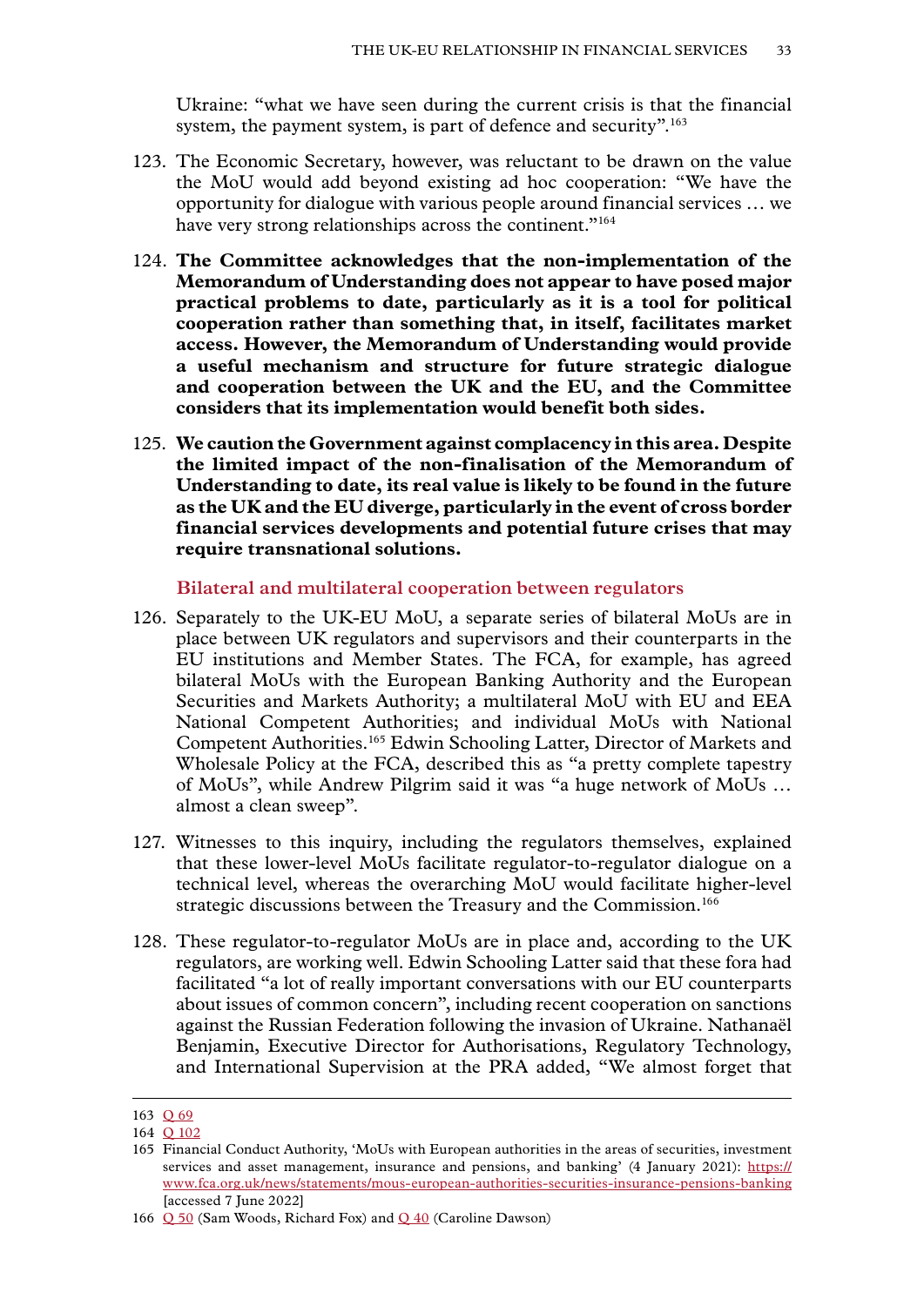Ukraine: "what we have seen during the current crisis is that the financial system, the payment system, is part of defence and security".[163]

123. The Economic Secretary, however, was reluctant to be drawn on the value the MoU would add beyond existing ad hoc cooperation: "We have the opportunity for dialogue with various people around financial services … we have very strong relationships across the continent."[164]

124. **The Committee acknowledges that the non-implementation of the Memorandum of Understanding does not appear to have posed major practical problems to date, particularly as it is a tool for political cooperation rather than something that, in itself, facilitates market access. However, the Memorandum of Understanding would provide a useful mechanism and structure for future strategic dialogue and cooperation between the UK and the EU, and the Committee considers that its implementation would benefit both sides.**

125. **We caution the Government against complacency in this area. Despite the limited impact of the non-finalisation of the Memorandum of Understanding to date, its real value is likely to be found in the future as the UK and the EU diverge, particularly in the event of cross border financial services developments and potential future crises that may require transnational solutions.**

### Bilateral and multilateral cooperation between regulators

126. Separately to the UK-EU MoU, a separate series of bilateral MoUs are in place between UK regulators and supervisors and their counterparts in the EU institutions and Member States. The FCA, for example, has agreed bilateral MoUs with the European Banking Authority and the European Securities and Markets Authority; a multilateral MoU with EU and EEA National Competent Authorities; and individual MoUs with National Competent Authorities.[165] Edwin Schooling Latter, Director of Markets and Wholesale Policy at the FCA, described this as "a pretty complete tapestry of MoUs", while Andrew Pilgrim said it was "a huge network of MoUs … almost a clean sweep".

127. Witnesses to this inquiry, including the regulators themselves, explained that these lower-level MoUs facilitate regulator-to-regulator dialogue on a technical level, whereas the overarching MoU would facilitate higher-level strategic discussions between the Treasury and the Commission.[166]

128. These regulator-to-regulator MoUs are in place and, according to the UK regulators, are working well. Edwin Schooling Latter said that these fora had facilitated "a lot of really important conversations with our EU counterparts about issues of common concern", including recent cooperation on sanctions against the Russian Federation following the invasion of Ukraine. Nathanaël Benjamin, Executive Director for Authorisations, Regulatory Technology, and International Supervision at the PRA added, "We almost forget that

---

163 Q 69

164 Q 102

165 Financial Conduct Authority, 'MoUs with European authorities in the areas of securities, investment services and asset management, insurance and pensions, and banking' (4 January 2021): https://www.fca.org.uk/news/statements/mous-european-authorities-securities-insurance-pensions-banking [accessed 7 June 2022]

166 Q 50 (Sam Woods, Richard Fox) and Q 40 (Caroline Dawson)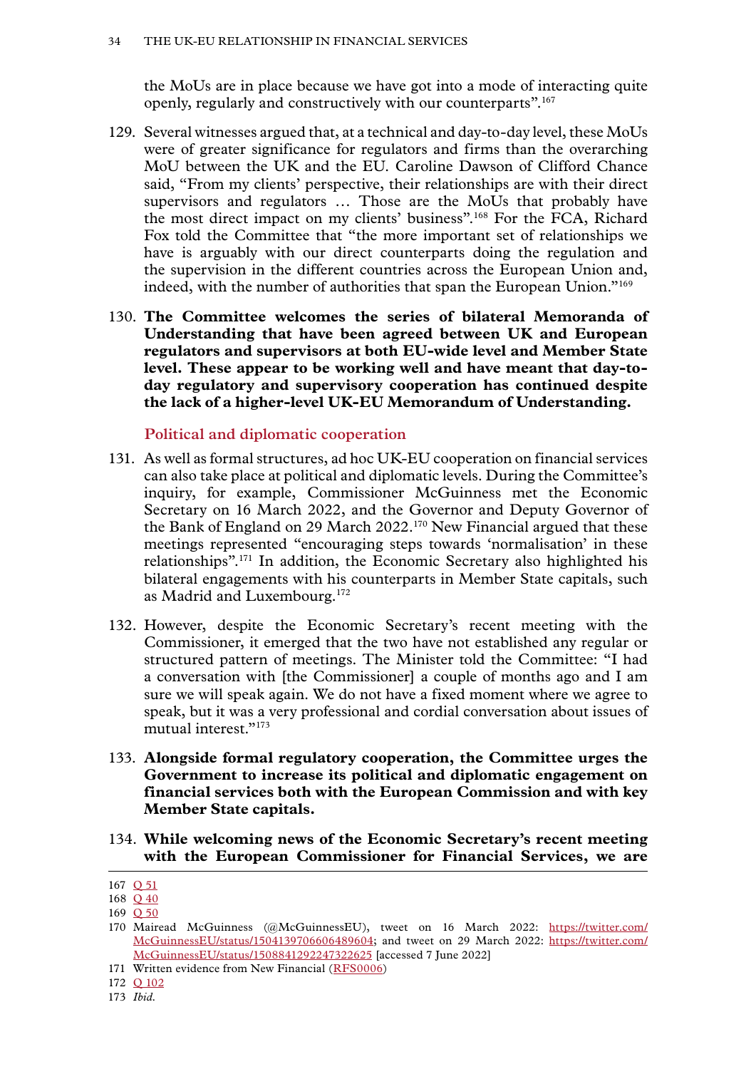the MoUs are in place because we have got into a mode of interacting quite openly, regularly and constructively with our counterparts".[167]

129. Several witnesses argued that, at a technical and day-to-day level, these MoUs were of greater significance for regulators and firms than the overarching MoU between the UK and the EU. Caroline Dawson of Clifford Chance said, "From my clients' perspective, their relationships are with their direct supervisors and regulators … Those are the MoUs that probably have the most direct impact on my clients' business".[168] For the FCA, Richard Fox told the Committee that "the more important set of relationships we have is arguably with our direct counterparts doing the regulation and the supervision in the different countries across the European Union and, indeed, with the number of authorities that span the European Union."[169]

130. **The Committee welcomes the series of bilateral Memoranda of Understanding that have been agreed between UK and European regulators and supervisors at both EU-wide level and Member State level. These appear to be working well and have meant that day-to-day regulatory and supervisory cooperation has continued despite the lack of a higher-level UK-EU Memorandum of Understanding.**

### Political and diplomatic cooperation

131. As well as formal structures, ad hoc UK-EU cooperation on financial services can also take place at political and diplomatic levels. During the Committee's inquiry, for example, Commissioner McGuinness met the Economic Secretary on 16 March 2022, and the Governor and Deputy Governor of the Bank of England on 29 March 2022.[170] New Financial argued that these meetings represented "encouraging steps towards 'normalisation' in these relationships".[171] In addition, the Economic Secretary also highlighted his bilateral engagements with his counterparts in Member State capitals, such as Madrid and Luxembourg.[172]

132. However, despite the Economic Secretary's recent meeting with the Commissioner, it emerged that the two have not established any regular or structured pattern of meetings. The Minister told the Committee: "I had a conversation with [the Commissioner] a couple of months ago and I am sure we will speak again. We do not have a fixed moment where we agree to speak, but it was a very professional and cordial conversation about issues of mutual interest."[173]

133. **Alongside formal regulatory cooperation, the Committee urges the Government to increase its political and diplomatic engagement on financial services both with the European Commission and with key Member State capitals.**

134. **While welcoming news of the Economic Secretary's recent meeting with the European Commissioner for Financial Services, we are**

---

167 Q 51

168 Q 40

169 Q 50

170 Mairead McGuinness (@McGuinnessEU), tweet on 16 March 2022: https://twitter.com/McGuinnessEU/status/1504139706606489604; and tweet on 29 March 2022: https://twitter.com/McGuinnessEU/status/1508841292247322625 [accessed 7 June 2022]

171 Written evidence from New Financial (RFS0006)

172 Q 102

173 *Ibid.*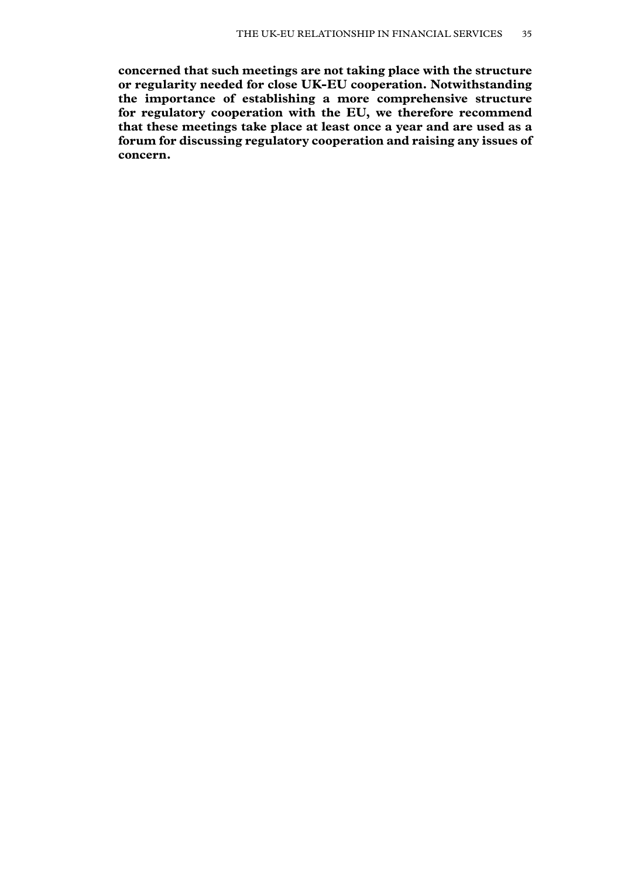**concerned that such meetings are not taking place with the structure or regularity needed for close UK-EU cooperation. Notwithstanding the importance of establishing a more comprehensive structure for regulatory cooperation with the EU, we therefore recommend that these meetings take place at least once a year and are used as a forum for discussing regulatory cooperation and raising any issues of concern.**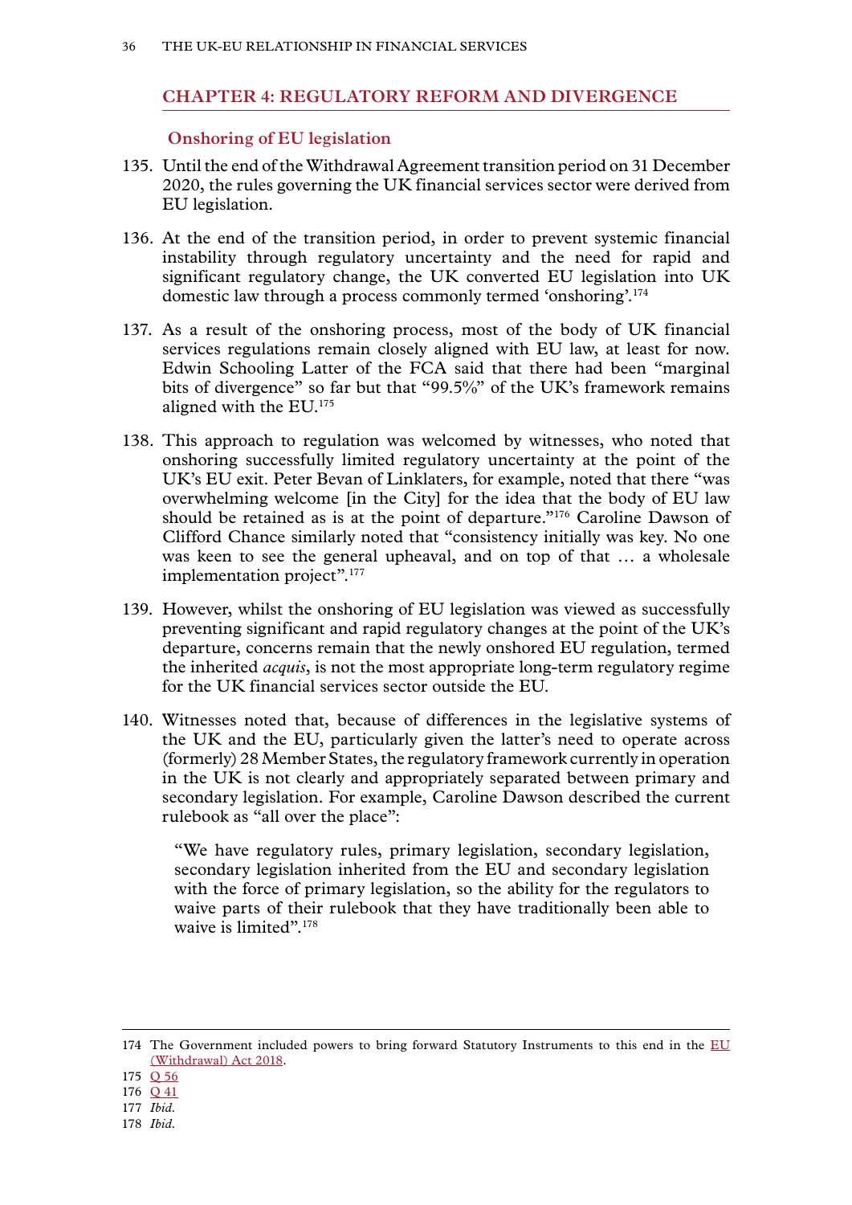## CHAPTER 4: REGULATORY REFORM AND DIVERGENCE

### Onshoring of EU legislation

135. Until the end of the Withdrawal Agreement transition period on 31 December 2020, the rules governing the UK financial services sector were derived from EU legislation.

136. At the end of the transition period, in order to prevent systemic financial instability through regulatory uncertainty and the need for rapid and significant regulatory change, the UK converted EU legislation into UK domestic law through a process commonly termed 'onshoring'.[174]

137. As a result of the onshoring process, most of the body of UK financial services regulations remain closely aligned with EU law, at least for now. Edwin Schooling Latter of the FCA said that there had been "marginal bits of divergence" so far but that "99.5%" of the UK's framework remains aligned with the EU.[175]

138. This approach to regulation was welcomed by witnesses, who noted that onshoring successfully limited regulatory uncertainty at the point of the UK's EU exit. Peter Bevan of Linklaters, for example, noted that there "was overwhelming welcome [in the City] for the idea that the body of EU law should be retained as is at the point of departure."[176] Caroline Dawson of Clifford Chance similarly noted that "consistency initially was key. No one was keen to see the general upheaval, and on top of that … a wholesale implementation project".[177]

139. However, whilst the onshoring of EU legislation was viewed as successfully preventing significant and rapid regulatory changes at the point of the UK's departure, concerns remain that the newly onshored EU regulation, termed the inherited *acquis*, is not the most appropriate long-term regulatory regime for the UK financial services sector outside the EU.

140. Witnesses noted that, because of differences in the legislative systems of the UK and the EU, particularly given the latter's need to operate across (formerly) 28 Member States, the regulatory framework currently in operation in the UK is not clearly and appropriately separated between primary and secondary legislation. For example, Caroline Dawson described the current rulebook as "all over the place":

> "We have regulatory rules, primary legislation, secondary legislation, secondary legislation inherited from the EU and secondary legislation with the force of primary legislation, so the ability for the regulators to waive parts of their rulebook that they have traditionally been able to waive is limited".[178]

---

174 The Government included powers to bring forward Statutory Instruments to this end in the EU (Withdrawal) Act 2018.

175 Q 56

176 Q 41

177 *Ibid.*

178 *Ibid.*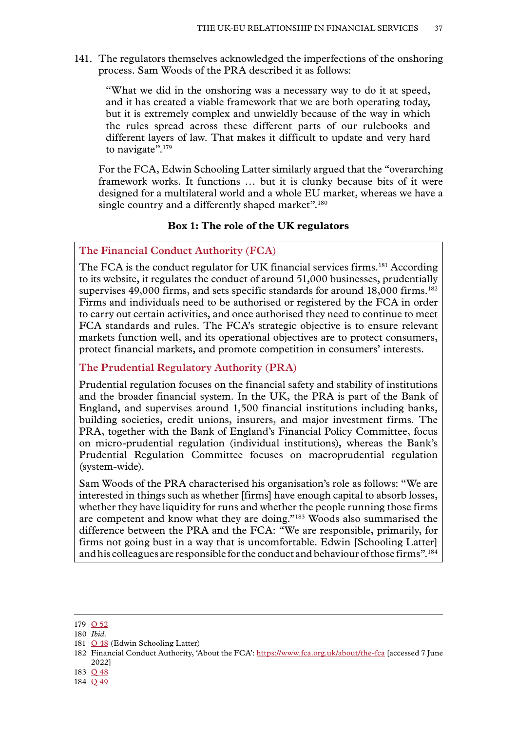141. The regulators themselves acknowledged the imperfections of the onshoring process. Sam Woods of the PRA described it as follows:

> "What we did in the onshoring was a necessary way to do it at speed, and it has created a viable framework that we are both operating today, but it is extremely complex and unwieldy because of the way in which the rules spread across these different parts of our rulebooks and different layers of law. That makes it difficult to update and very hard to navigate".[179]

For the FCA, Edwin Schooling Latter similarly argued that the "overarching framework works. It functions … but it is clunky because bits of it were designed for a multilateral world and a whole EU market, whereas we have a single country and a differently shaped market".[180]

**Box 1: The role of the UK regulators**

### The Financial Conduct Authority (FCA)

The FCA is the conduct regulator for UK financial services firms.[181] According to its website, it regulates the conduct of around 51,000 businesses, prudentially supervises 49,000 firms, and sets specific standards for around 18,000 firms.[182] Firms and individuals need to be authorised or registered by the FCA in order to carry out certain activities, and once authorised they need to continue to meet FCA standards and rules. The FCA's strategic objective is to ensure relevant markets function well, and its operational objectives are to protect consumers, protect financial markets, and promote competition in consumers' interests.

### The Prudential Regulatory Authority (PRA)

Prudential regulation focuses on the financial safety and stability of institutions and the broader financial system. In the UK, the PRA is part of the Bank of England, and supervises around 1,500 financial institutions including banks, building societies, credit unions, insurers, and major investment firms. The PRA, together with the Bank of England's Financial Policy Committee, focus on micro-prudential regulation (individual institutions), whereas the Bank's Prudential Regulation Committee focuses on macroprudential regulation (system-wide).

Sam Woods of the PRA characterised his organisation's role as follows: "We are interested in things such as whether [firms] have enough capital to absorb losses, whether they have liquidity for runs and whether the people running those firms are competent and know what they are doing."[183] Woods also summarised the difference between the PRA and the FCA: "We are responsible, primarily, for firms not going bust in a way that is uncomfortable. Edwin [Schooling Latter] and his colleagues are responsible for the conduct and behaviour of those firms".[184]

---

179 Q 52

180 *Ibid.*

181 Q 48 (Edwin Schooling Latter)

182 Financial Conduct Authority, 'About the FCA': https://www.fca.org.uk/about/the-fca [accessed 7 June 2022]

183 Q 48

184 Q 49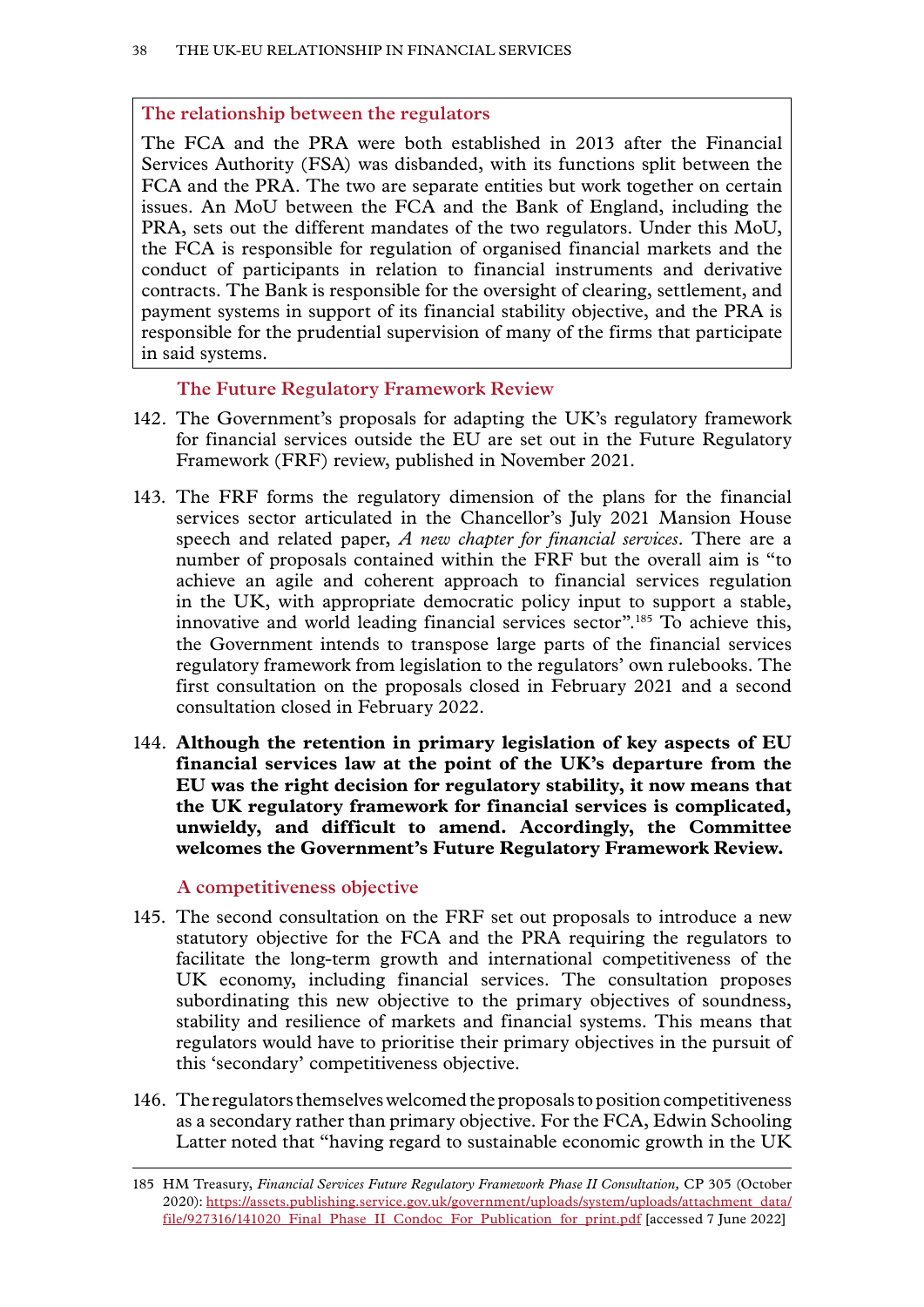**The relationship between the regulators**

The FCA and the PRA were both established in 2013 after the Financial Services Authority (FSA) was disbanded, with its functions split between the FCA and the PRA. The two are separate entities but work together on certain issues. An MoU between the FCA and the Bank of England, including the PRA, sets out the different mandates of the two regulators. Under this MoU, the FCA is responsible for regulation of organised financial markets and the conduct of participants in relation to financial instruments and derivative contracts. The Bank is responsible for the oversight of clearing, settlement, and payment systems in support of its financial stability objective, and the PRA is responsible for the prudential supervision of many of the firms that participate in said systems.

### The Future Regulatory Framework Review

142. The Government's proposals for adapting the UK's regulatory framework for financial services outside the EU are set out in the Future Regulatory Framework (FRF) review, published in November 2021.

143. The FRF forms the regulatory dimension of the plans for the financial services sector articulated in the Chancellor's July 2021 Mansion House speech and related paper, *A new chapter for financial services*. There are a number of proposals contained within the FRF but the overall aim is "to achieve an agile and coherent approach to financial services regulation in the UK, with appropriate democratic policy input to support a stable, innovative and world leading financial services sector".[185] To achieve this, the Government intends to transpose large parts of the financial services regulatory framework from legislation to the regulators' own rulebooks. The first consultation on the proposals closed in February 2021 and a second consultation closed in February 2022.

144. **Although the retention in primary legislation of key aspects of EU financial services law at the point of the UK's departure from the EU was the right decision for regulatory stability, it now means that the UK regulatory framework for financial services is complicated, unwieldy, and difficult to amend. Accordingly, the Committee welcomes the Government's Future Regulatory Framework Review.**

### A competitiveness objective

145. The second consultation on the FRF set out proposals to introduce a new statutory objective for the FCA and the PRA requiring the regulators to facilitate the long-term growth and international competitiveness of the UK economy, including financial services. The consultation proposes subordinating this new objective to the primary objectives of soundness, stability and resilience of markets and financial systems. This means that regulators would have to prioritise their primary objectives in the pursuit of this 'secondary' competitiveness objective.

146. The regulators themselves welcomed the proposals to position competitiveness as a secondary rather than primary objective. For the FCA, Edwin Schooling Latter noted that "having regard to sustainable economic growth in the UK

---

185 HM Treasury, *Financial Services Future Regulatory Framework Phase II Consultation,* CP 305 (October 2020): https://assets.publishing.service.gov.uk/government/uploads/system/uploads/attachment_data/file/927316/141020_Final_Phase_II_Condoc_For_Publication_for_print.pdf [accessed 7 June 2022]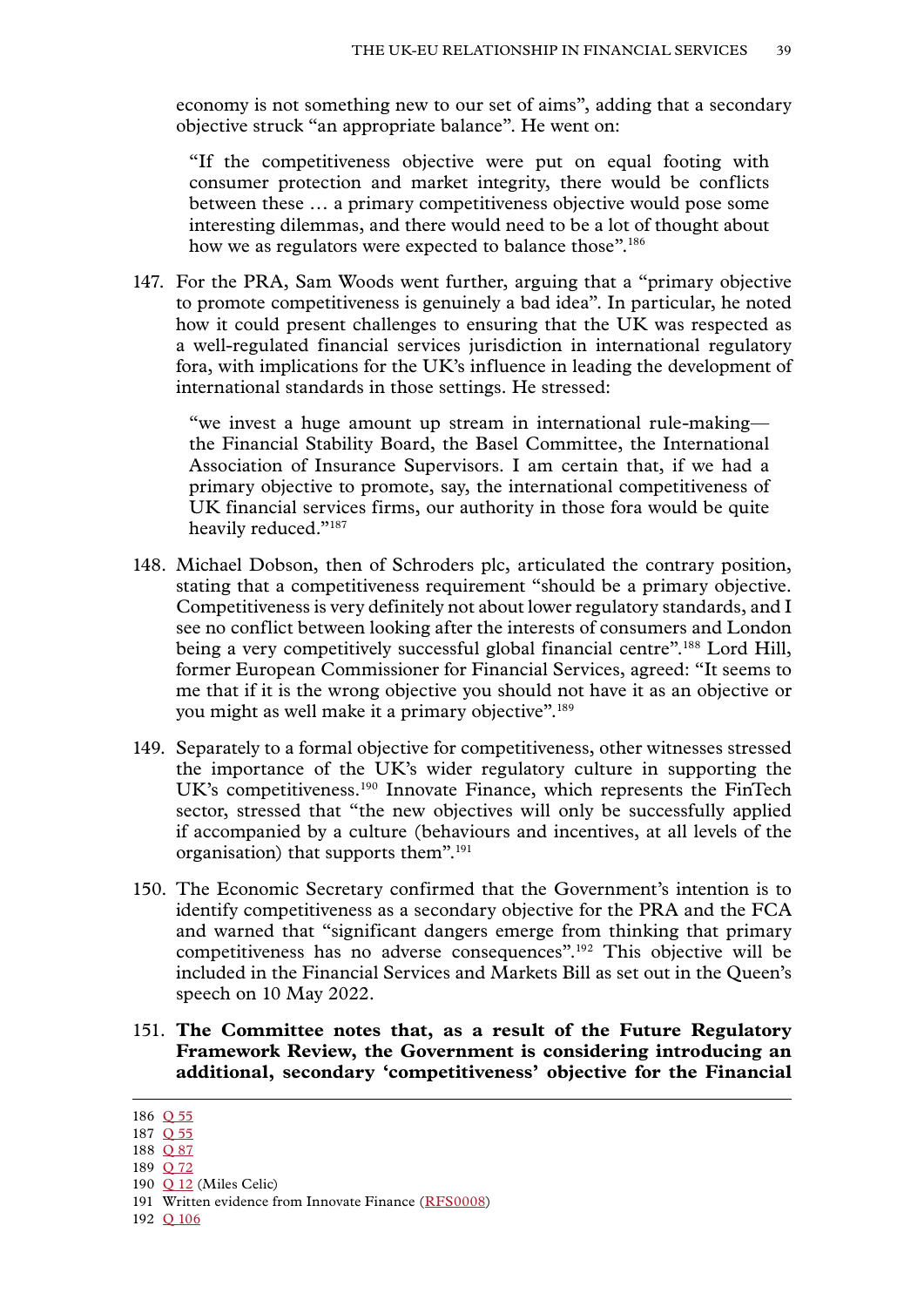economy is not something new to our set of aims", adding that a secondary objective struck "an appropriate balance". He went on:

> "If the competitiveness objective were put on equal footing with consumer protection and market integrity, there would be conflicts between these … a primary competitiveness objective would pose some interesting dilemmas, and there would need to be a lot of thought about how we as regulators were expected to balance those".[186]

147. For the PRA, Sam Woods went further, arguing that a "primary objective to promote competitiveness is genuinely a bad idea". In particular, he noted how it could present challenges to ensuring that the UK was respected as a well-regulated financial services jurisdiction in international regulatory fora, with implications for the UK's influence in leading the development of international standards in those settings. He stressed:

> "we invest a huge amount up stream in international rule-making—the Financial Stability Board, the Basel Committee, the International Association of Insurance Supervisors. I am certain that, if we had a primary objective to promote, say, the international competitiveness of UK financial services firms, our authority in those fora would be quite heavily reduced."[187]

148. Michael Dobson, then of Schroders plc, articulated the contrary position, stating that a competitiveness requirement "should be a primary objective. Competitiveness is very definitely not about lower regulatory standards, and I see no conflict between looking after the interests of consumers and London being a very competitively successful global financial centre".[188] Lord Hill, former European Commissioner for Financial Services, agreed: "It seems to me that if it is the wrong objective you should not have it as an objective or you might as well make it a primary objective".[189]

149. Separately to a formal objective for competitiveness, other witnesses stressed the importance of the UK's wider regulatory culture in supporting the UK's competitiveness.[190] Innovate Finance, which represents the FinTech sector, stressed that "the new objectives will only be successfully applied if accompanied by a culture (behaviours and incentives, at all levels of the organisation) that supports them".[191]

150. The Economic Secretary confirmed that the Government's intention is to identify competitiveness as a secondary objective for the PRA and the FCA and warned that "significant dangers emerge from thinking that primary competitiveness has no adverse consequences".[192] This objective will be included in the Financial Services and Markets Bill as set out in the Queen's speech on 10 May 2022.

151. **The Committee notes that, as a result of the Future Regulatory Framework Review, the Government is considering introducing an additional, secondary 'competitiveness' objective for the Financial**

---

186 Q 55
187 Q 55
188 Q 87
189 Q 72
190 Q 12 (Miles Celic)
191 Written evidence from Innovate Finance (RFS0008)
192 Q 106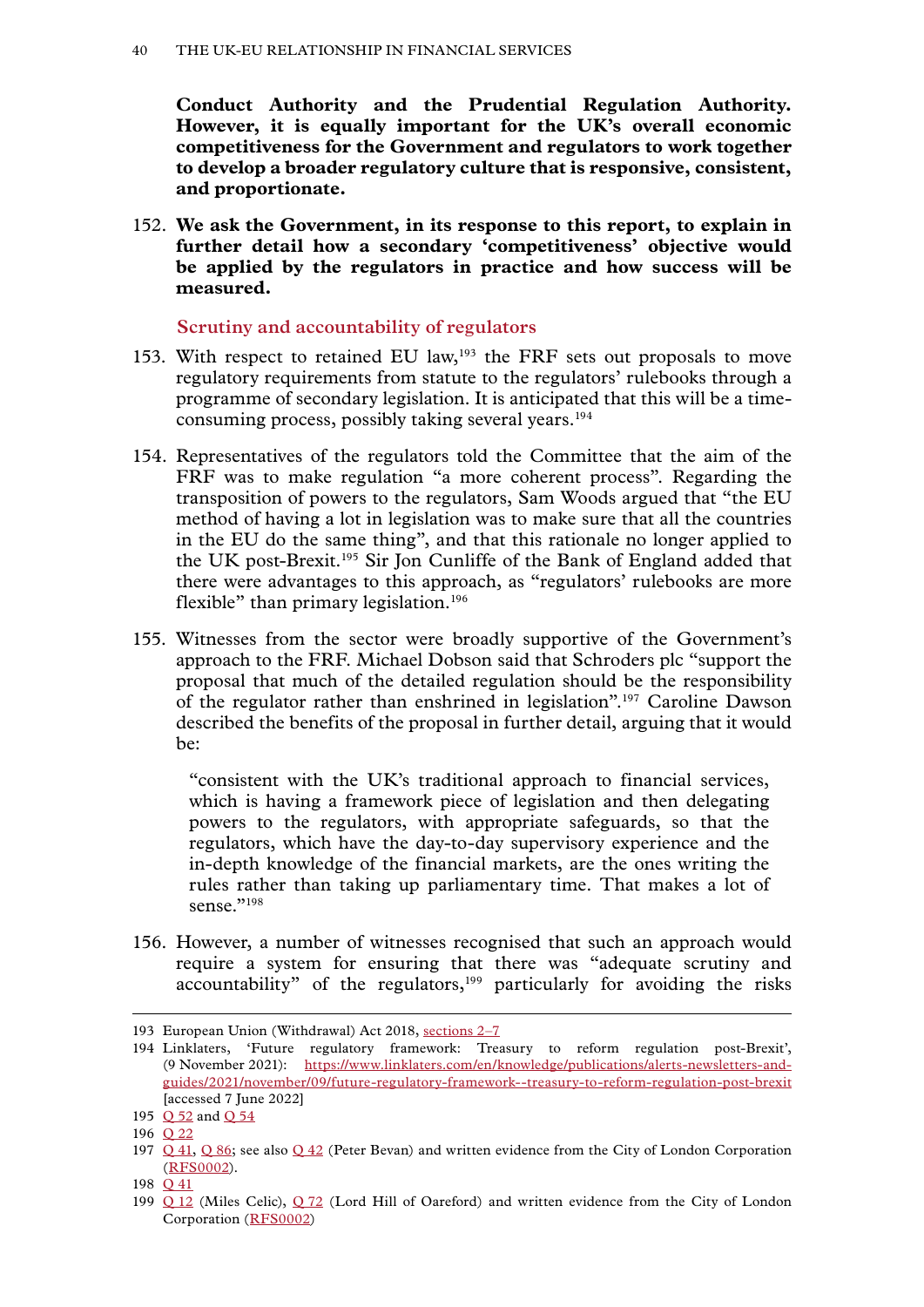**Conduct Authority and the Prudential Regulation Authority. However, it is equally important for the UK's overall economic competitiveness for the Government and regulators to work together to develop a broader regulatory culture that is responsive, consistent, and proportionate.**

152. **We ask the Government, in its response to this report, to explain in further detail how a secondary 'competitiveness' objective would be applied by the regulators in practice and how success will be measured.**

### Scrutiny and accountability of regulators

153. With respect to retained EU law,[193] the FRF sets out proposals to move regulatory requirements from statute to the regulators' rulebooks through a programme of secondary legislation. It is anticipated that this will be a time-consuming process, possibly taking several years.[194]

154. Representatives of the regulators told the Committee that the aim of the FRF was to make regulation "a more coherent process". Regarding the transposition of powers to the regulators, Sam Woods argued that "the EU method of having a lot in legislation was to make sure that all the countries in the EU do the same thing", and that this rationale no longer applied to the UK post-Brexit.[195] Sir Jon Cunliffe of the Bank of England added that there were advantages to this approach, as "regulators' rulebooks are more flexible" than primary legislation.[196]

155. Witnesses from the sector were broadly supportive of the Government's approach to the FRF. Michael Dobson said that Schroders plc "support the proposal that much of the detailed regulation should be the responsibility of the regulator rather than enshrined in legislation".[197] Caroline Dawson described the benefits of the proposal in further detail, arguing that it would be:

> "consistent with the UK's traditional approach to financial services, which is having a framework piece of legislation and then delegating powers to the regulators, with appropriate safeguards, so that the regulators, which have the day-to-day supervisory experience and the in-depth knowledge of the financial markets, are the ones writing the rules rather than taking up parliamentary time. That makes a lot of sense."[198]

156. However, a number of witnesses recognised that such an approach would require a system for ensuring that there was "adequate scrutiny and accountability" of the regulators,[199] particularly for avoiding the risks

---

193 European Union (Withdrawal) Act 2018, sections 2–7

194 Linklaters, 'Future regulatory framework: Treasury to reform regulation post-Brexit', (9 November 2021): https://www.linklaters.com/en/knowledge/publications/alerts-newsletters-and-guides/2021/november/09/future-regulatory-framework--treasury-to-reform-regulation-post-brexit [accessed 7 June 2022]

195 Q 52 and Q 54

196 Q 22

197 Q 41, Q 86; see also Q 42 (Peter Bevan) and written evidence from the City of London Corporation (RFS0002).

198 Q 41

199 Q 12 (Miles Celic), Q 72 (Lord Hill of Oareford) and written evidence from the City of London Corporation (RFS0002)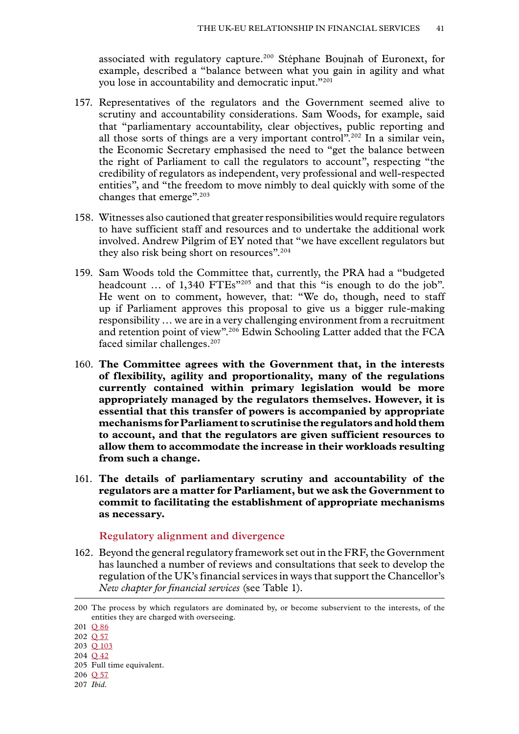associated with regulatory capture.[200] Stéphane Boujnah of Euronext, for example, described a "balance between what you gain in agility and what you lose in accountability and democratic input."[201]

157. Representatives of the regulators and the Government seemed alive to scrutiny and accountability considerations. Sam Woods, for example, said that "parliamentary accountability, clear objectives, public reporting and all those sorts of things are a very important control".[202] In a similar vein, the Economic Secretary emphasised the need to "get the balance between the right of Parliament to call the regulators to account", respecting "the credibility of regulators as independent, very professional and well-respected entities", and "the freedom to move nimbly to deal quickly with some of the changes that emerge".[203]

158. Witnesses also cautioned that greater responsibilities would require regulators to have sufficient staff and resources and to undertake the additional work involved. Andrew Pilgrim of EY noted that "we have excellent regulators but they also risk being short on resources".[204]

159. Sam Woods told the Committee that, currently, the PRA had a "budgeted headcount … of 1,340 FTEs"[205] and that this "is enough to do the job". He went on to comment, however, that: "We do, though, need to staff up if Parliament approves this proposal to give us a bigger rule-making responsibility … we are in a very challenging environment from a recruitment and retention point of view".[206] Edwin Schooling Latter added that the FCA faced similar challenges.[207]

160. **The Committee agrees with the Government that, in the interests of flexibility, agility and proportionality, many of the regulations currently contained within primary legislation would be more appropriately managed by the regulators themselves. However, it is essential that this transfer of powers is accompanied by appropriate mechanisms for Parliament to scrutinise the regulators and hold them to account, and that the regulators are given sufficient resources to allow them to accommodate the increase in their workloads resulting from such a change.**

161. **The details of parliamentary scrutiny and accountability of the regulators are a matter for Parliament, but we ask the Government to commit to facilitating the establishment of appropriate mechanisms as necessary.**

### Regulatory alignment and divergence

162. Beyond the general regulatory framework set out in the FRF, the Government has launched a number of reviews and consultations that seek to develop the regulation of the UK's financial services in ways that support the Chancellor's *New chapter for financial services* (see Table 1).

---

200 The process by which regulators are dominated by, or become subservient to the interests, of the entities they are charged with overseeing.

201 Q 86

202 Q 57

203 Q 103

204 Q 42

205 Full time equivalent.

206 Q 57

207 *Ibid.*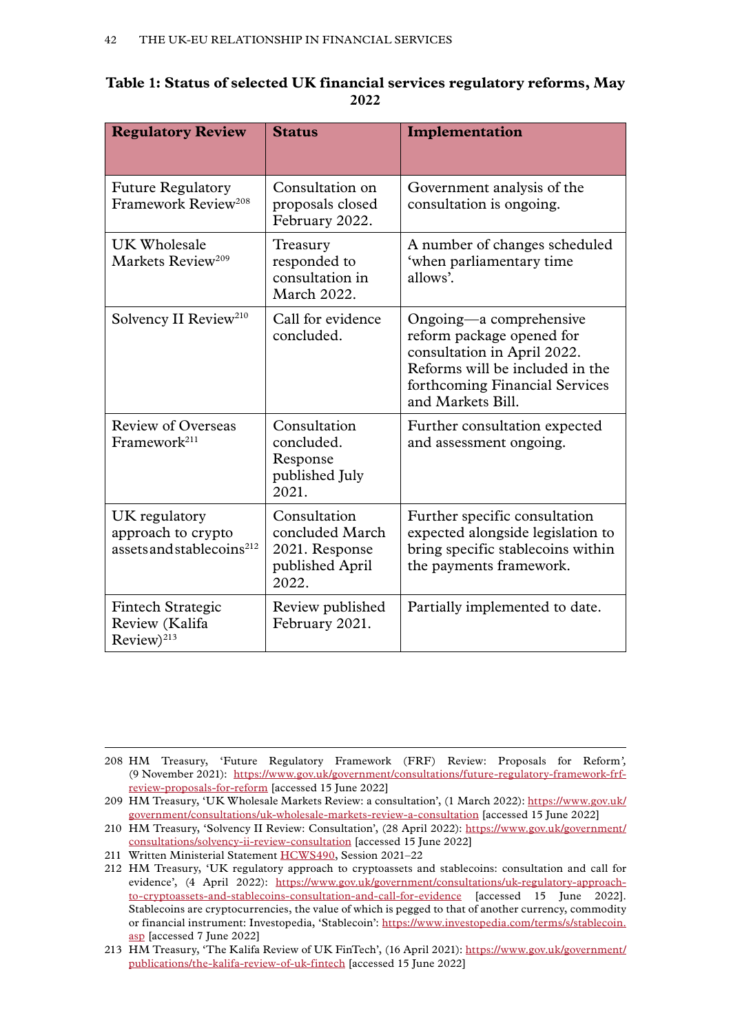**Table 1: Status of selected UK financial services regulatory reforms, May 2022**

| Regulatory Review | Status | Implementation |
|---|---|---|
| Future Regulatory Framework Review[208] | Consultation on proposals closed February 2022. | Government analysis of the consultation is ongoing. |
| UK Wholesale Markets Review[209] | Treasury responded to consultation in March 2022. | A number of changes scheduled 'when parliamentary time allows'. |
| Solvency II Review[210] | Call for evidence concluded. | Ongoing—a comprehensive reform package opened for consultation in April 2022. Reforms will be included in the forthcoming Financial Services and Markets Bill. |
| Review of Overseas Framework[211] | Consultation concluded. Response published July 2021. | Further consultation expected and assessment ongoing. |
| UK regulatory approach to crypto assets and stablecoins[212] | Consultation concluded March 2021. Response published April 2022. | Further specific consultation expected alongside legislation to bring specific stablecoins within the payments framework. |
| Fintech Strategic Review (Kalifa Review)[213] | Review published February 2021. | Partially implemented to date. |

208 HM Treasury, 'Future Regulatory Framework (FRF) Review: Proposals for Reform', (9 November 2021): https://www.gov.uk/government/consultations/future-regulatory-framework-frf-review-proposals-for-reform [accessed 15 June 2022]

209 HM Treasury, 'UK Wholesale Markets Review: a consultation', (1 March 2022): https://www.gov.uk/government/consultations/uk-wholesale-markets-review-a-consultation [accessed 15 June 2022]

210 HM Treasury, 'Solvency II Review: Consultation', (28 April 2022): https://www.gov.uk/government/consultations/solvency-ii-review-consultation [accessed 15 June 2022]

211 Written Ministerial Statement HCWS490, Session 2021–22

212 HM Treasury, 'UK regulatory approach to cryptoassets and stablecoins: consultation and call for evidence', (4 April 2022): https://www.gov.uk/government/consultations/uk-regulatory-approach-to-cryptoassets-and-stablecoins-consultation-and-call-for-evidence [accessed 15 June 2022]. Stablecoins are cryptocurrencies, the value of which is pegged to that of another currency, commodity or financial instrument: Investopedia, 'Stablecoin': https://www.investopedia.com/terms/s/stablecoin.asp [accessed 7 June 2022]

213 HM Treasury, 'The Kalifa Review of UK FinTech', (16 April 2021): https://www.gov.uk/government/publications/the-kalifa-review-of-uk-fintech [accessed 15 June 2022]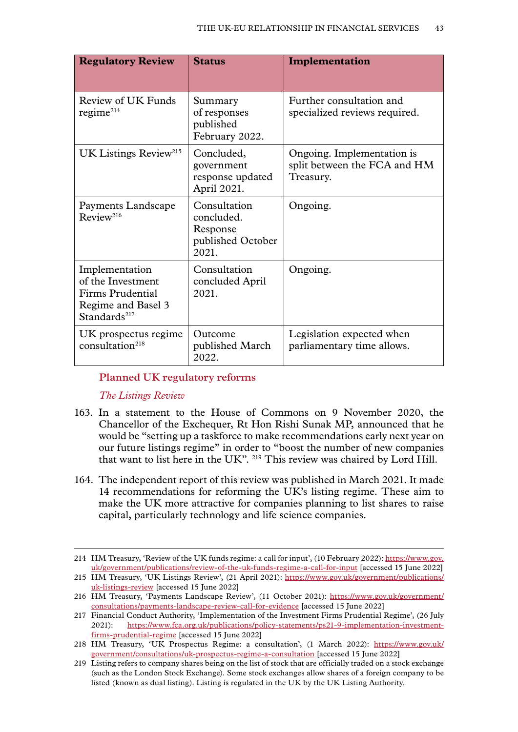| Regulatory Review | Status | Implementation |
| --- | --- | --- |
| Review of UK Funds regime[214] | Summary of responses published February 2022. | Further consultation and specialized reviews required. |
| UK Listings Review[215] | Concluded, government response updated April 2021. | Ongoing. Implementation is split between the FCA and HM Treasury. |
| Payments Landscape Review[216] | Consultation concluded. Response published October 2021. | Ongoing. |
| Implementation of the Investment Firms Prudential Regime and Basel 3 Standards[217] | Consultation concluded April 2021. | Ongoing. |
| UK prospectus regime consultation[218] | Outcome published March 2022. | Legislation expected when parliamentary time allows. |

## Planned UK regulatory reforms

### *The Listings Review*

163. In a statement to the House of Commons on 9 November 2020, the Chancellor of the Exchequer, Rt Hon Rishi Sunak MP, announced that he would be "setting up a taskforce to make recommendations early next year on our future listings regime" in order to "boost the number of new companies that want to list here in the UK". [219] This review was chaired by Lord Hill.

164. The independent report of this review was published in March 2021. It made 14 recommendations for reforming the UK's listing regime. These aim to make the UK more attractive for companies planning to list shares to raise capital, particularly technology and life science companies.

---

214 HM Treasury, 'Review of the UK funds regime: a call for input', (10 February 2022): https://www.gov.uk/government/publications/review-of-the-uk-funds-regime-a-call-for-input [accessed 15 June 2022]

215 HM Treasury, 'UK Listings Review', (21 April 2021): https://www.gov.uk/government/publications/uk-listings-review [accessed 15 June 2022]

216 HM Treasury, 'Payments Landscape Review', (11 October 2021): https://www.gov.uk/government/consultations/payments-landscape-review-call-for-evidence [accessed 15 June 2022]

217 Financial Conduct Authority, 'Implementation of the Investment Firms Prudential Regime', (26 July 2021): https://www.fca.org.uk/publications/policy-statements/ps21-9-implementation-investment-firms-prudential-regime [accessed 15 June 2022]

218 HM Treasury, 'UK Prospectus Regime: a consultation', (1 March 2022): https://www.gov.uk/government/consultations/uk-prospectus-regime-a-consultation [accessed 15 June 2022]

219 Listing refers to company shares being on the list of stock that are officially traded on a stock exchange (such as the London Stock Exchange). Some stock exchanges allow shares of a foreign company to be listed (known as dual listing). Listing is regulated in the UK by the UK Listing Authority.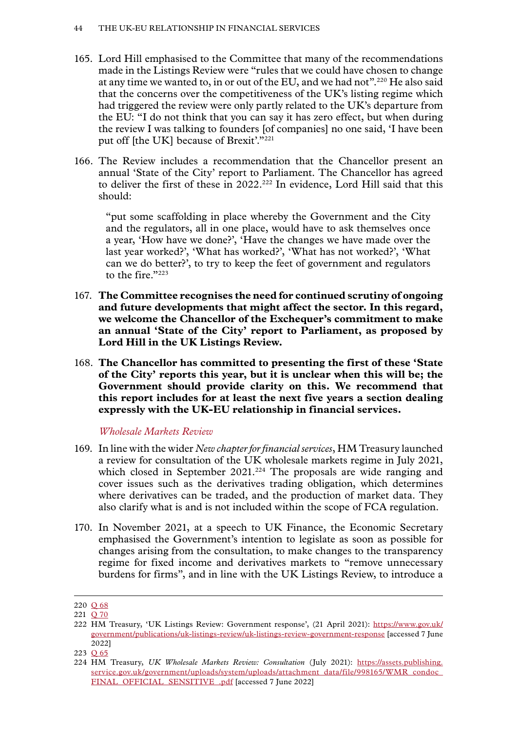165. Lord Hill emphasised to the Committee that many of the recommendations made in the Listings Review were "rules that we could have chosen to change at any time we wanted to, in or out of the EU, and we had not".[220] He also said that the concerns over the competitiveness of the UK's listing regime which had triggered the review were only partly related to the UK's departure from the EU: "I do not think that you can say it has zero effect, but when during the review I was talking to founders [of companies] no one said, 'I have been put off [the UK] because of Brexit'."[221]

166. The Review includes a recommendation that the Chancellor present an annual 'State of the City' report to Parliament. The Chancellor has agreed to deliver the first of these in 2022.[222] In evidence, Lord Hill said that this should:

> "put some scaffolding in place whereby the Government and the City and the regulators, all in one place, would have to ask themselves once a year, 'How have we done?', 'Have the changes we have made over the last year worked?', 'What has worked?', 'What has not worked?', 'What can we do better?', to try to keep the feet of government and regulators to the fire."[223]

167. **The Committee recognises the need for continued scrutiny of ongoing and future developments that might affect the sector. In this regard, we welcome the Chancellor of the Exchequer's commitment to make an annual 'State of the City' report to Parliament, as proposed by Lord Hill in the UK Listings Review.**

168. **The Chancellor has committed to presenting the first of these 'State of the City' reports this year, but it is unclear when this will be; the Government should provide clarity on this. We recommend that this report includes for at least the next five years a section dealing expressly with the UK-EU relationship in financial services.**

*Wholesale Markets Review*

169. In line with the wider *New chapter for financial services*, HM Treasury launched a review for consultation of the UK wholesale markets regime in July 2021, which closed in September 2021.[224] The proposals are wide ranging and cover issues such as the derivatives trading obligation, which determines where derivatives can be traded, and the production of market data. They also clarify what is and is not included within the scope of FCA regulation.

170. In November 2021, at a speech to UK Finance, the Economic Secretary emphasised the Government's intention to legislate as soon as possible for changes arising from the consultation, to make changes to the transparency regime for fixed income and derivatives markets to "remove unnecessary burdens for firms", and in line with the UK Listings Review, to introduce a

---

220 Q 68

221 Q 70

222 HM Treasury, 'UK Listings Review: Government response', (21 April 2021): https://www.gov.uk/government/publications/uk-listings-review/uk-listings-review-government-response [accessed 7 June 2022]

223 Q 65

224 HM Treasury, *UK Wholesale Markets Review: Consultation* (July 2021): https://assets.publishing.service.gov.uk/government/uploads/system/uploads/attachment_data/file/998165/WMR_condoc_FINAL_OFFICIAL_SENSITIVE_.pdf [accessed 7 June 2022]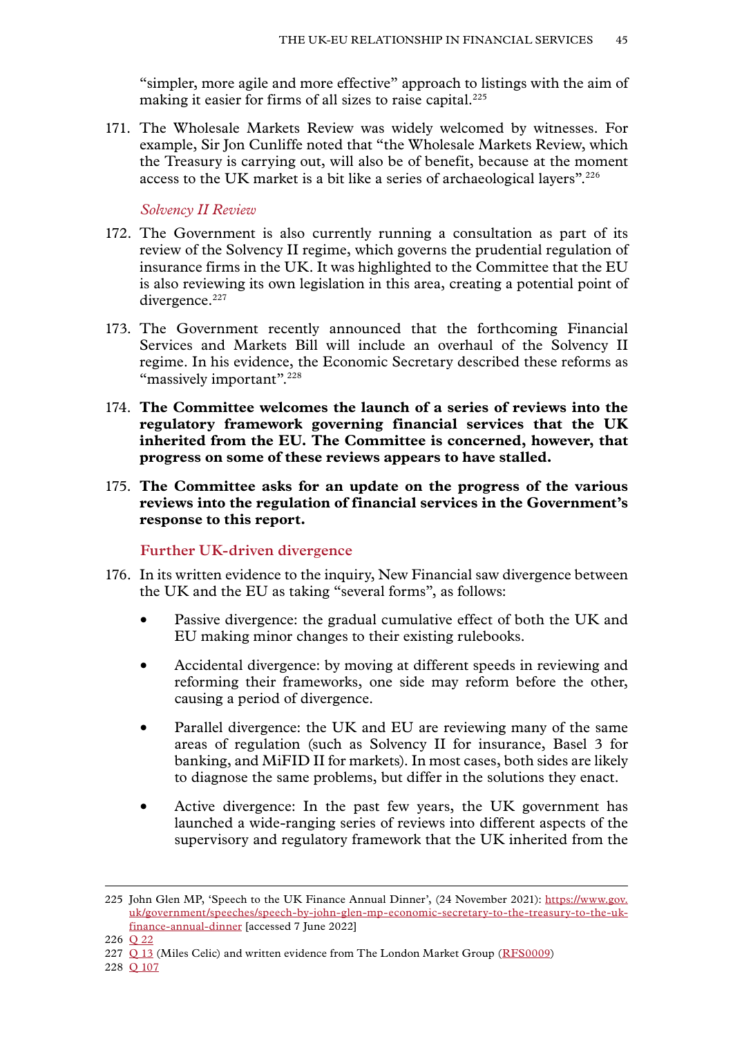"simpler, more agile and more effective" approach to listings with the aim of making it easier for firms of all sizes to raise capital.[225]

171. The Wholesale Markets Review was widely welcomed by witnesses. For example, Sir Jon Cunliffe noted that "the Wholesale Markets Review, which the Treasury is carrying out, will also be of benefit, because at the moment access to the UK market is a bit like a series of archaeological layers".[226]

#### *Solvency II Review*

172. The Government is also currently running a consultation as part of its review of the Solvency II regime, which governs the prudential regulation of insurance firms in the UK. It was highlighted to the Committee that the EU is also reviewing its own legislation in this area, creating a potential point of divergence.[227]

173. The Government recently announced that the forthcoming Financial Services and Markets Bill will include an overhaul of the Solvency II regime. In his evidence, the Economic Secretary described these reforms as "massively important".[228]

174. **The Committee welcomes the launch of a series of reviews into the regulatory framework governing financial services that the UK inherited from the EU. The Committee is concerned, however, that progress on some of these reviews appears to have stalled.**

175. **The Committee asks for an update on the progress of the various reviews into the regulation of financial services in the Government's response to this report.**

### Further UK-driven divergence

176. In its written evidence to the inquiry, New Financial saw divergence between the UK and the EU as taking "several forms", as follows:

- Passive divergence: the gradual cumulative effect of both the UK and EU making minor changes to their existing rulebooks.
- Accidental divergence: by moving at different speeds in reviewing and reforming their frameworks, one side may reform before the other, causing a period of divergence.
- Parallel divergence: the UK and EU are reviewing many of the same areas of regulation (such as Solvency II for insurance, Basel 3 for banking, and MiFID II for markets). In most cases, both sides are likely to diagnose the same problems, but differ in the solutions they enact.
- Active divergence: In the past few years, the UK government has launched a wide-ranging series of reviews into different aspects of the supervisory and regulatory framework that the UK inherited from the

---

225 John Glen MP, 'Speech to the UK Finance Annual Dinner', (24 November 2021): https://www.gov.uk/government/speeches/speech-by-john-glen-mp-economic-secretary-to-the-treasury-to-the-uk-finance-annual-dinner [accessed 7 June 2022]

226 Q 22

227 Q 13 (Miles Celic) and written evidence from The London Market Group (RFS0009)

228 Q 107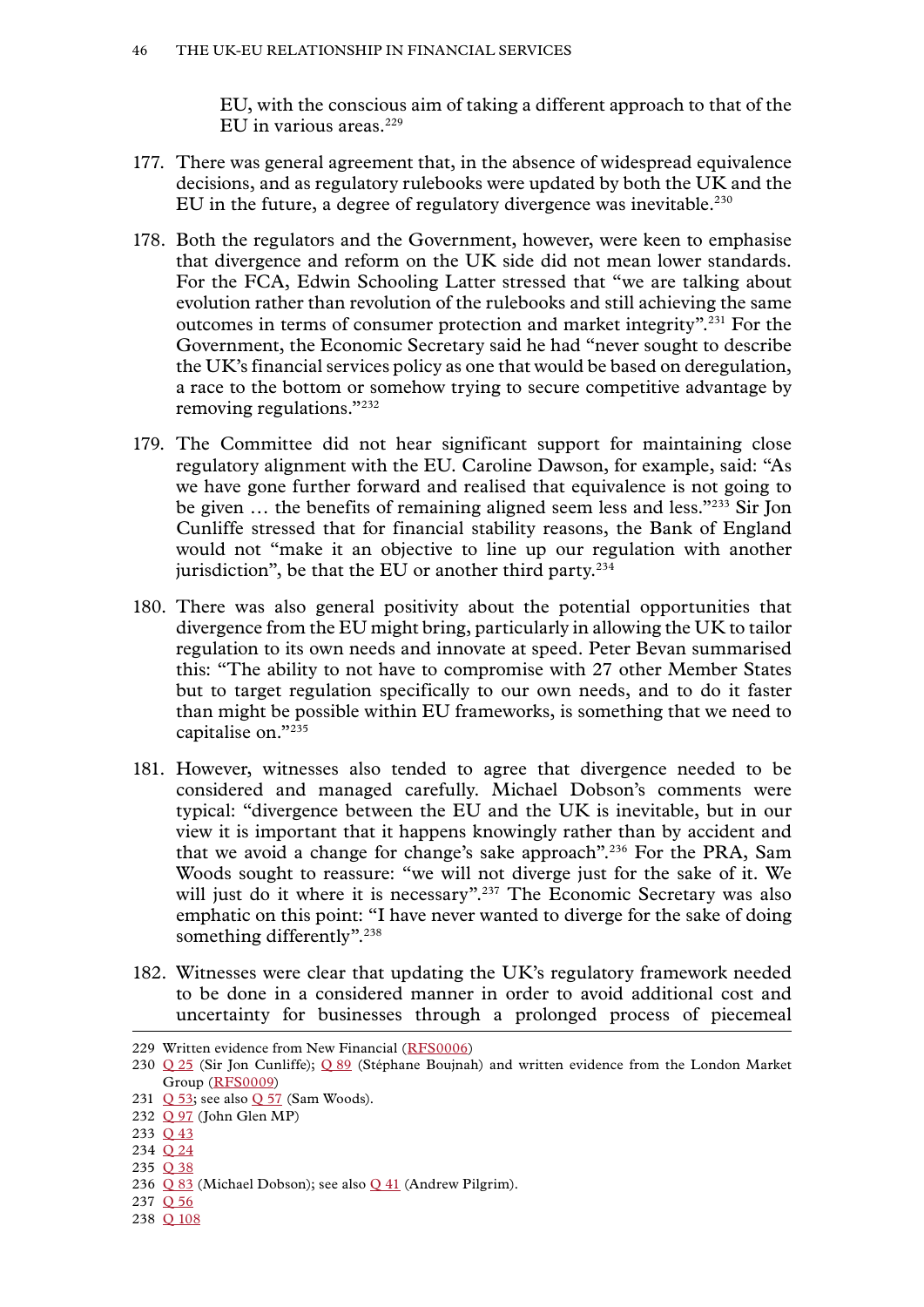EU, with the conscious aim of taking a different approach to that of the EU in various areas.[229]

177. There was general agreement that, in the absence of widespread equivalence decisions, and as regulatory rulebooks were updated by both the UK and the EU in the future, a degree of regulatory divergence was inevitable.[230]

178. Both the regulators and the Government, however, were keen to emphasise that divergence and reform on the UK side did not mean lower standards. For the FCA, Edwin Schooling Latter stressed that "we are talking about evolution rather than revolution of the rulebooks and still achieving the same outcomes in terms of consumer protection and market integrity".[231] For the Government, the Economic Secretary said he had "never sought to describe the UK's financial services policy as one that would be based on deregulation, a race to the bottom or somehow trying to secure competitive advantage by removing regulations."[232]

179. The Committee did not hear significant support for maintaining close regulatory alignment with the EU. Caroline Dawson, for example, said: "As we have gone further forward and realised that equivalence is not going to be given … the benefits of remaining aligned seem less and less."[233] Sir Jon Cunliffe stressed that for financial stability reasons, the Bank of England would not "make it an objective to line up our regulation with another jurisdiction", be that the EU or another third party.[234]

180. There was also general positivity about the potential opportunities that divergence from the EU might bring, particularly in allowing the UK to tailor regulation to its own needs and innovate at speed. Peter Bevan summarised this: "The ability to not have to compromise with 27 other Member States but to target regulation specifically to our own needs, and to do it faster than might be possible within EU frameworks, is something that we need to capitalise on."[235]

181. However, witnesses also tended to agree that divergence needed to be considered and managed carefully. Michael Dobson's comments were typical: "divergence between the EU and the UK is inevitable, but in our view it is important that it happens knowingly rather than by accident and that we avoid a change for change's sake approach".[236] For the PRA, Sam Woods sought to reassure: "we will not diverge just for the sake of it. We will just do it where it is necessary".[237] The Economic Secretary was also emphatic on this point: "I have never wanted to diverge for the sake of doing something differently".[238]

182. Witnesses were clear that updating the UK's regulatory framework needed to be done in a considered manner in order to avoid additional cost and uncertainty for businesses through a prolonged process of piecemeal

---

229 Written evidence from New Financial (RFS0006)

230 Q 25 (Sir Jon Cunliffe); Q 89 (Stéphane Boujnah) and written evidence from the London Market Group (RFS0009)

231 Q 53; see also Q 57 (Sam Woods).

232 Q 97 (John Glen MP)

233 Q 43

234 Q 24

235 Q 38

236 Q 83 (Michael Dobson); see also Q 41 (Andrew Pilgrim).

237 Q 56

238 Q 108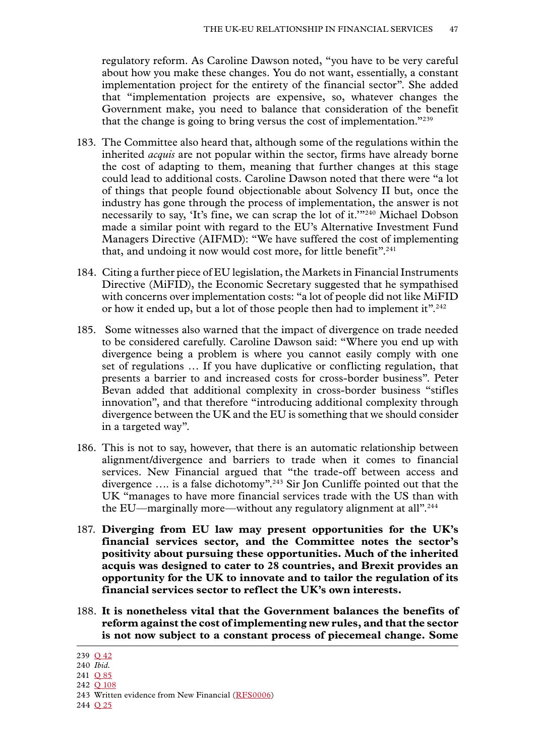regulatory reform. As Caroline Dawson noted, "you have to be very careful about how you make these changes. You do not want, essentially, a constant implementation project for the entirety of the financial sector". She added that "implementation projects are expensive, so, whatever changes the Government make, you need to balance that consideration of the benefit that the change is going to bring versus the cost of implementation."[239]

183. The Committee also heard that, although some of the regulations within the inherited *acquis* are not popular within the sector, firms have already borne the cost of adapting to them, meaning that further changes at this stage could lead to additional costs. Caroline Dawson noted that there were "a lot of things that people found objectionable about Solvency II but, once the industry has gone through the process of implementation, the answer is not necessarily to say, 'It's fine, we can scrap the lot of it.'"[240] Michael Dobson made a similar point with regard to the EU's Alternative Investment Fund Managers Directive (AIFMD): "We have suffered the cost of implementing that, and undoing it now would cost more, for little benefit".[241]

184. Citing a further piece of EU legislation, the Markets in Financial Instruments Directive (MiFID), the Economic Secretary suggested that he sympathised with concerns over implementation costs: "a lot of people did not like MiFID or how it ended up, but a lot of those people then had to implement it".[242]

185. Some witnesses also warned that the impact of divergence on trade needed to be considered carefully. Caroline Dawson said: "Where you end up with divergence being a problem is where you cannot easily comply with one set of regulations … If you have duplicative or conflicting regulation, that presents a barrier to and increased costs for cross-border business". Peter Bevan added that additional complexity in cross-border business "stifles innovation", and that therefore "introducing additional complexity through divergence between the UK and the EU is something that we should consider in a targeted way".

186. This is not to say, however, that there is an automatic relationship between alignment/divergence and barriers to trade when it comes to financial services. New Financial argued that "the trade-off between access and divergence …. is a false dichotomy".[243] Sir Jon Cunliffe pointed out that the UK "manages to have more financial services trade with the US than with the EU—marginally more—without any regulatory alignment at all".[244]

187. **Diverging from EU law may present opportunities for the UK's financial services sector, and the Committee notes the sector's positivity about pursuing these opportunities. Much of the inherited acquis was designed to cater to 28 countries, and Brexit provides an opportunity for the UK to innovate and to tailor the regulation of its financial services sector to reflect the UK's own interests.**

188. **It is nonetheless vital that the Government balances the benefits of reform against the cost of implementing new rules, and that the sector is not now subject to a constant process of piecemeal change. Some**

---

239 Q 42
240 *Ibid.*
241 Q 85
242 Q 108
243 Written evidence from New Financial (RFS0006)
244 Q 25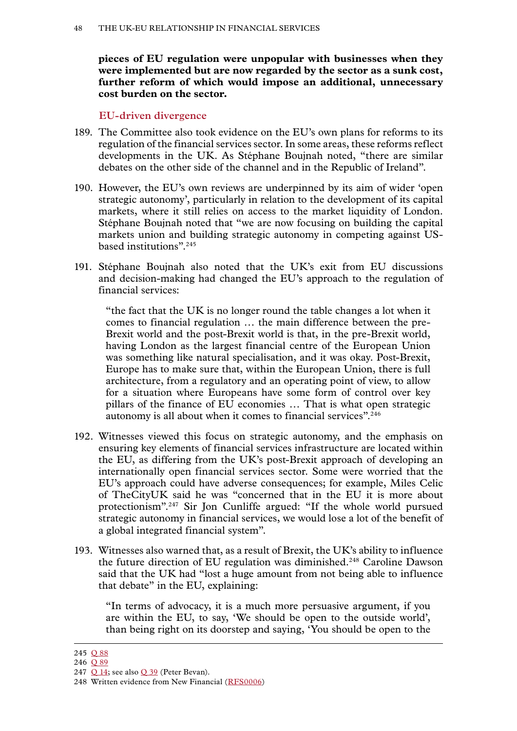**pieces of EU regulation were unpopular with businesses when they were implemented but are now regarded by the sector as a sunk cost, further reform of which would impose an additional, unnecessary cost burden on the sector.**

### EU-driven divergence

189. The Committee also took evidence on the EU's own plans for reforms to its regulation of the financial services sector. In some areas, these reforms reflect developments in the UK. As Stéphane Boujnah noted, "there are similar debates on the other side of the channel and in the Republic of Ireland".

190. However, the EU's own reviews are underpinned by its aim of wider 'open strategic autonomy', particularly in relation to the development of its capital markets, where it still relies on access to the market liquidity of London. Stéphane Boujnah noted that "we are now focusing on building the capital markets union and building strategic autonomy in competing against US-based institutions".[245]

191. Stéphane Boujnah also noted that the UK's exit from EU discussions and decision-making had changed the EU's approach to the regulation of financial services:

> "the fact that the UK is no longer round the table changes a lot when it comes to financial regulation … the main difference between the pre-Brexit world and the post-Brexit world is that, in the pre-Brexit world, having London as the largest financial centre of the European Union was something like natural specialisation, and it was okay. Post-Brexit, Europe has to make sure that, within the European Union, there is full architecture, from a regulatory and an operating point of view, to allow for a situation where Europeans have some form of control over key pillars of the finance of EU economies … That is what open strategic autonomy is all about when it comes to financial services".[246]

192. Witnesses viewed this focus on strategic autonomy, and the emphasis on ensuring key elements of financial services infrastructure are located within the EU, as differing from the UK's post-Brexit approach of developing an internationally open financial services sector. Some were worried that the EU's approach could have adverse consequences; for example, Miles Celic of TheCityUK said he was "concerned that in the EU it is more about protectionism".[247] Sir Jon Cunliffe argued: "If the whole world pursued strategic autonomy in financial services, we would lose a lot of the benefit of a global integrated financial system".

193. Witnesses also warned that, as a result of Brexit, the UK's ability to influence the future direction of EU regulation was diminished.[248] Caroline Dawson said that the UK had "lost a huge amount from not being able to influence that debate" in the EU, explaining:

> "In terms of advocacy, it is a much more persuasive argument, if you are within the EU, to say, 'We should be open to the outside world', than being right on its doorstep and saying, 'You should be open to the

---

245 Q 88

246 Q 89

247 Q 14; see also Q 39 (Peter Bevan).

248 Written evidence from New Financial (RFS0006)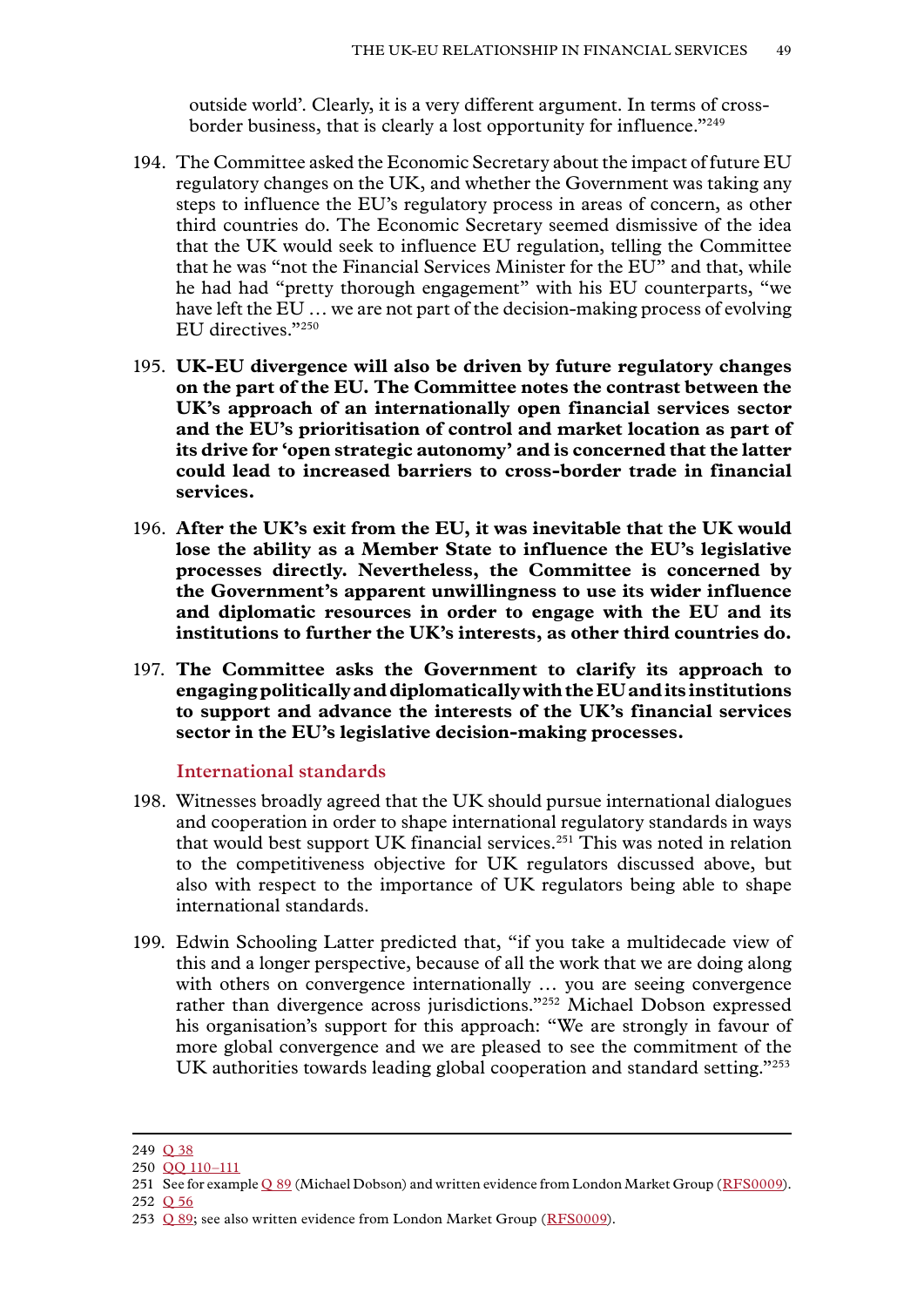outside world'. Clearly, it is a very different argument. In terms of cross-border business, that is clearly a lost opportunity for influence."[249]

194. The Committee asked the Economic Secretary about the impact of future EU regulatory changes on the UK, and whether the Government was taking any steps to influence the EU's regulatory process in areas of concern, as other third countries do. The Economic Secretary seemed dismissive of the idea that the UK would seek to influence EU regulation, telling the Committee that he was "not the Financial Services Minister for the EU" and that, while he had had "pretty thorough engagement" with his EU counterparts, "we have left the EU … we are not part of the decision-making process of evolving EU directives."[250]

195. **UK-EU divergence will also be driven by future regulatory changes on the part of the EU. The Committee notes the contrast between the UK's approach of an internationally open financial services sector and the EU's prioritisation of control and market location as part of its drive for 'open strategic autonomy' and is concerned that the latter could lead to increased barriers to cross-border trade in financial services.**

196. **After the UK's exit from the EU, it was inevitable that the UK would lose the ability as a Member State to influence the EU's legislative processes directly. Nevertheless, the Committee is concerned by the Government's apparent unwillingness to use its wider influence and diplomatic resources in order to engage with the EU and its institutions to further the UK's interests, as other third countries do.**

197. **The Committee asks the Government to clarify its approach to engaging politically and diplomatically with the EU and its institutions to support and advance the interests of the UK's financial services sector in the EU's legislative decision-making processes.**

### International standards

198. Witnesses broadly agreed that the UK should pursue international dialogues and cooperation in order to shape international regulatory standards in ways that would best support UK financial services.[251] This was noted in relation to the competitiveness objective for UK regulators discussed above, but also with respect to the importance of UK regulators being able to shape international standards.

199. Edwin Schooling Latter predicted that, "if you take a multidecade view of this and a longer perspective, because of all the work that we are doing along with others on convergence internationally … you are seeing convergence rather than divergence across jurisdictions."[252] Michael Dobson expressed his organisation's support for this approach: "We are strongly in favour of more global convergence and we are pleased to see the commitment of the UK authorities towards leading global cooperation and standard setting."[253]

---

249 Q 38
250 QQ 110–111
251 See for example Q 89 (Michael Dobson) and written evidence from London Market Group (RFS0009).
252 Q 56
253 Q 89; see also written evidence from London Market Group (RFS0009).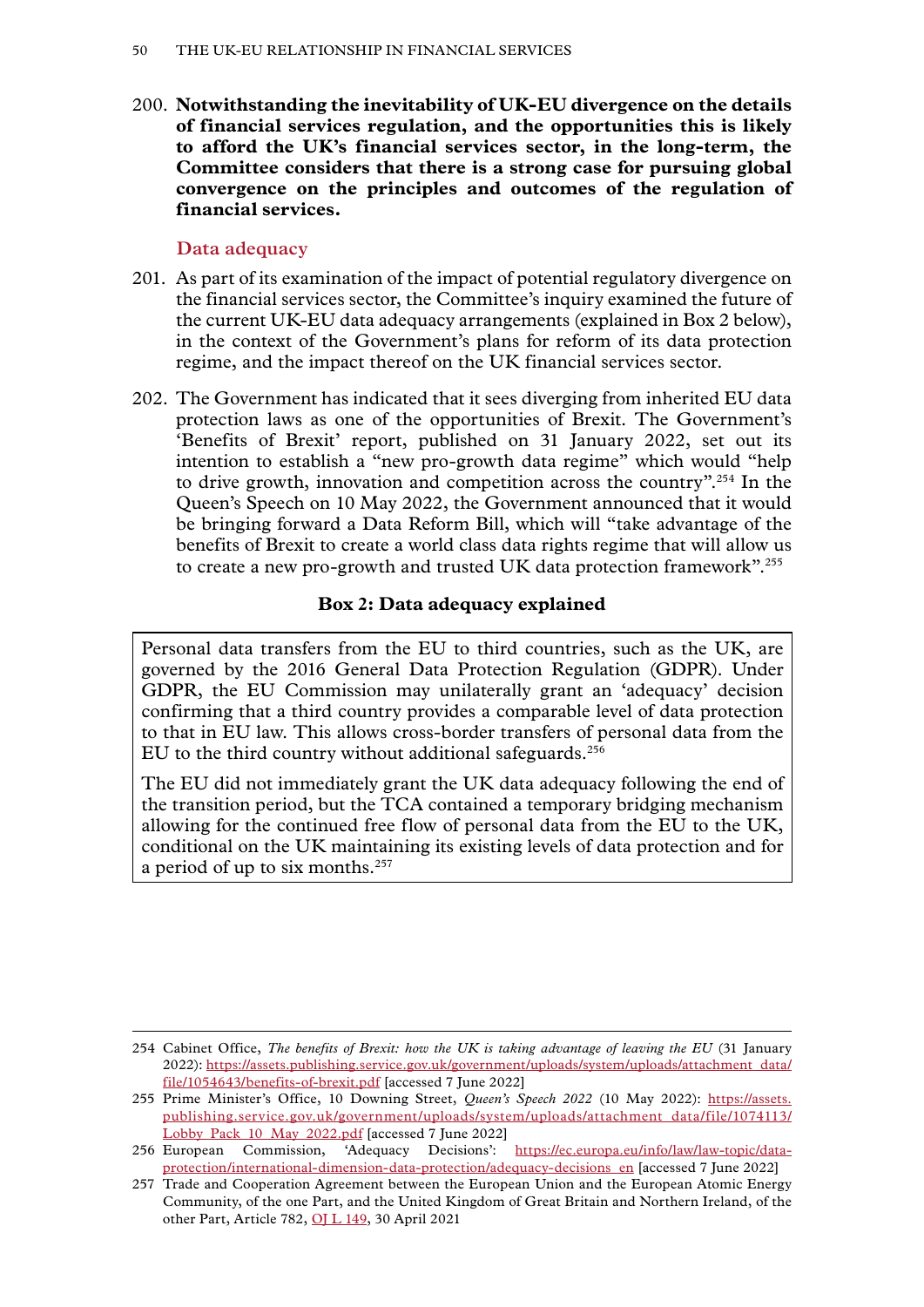200. **Notwithstanding the inevitability of UK-EU divergence on the details of financial services regulation, and the opportunities this is likely to afford the UK's financial services sector, in the long-term, the Committee considers that there is a strong case for pursuing global convergence on the principles and outcomes of the regulation of financial services.**

### Data adequacy

201. As part of its examination of the impact of potential regulatory divergence on the financial services sector, the Committee's inquiry examined the future of the current UK-EU data adequacy arrangements (explained in Box 2 below), in the context of the Government's plans for reform of its data protection regime, and the impact thereof on the UK financial services sector.

202. The Government has indicated that it sees diverging from inherited EU data protection laws as one of the opportunities of Brexit. The Government's 'Benefits of Brexit' report, published on 31 January 2022, set out its intention to establish a "new pro-growth data regime" which would "help to drive growth, innovation and competition across the country".[254] In the Queen's Speech on 10 May 2022, the Government announced that it would be bringing forward a Data Reform Bill, which will "take advantage of the benefits of Brexit to create a world class data rights regime that will allow us to create a new pro-growth and trusted UK data protection framework".[255]

**Box 2: Data adequacy explained**

> Personal data transfers from the EU to third countries, such as the UK, are governed by the 2016 General Data Protection Regulation (GDPR). Under GDPR, the EU Commission may unilaterally grant an 'adequacy' decision confirming that a third country provides a comparable level of data protection to that in EU law. This allows cross-border transfers of personal data from the EU to the third country without additional safeguards.[256]
>
> The EU did not immediately grant the UK data adequacy following the end of the transition period, but the TCA contained a temporary bridging mechanism allowing for the continued free flow of personal data from the EU to the UK, conditional on the UK maintaining its existing levels of data protection and for a period of up to six months.[257]

---

254 Cabinet Office, *The benefits of Brexit: how the UK is taking advantage of leaving the EU* (31 January 2022): https://assets.publishing.service.gov.uk/government/uploads/system/uploads/attachment_data/file/1054643/benefits-of-brexit.pdf [accessed 7 June 2022]

255 Prime Minister's Office, 10 Downing Street, *Queen's Speech 2022* (10 May 2022): https://assets.publishing.service.gov.uk/government/uploads/system/uploads/attachment_data/file/1074113/Lobby_Pack_10_May_2022.pdf [accessed 7 June 2022]

256 European Commission, 'Adequacy Decisions': https://ec.europa.eu/info/law/law-topic/data-protection/international-dimension-data-protection/adequacy-decisions_en [accessed 7 June 2022]

257 Trade and Cooperation Agreement between the European Union and the European Atomic Energy Community, of the one Part, and the United Kingdom of Great Britain and Northern Ireland, of the other Part, Article 782, OJ L 149, 30 April 2021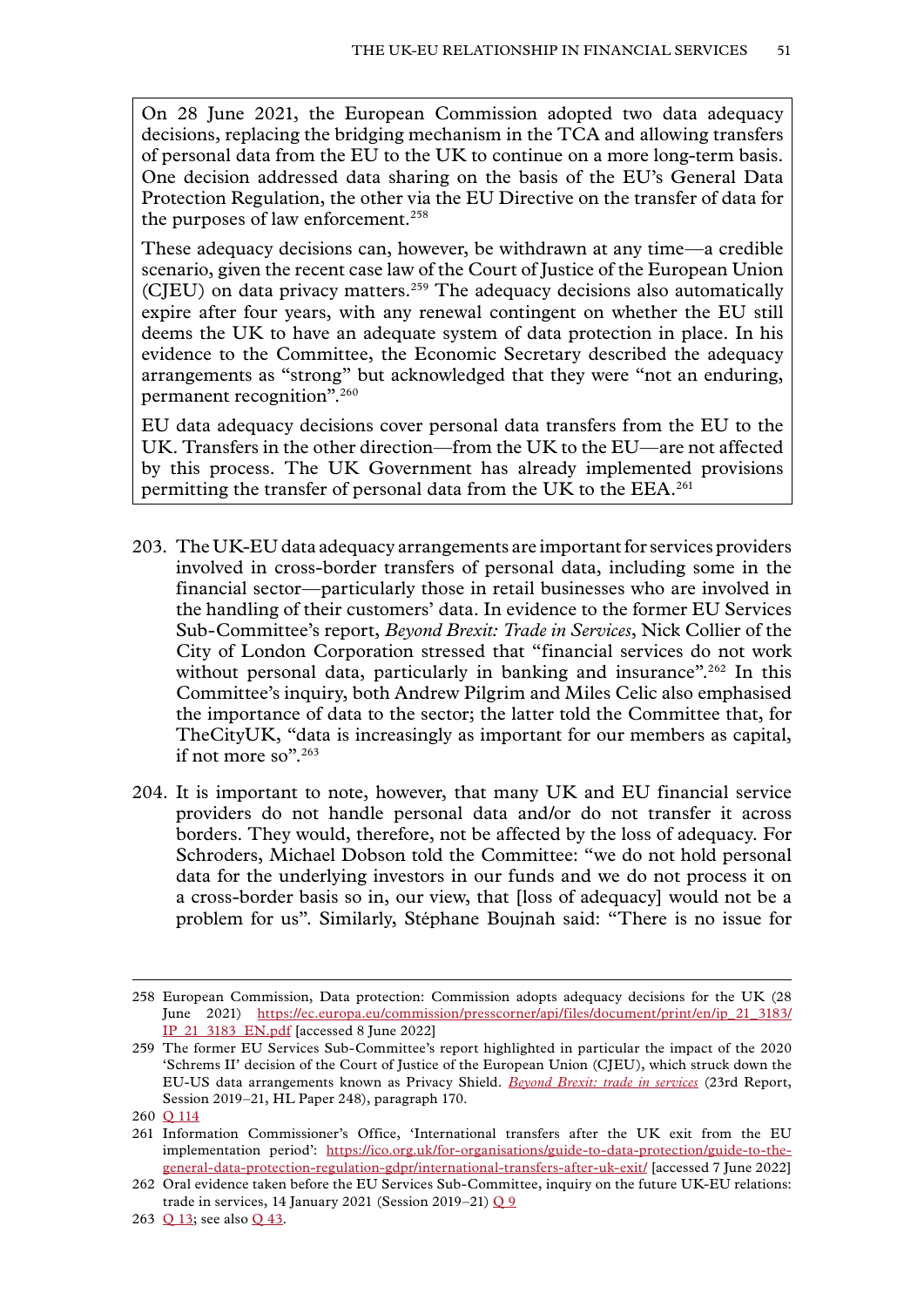On 28 June 2021, the European Commission adopted two data adequacy decisions, replacing the bridging mechanism in the TCA and allowing transfers of personal data from the EU to the UK to continue on a more long-term basis. One decision addressed data sharing on the basis of the EU's General Data Protection Regulation, the other via the EU Directive on the transfer of data for the purposes of law enforcement.[258]

These adequacy decisions can, however, be withdrawn at any time—a credible scenario, given the recent case law of the Court of Justice of the European Union (CJEU) on data privacy matters.[259] The adequacy decisions also automatically expire after four years, with any renewal contingent on whether the EU still deems the UK to have an adequate system of data protection in place. In his evidence to the Committee, the Economic Secretary described the adequacy arrangements as "strong" but acknowledged that they were "not an enduring, permanent recognition".[260]

EU data adequacy decisions cover personal data transfers from the EU to the UK. Transfers in the other direction—from the UK to the EU—are not affected by this process. The UK Government has already implemented provisions permitting the transfer of personal data from the UK to the EEA.[261]

203. The UK-EU data adequacy arrangements are important for services providers involved in cross-border transfers of personal data, including some in the financial sector—particularly those in retail businesses who are involved in the handling of their customers' data. In evidence to the former EU Services Sub-Committee's report, *Beyond Brexit: Trade in Services*, Nick Collier of the City of London Corporation stressed that "financial services do not work without personal data, particularly in banking and insurance".[262] In this Committee's inquiry, both Andrew Pilgrim and Miles Celic also emphasised the importance of data to the sector; the latter told the Committee that, for TheCityUK, "data is increasingly as important for our members as capital, if not more so".[263]

204. It is important to note, however, that many UK and EU financial service providers do not handle personal data and/or do not transfer it across borders. They would, therefore, not be affected by the loss of adequacy. For Schroders, Michael Dobson told the Committee: "we do not hold personal data for the underlying investors in our funds and we do not process it on a cross-border basis so in, our view, that [loss of adequacy] would not be a problem for us". Similarly, Stéphane Boujnah said: "There is no issue for

---

258 European Commission, Data protection: Commission adopts adequacy decisions for the UK (28 June 2021) https://ec.europa.eu/commission/presscorner/api/files/document/print/en/ip_21_3183/IP_21_3183_EN.pdf [accessed 8 June 2022]

259 The former EU Services Sub-Committee's report highlighted in particular the impact of the 2020 'Schrems II' decision of the Court of Justice of the European Union (CJEU), which struck down the EU-US data arrangements known as Privacy Shield. *Beyond Brexit: trade in services* (23rd Report, Session 2019–21, HL Paper 248), paragraph 170.

260 Q 114

261 Information Commissioner's Office, 'International transfers after the UK exit from the EU implementation period': https://ico.org.uk/for-organisations/guide-to-data-protection/guide-to-the-general-data-protection-regulation-gdpr/international-transfers-after-uk-exit/ [accessed 7 June 2022]

262 Oral evidence taken before the EU Services Sub-Committee, inquiry on the future UK-EU relations: trade in services, 14 January 2021 (Session 2019–21) Q 9

263 Q 13; see also Q 43.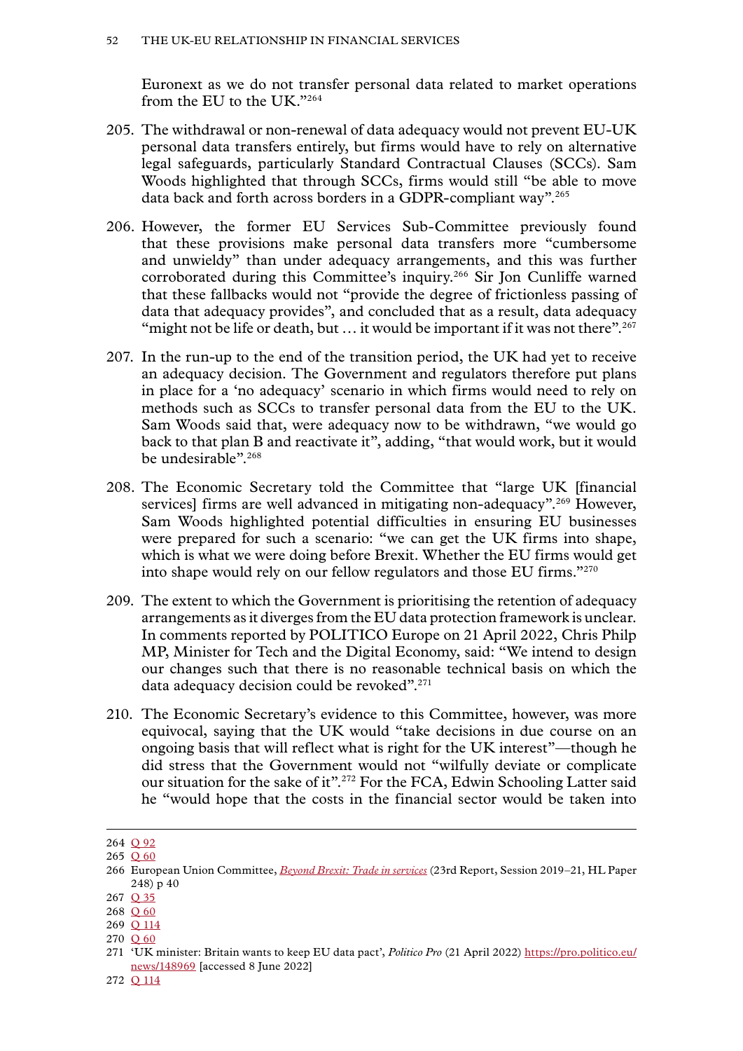Euronext as we do not transfer personal data related to market operations from the EU to the UK."[264]

205. The withdrawal or non-renewal of data adequacy would not prevent EU-UK personal data transfers entirely, but firms would have to rely on alternative legal safeguards, particularly Standard Contractual Clauses (SCCs). Sam Woods highlighted that through SCCs, firms would still "be able to move data back and forth across borders in a GDPR-compliant way".[265]

206. However, the former EU Services Sub-Committee previously found that these provisions make personal data transfers more "cumbersome and unwieldy" than under adequacy arrangements, and this was further corroborated during this Committee's inquiry.[266] Sir Jon Cunliffe warned that these fallbacks would not "provide the degree of frictionless passing of data that adequacy provides", and concluded that as a result, data adequacy "might not be life or death, but … it would be important if it was not there".[267]

207. In the run-up to the end of the transition period, the UK had yet to receive an adequacy decision. The Government and regulators therefore put plans in place for a 'no adequacy' scenario in which firms would need to rely on methods such as SCCs to transfer personal data from the EU to the UK. Sam Woods said that, were adequacy now to be withdrawn, "we would go back to that plan B and reactivate it", adding, "that would work, but it would be undesirable".[268]

208. The Economic Secretary told the Committee that "large UK [financial services] firms are well advanced in mitigating non-adequacy".[269] However, Sam Woods highlighted potential difficulties in ensuring EU businesses were prepared for such a scenario: "we can get the UK firms into shape, which is what we were doing before Brexit. Whether the EU firms would get into shape would rely on our fellow regulators and those EU firms."[270]

209. The extent to which the Government is prioritising the retention of adequacy arrangements as it diverges from the EU data protection framework is unclear. In comments reported by POLITICO Europe on 21 April 2022, Chris Philp MP, Minister for Tech and the Digital Economy, said: "We intend to design our changes such that there is no reasonable technical basis on which the data adequacy decision could be revoked".[271]

210. The Economic Secretary's evidence to this Committee, however, was more equivocal, saying that the UK would "take decisions in due course on an ongoing basis that will reflect what is right for the UK interest"—though he did stress that the Government would not "wilfully deviate or complicate our situation for the sake of it".[272] For the FCA, Edwin Schooling Latter said he "would hope that the costs in the financial sector would be taken into

---

264 Q 92

265 Q 60

266 European Union Committee, *Beyond Brexit: Trade in services* (23rd Report, Session 2019–21, HL Paper 248) p 40

267 Q 35

268 Q 60

269 Q 114

270 Q 60

271 'UK minister: Britain wants to keep EU data pact', *Politico Pro* (21 April 2022) https://pro.politico.eu/news/148969 [accessed 8 June 2022]

272 Q 114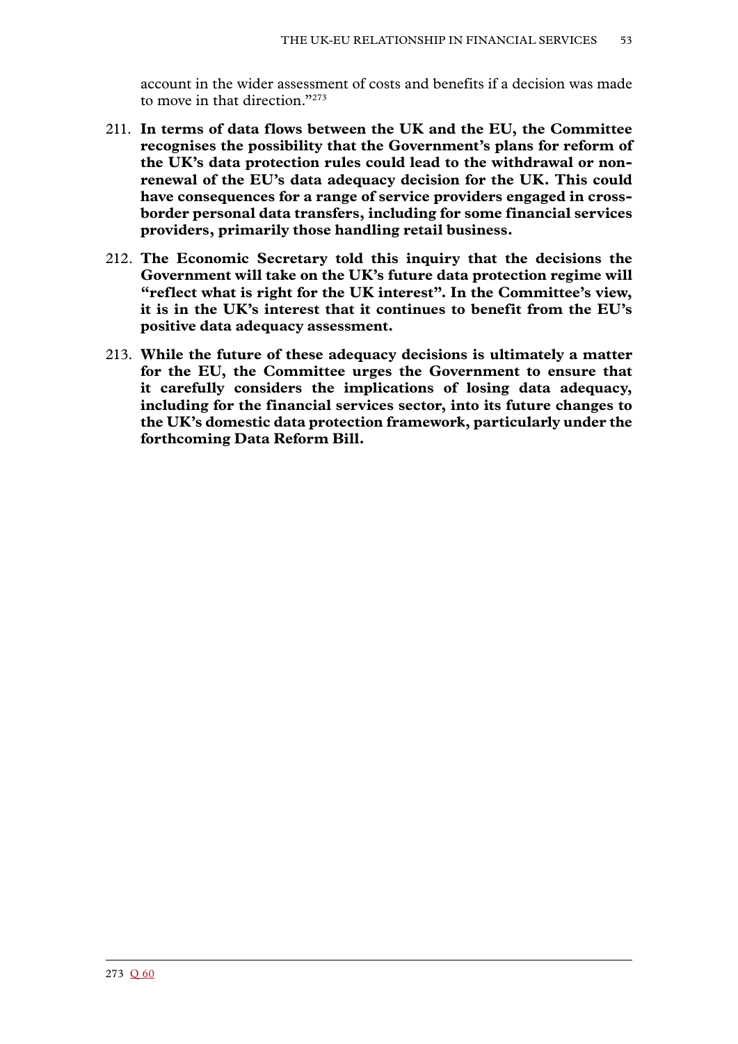account in the wider assessment of costs and benefits if a decision was made to move in that direction."[273]

211. **In terms of data flows between the UK and the EU, the Committee recognises the possibility that the Government's plans for reform of the UK's data protection rules could lead to the withdrawal or non-renewal of the EU's data adequacy decision for the UK. This could have consequences for a range of service providers engaged in cross-border personal data transfers, including for some financial services providers, primarily those handling retail business.**

212. **The Economic Secretary told this inquiry that the decisions the Government will take on the UK's future data protection regime will "reflect what is right for the UK interest". In the Committee's view, it is in the UK's interest that it continues to benefit from the EU's positive data adequacy assessment.**

213. **While the future of these adequacy decisions is ultimately a matter for the EU, the Committee urges the Government to ensure that it carefully considers the implications of losing data adequacy, including for the financial services sector, into its future changes to the UK's domestic data protection framework, particularly under the forthcoming Data Reform Bill.**

273 Q 60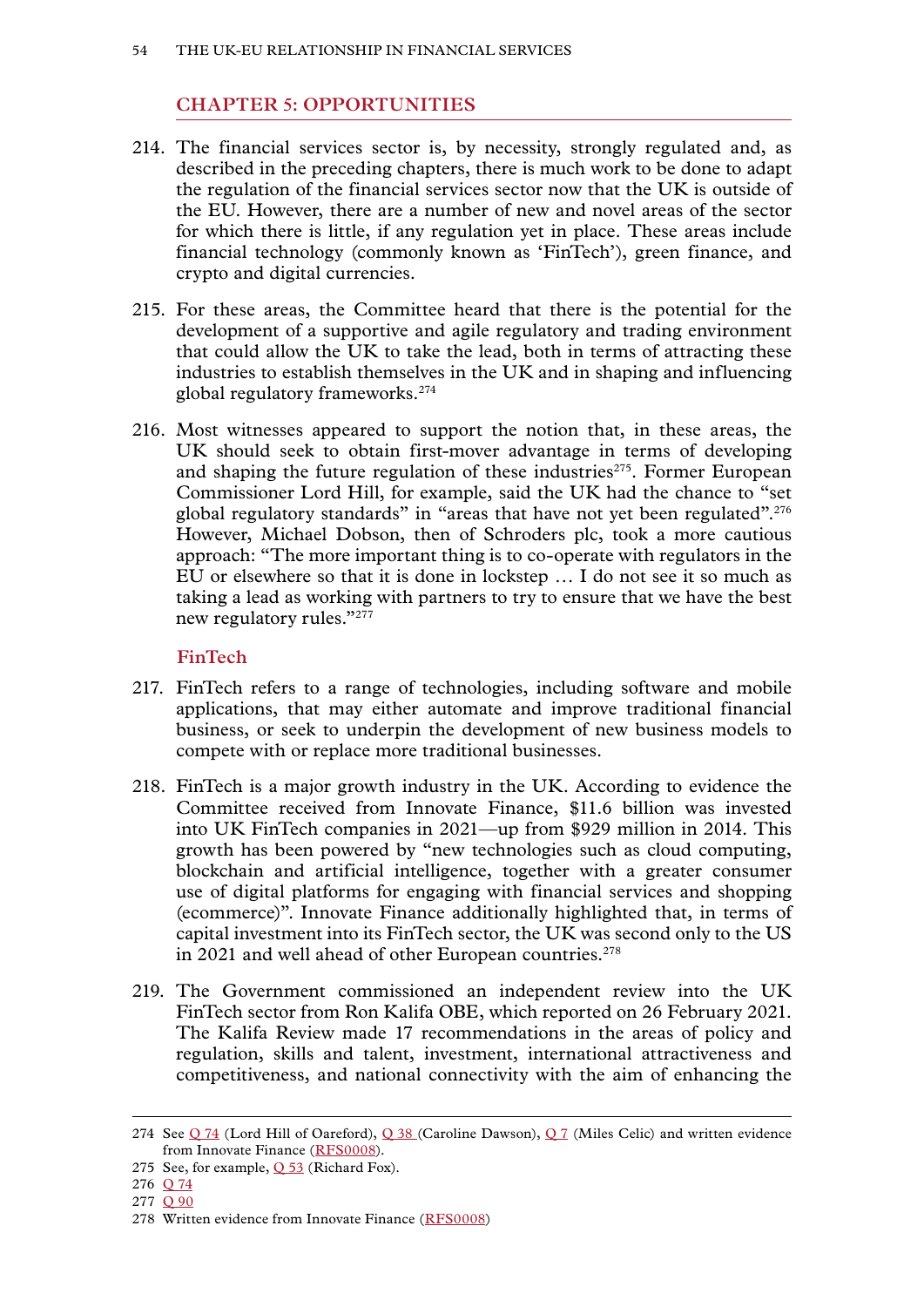## CHAPTER 5: OPPORTUNITIES

214. The financial services sector is, by necessity, strongly regulated and, as described in the preceding chapters, there is much work to be done to adapt the regulation of the financial services sector now that the UK is outside of the EU. However, there are a number of new and novel areas of the sector for which there is little, if any regulation yet in place. These areas include financial technology (commonly known as 'FinTech'), green finance, and crypto and digital currencies.

215. For these areas, the Committee heard that there is the potential for the development of a supportive and agile regulatory and trading environment that could allow the UK to take the lead, both in terms of attracting these industries to establish themselves in the UK and in shaping and influencing global regulatory frameworks.[274]

216. Most witnesses appeared to support the notion that, in these areas, the UK should seek to obtain first-mover advantage in terms of developing and shaping the future regulation of these industries[275]. Former European Commissioner Lord Hill, for example, said the UK had the chance to "set global regulatory standards" in "areas that have not yet been regulated".[276] However, Michael Dobson, then of Schroders plc, took a more cautious approach: "The more important thing is to co-operate with regulators in the EU or elsewhere so that it is done in lockstep … I do not see it so much as taking a lead as working with partners to try to ensure that we have the best new regulatory rules."[277]

### FinTech

217. FinTech refers to a range of technologies, including software and mobile applications, that may either automate and improve traditional financial business, or seek to underpin the development of new business models to compete with or replace more traditional businesses.

218. FinTech is a major growth industry in the UK. According to evidence the Committee received from Innovate Finance, $11.6 billion was invested into UK FinTech companies in 2021—up from $929 million in 2014. This growth has been powered by "new technologies such as cloud computing, blockchain and artificial intelligence, together with a greater consumer use of digital platforms for engaging with financial services and shopping (ecommerce)". Innovate Finance additionally highlighted that, in terms of capital investment into its FinTech sector, the UK was second only to the US in 2021 and well ahead of other European countries.[278]

219. The Government commissioned an independent review into the UK FinTech sector from Ron Kalifa OBE, which reported on 26 February 2021. The Kalifa Review made 17 recommendations in the areas of policy and regulation, skills and talent, investment, international attractiveness and competitiveness, and national connectivity with the aim of enhancing the

---

274 See Q 74 (Lord Hill of Oareford), Q 38 (Caroline Dawson), Q 7 (Miles Celic) and written evidence from Innovate Finance (RFS0008).

275 See, for example, Q 53 (Richard Fox).

276 Q 74

277 Q 90

278 Written evidence from Innovate Finance (RFS0008)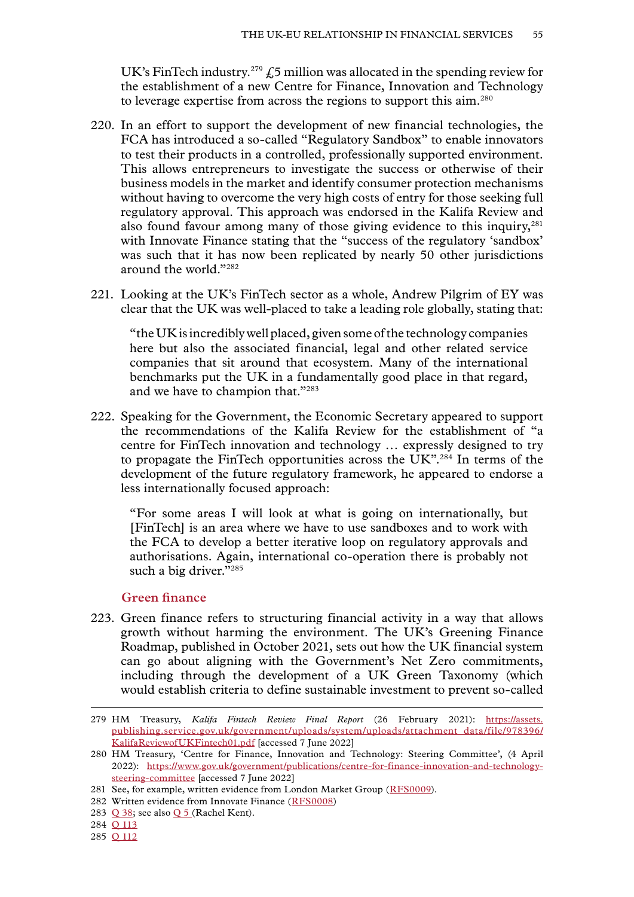UK's FinTech industry.[279] £5 million was allocated in the spending review for the establishment of a new Centre for Finance, Innovation and Technology to leverage expertise from across the regions to support this aim.[280]

220. In an effort to support the development of new financial technologies, the FCA has introduced a so-called "Regulatory Sandbox" to enable innovators to test their products in a controlled, professionally supported environment. This allows entrepreneurs to investigate the success or otherwise of their business models in the market and identify consumer protection mechanisms without having to overcome the very high costs of entry for those seeking full regulatory approval. This approach was endorsed in the Kalifa Review and also found favour among many of those giving evidence to this inquiry,[281] with Innovate Finance stating that the "success of the regulatory 'sandbox' was such that it has now been replicated by nearly 50 other jurisdictions around the world."[282]

221. Looking at the UK's FinTech sector as a whole, Andrew Pilgrim of EY was clear that the UK was well-placed to take a leading role globally, stating that:

> "the UK is incredibly well placed, given some of the technology companies here but also the associated financial, legal and other related service companies that sit around that ecosystem. Many of the international benchmarks put the UK in a fundamentally good place in that regard, and we have to champion that."[283]

222. Speaking for the Government, the Economic Secretary appeared to support the recommendations of the Kalifa Review for the establishment of "a centre for FinTech innovation and technology … expressly designed to try to propagate the FinTech opportunities across the UK".[284] In terms of the development of the future regulatory framework, he appeared to endorse a less internationally focused approach:

> "For some areas I will look at what is going on internationally, but [FinTech] is an area where we have to use sandboxes and to work with the FCA to develop a better iterative loop on regulatory approvals and authorisations. Again, international co-operation there is probably not such a big driver."[285]

### Green finance

223. Green finance refers to structuring financial activity in a way that allows growth without harming the environment. The UK's Greening Finance Roadmap, published in October 2021, sets out how the UK financial system can go about aligning with the Government's Net Zero commitments, including through the development of a UK Green Taxonomy (which would establish criteria to define sustainable investment to prevent so-called

---

279 HM Treasury, *Kalifa Fintech Review Final Report* (26 February 2021): https://assets.publishing.service.gov.uk/government/uploads/system/uploads/attachment_data/file/978396/KalifaReviewofUKFintech01.pdf [accessed 7 June 2022]

280 HM Treasury, 'Centre for Finance, Innovation and Technology: Steering Committee', (4 April 2022): https://www.gov.uk/government/publications/centre-for-finance-innovation-and-technology-steering-committee [accessed 7 June 2022]

281 See, for example, written evidence from London Market Group (RFS0009).

282 Written evidence from Innovate Finance (RFS0008)

283 Q 38; see also Q 5 (Rachel Kent).

284 Q 113

285 Q 112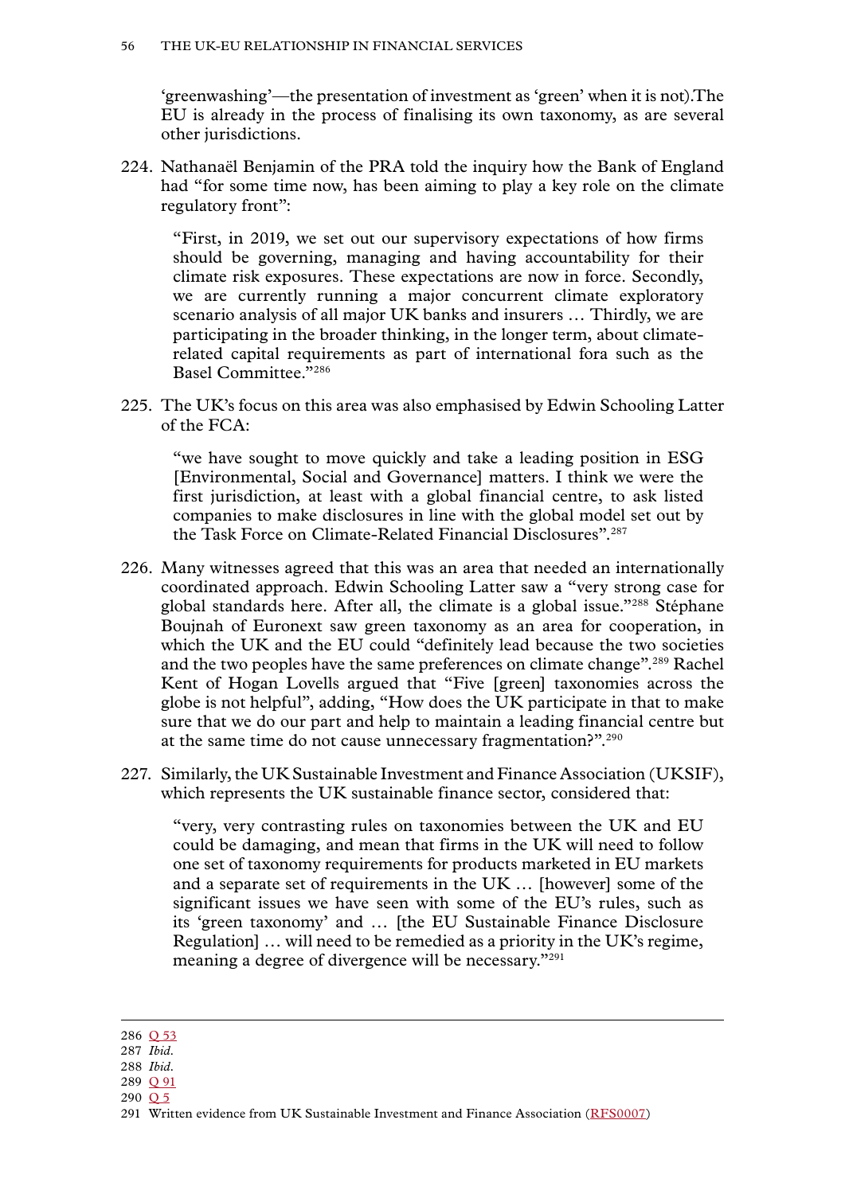'greenwashing'—the presentation of investment as 'green' when it is not).The EU is already in the process of finalising its own taxonomy, as are several other jurisdictions.

224. Nathanaël Benjamin of the PRA told the inquiry how the Bank of England had "for some time now, has been aiming to play a key role on the climate regulatory front":

> "First, in 2019, we set out our supervisory expectations of how firms should be governing, managing and having accountability for their climate risk exposures. These expectations are now in force. Secondly, we are currently running a major concurrent climate exploratory scenario analysis of all major UK banks and insurers … Thirdly, we are participating in the broader thinking, in the longer term, about climate-related capital requirements as part of international fora such as the Basel Committee."[286]

225. The UK's focus on this area was also emphasised by Edwin Schooling Latter of the FCA:

> "we have sought to move quickly and take a leading position in ESG [Environmental, Social and Governance] matters. I think we were the first jurisdiction, at least with a global financial centre, to ask listed companies to make disclosures in line with the global model set out by the Task Force on Climate-Related Financial Disclosures".[287]

226. Many witnesses agreed that this was an area that needed an internationally coordinated approach. Edwin Schooling Latter saw a "very strong case for global standards here. After all, the climate is a global issue."[288] Stéphane Boujnah of Euronext saw green taxonomy as an area for cooperation, in which the UK and the EU could "definitely lead because the two societies and the two peoples have the same preferences on climate change".[289] Rachel Kent of Hogan Lovells argued that "Five [green] taxonomies across the globe is not helpful", adding, "How does the UK participate in that to make sure that we do our part and help to maintain a leading financial centre but at the same time do not cause unnecessary fragmentation?".[290]

227. Similarly, the UK Sustainable Investment and Finance Association (UKSIF), which represents the UK sustainable finance sector, considered that:

> "very, very contrasting rules on taxonomies between the UK and EU could be damaging, and mean that firms in the UK will need to follow one set of taxonomy requirements for products marketed in EU markets and a separate set of requirements in the UK … [however] some of the significant issues we have seen with some of the EU's rules, such as its 'green taxonomy' and … [the EU Sustainable Finance Disclosure Regulation] … will need to be remedied as a priority in the UK's regime, meaning a degree of divergence will be necessary."[291]

---

286 Q 53
287 *Ibid.*
288 *Ibid.*
289 Q 91
290 Q 5
291 Written evidence from UK Sustainable Investment and Finance Association (RFS0007)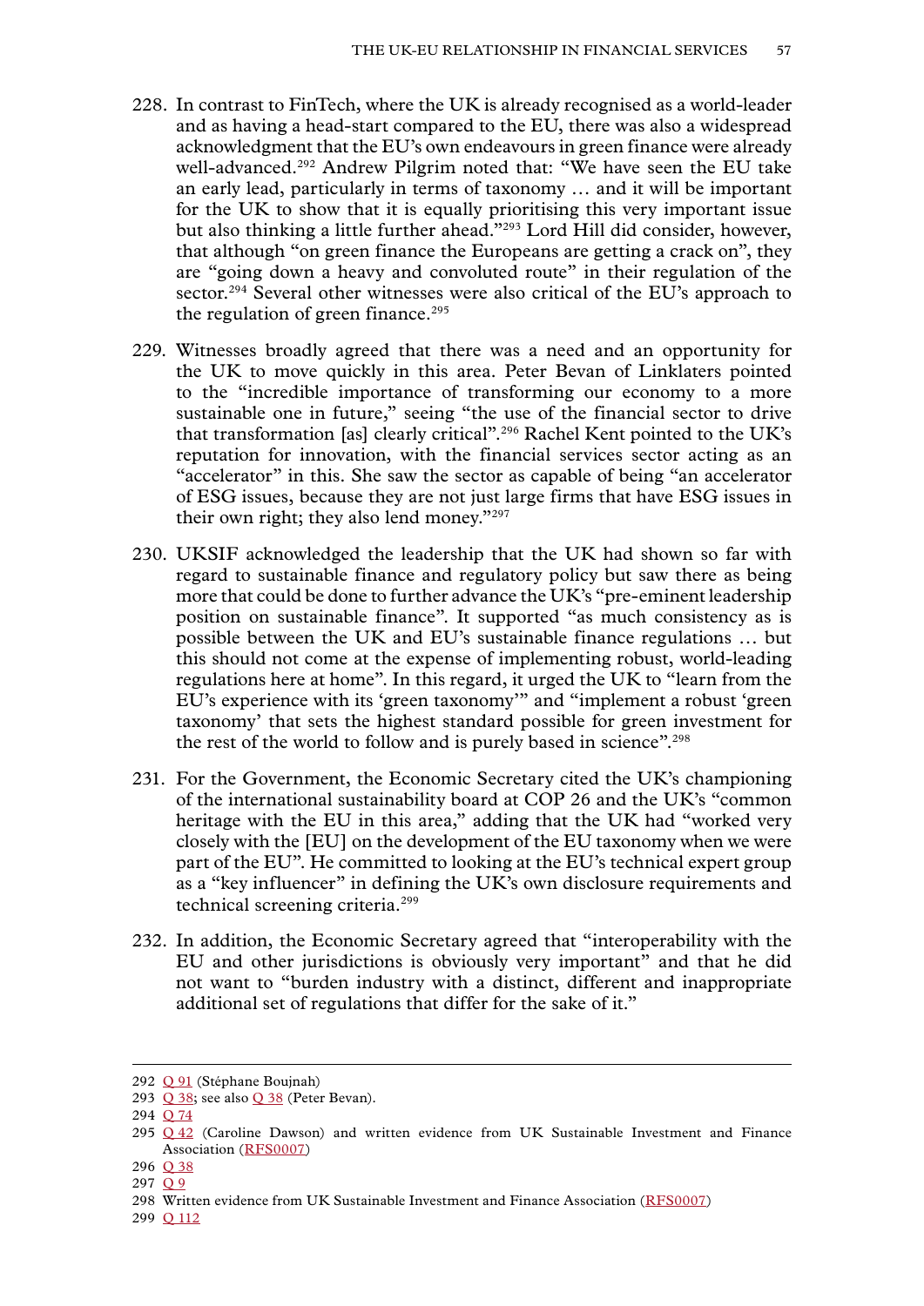228. In contrast to FinTech, where the UK is already recognised as a world-leader and as having a head-start compared to the EU, there was also a widespread acknowledgment that the EU's own endeavours in green finance were already well-advanced.[292] Andrew Pilgrim noted that: "We have seen the EU take an early lead, particularly in terms of taxonomy … and it will be important for the UK to show that it is equally prioritising this very important issue but also thinking a little further ahead."[293] Lord Hill did consider, however, that although "on green finance the Europeans are getting a crack on", they are "going down a heavy and convoluted route" in their regulation of the sector.[294] Several other witnesses were also critical of the EU's approach to the regulation of green finance.[295]

229. Witnesses broadly agreed that there was a need and an opportunity for the UK to move quickly in this area. Peter Bevan of Linklaters pointed to the "incredible importance of transforming our economy to a more sustainable one in future," seeing "the use of the financial sector to drive that transformation [as] clearly critical".[296] Rachel Kent pointed to the UK's reputation for innovation, with the financial services sector acting as an "accelerator" in this. She saw the sector as capable of being "an accelerator of ESG issues, because they are not just large firms that have ESG issues in their own right; they also lend money."[297]

230. UKSIF acknowledged the leadership that the UK had shown so far with regard to sustainable finance and regulatory policy but saw there as being more that could be done to further advance the UK's "pre-eminent leadership position on sustainable finance". It supported "as much consistency as is possible between the UK and EU's sustainable finance regulations … but this should not come at the expense of implementing robust, world-leading regulations here at home". In this regard, it urged the UK to "learn from the EU's experience with its 'green taxonomy'" and "implement a robust 'green taxonomy' that sets the highest standard possible for green investment for the rest of the world to follow and is purely based in science".[298]

231. For the Government, the Economic Secretary cited the UK's championing of the international sustainability board at COP 26 and the UK's "common heritage with the EU in this area," adding that the UK had "worked very closely with the [EU] on the development of the EU taxonomy when we were part of the EU". He committed to looking at the EU's technical expert group as a "key influencer" in defining the UK's own disclosure requirements and technical screening criteria.[299]

232. In addition, the Economic Secretary agreed that "interoperability with the EU and other jurisdictions is obviously very important" and that he did not want to "burden industry with a distinct, different and inappropriate additional set of regulations that differ for the sake of it."

---

292 Q 91 (Stéphane Boujnah)

293 Q 38; see also Q 38 (Peter Bevan).

294 Q 74

295 Q 42 (Caroline Dawson) and written evidence from UK Sustainable Investment and Finance Association (RFS0007)

296 Q 38

297 Q 9

298 Written evidence from UK Sustainable Investment and Finance Association (RFS0007)

299 Q 112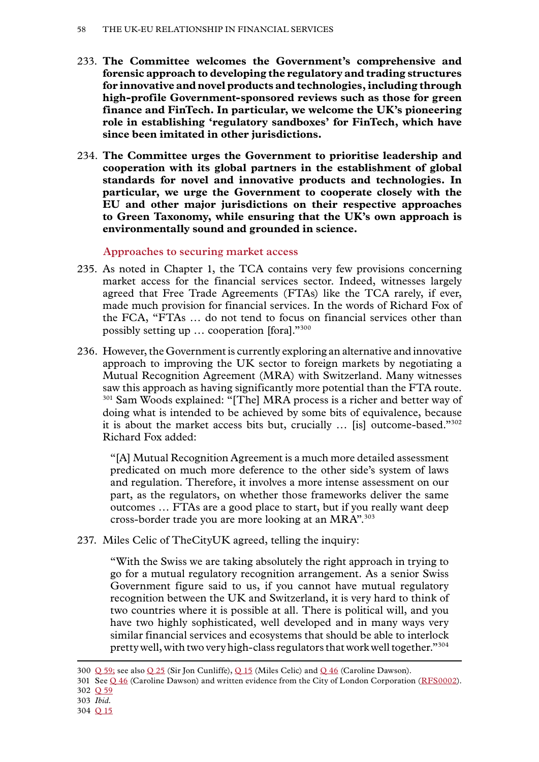233. **The Committee welcomes the Government's comprehensive and forensic approach to developing the regulatory and trading structures for innovative and novel products and technologies, including through high-profile Government-sponsored reviews such as those for green finance and FinTech. In particular, we welcome the UK's pioneering role in establishing 'regulatory sandboxes' for FinTech, which have since been imitated in other jurisdictions.**

234. **The Committee urges the Government to prioritise leadership and cooperation with its global partners in the establishment of global standards for novel and innovative products and technologies. In particular, we urge the Government to cooperate closely with the EU and other major jurisdictions on their respective approaches to Green Taxonomy, while ensuring that the UK's own approach is environmentally sound and grounded in science.**

### Approaches to securing market access

235. As noted in Chapter 1, the TCA contains very few provisions concerning market access for the financial services sector. Indeed, witnesses largely agreed that Free Trade Agreements (FTAs) like the TCA rarely, if ever, made much provision for financial services. In the words of Richard Fox of the FCA, "FTAs … do not tend to focus on financial services other than possibly setting up … cooperation [fora]."[300]

236. However, the Government is currently exploring an alternative and innovative approach to improving the UK sector to foreign markets by negotiating a Mutual Recognition Agreement (MRA) with Switzerland. Many witnesses saw this approach as having significantly more potential than the FTA route.[301] Sam Woods explained: "[The] MRA process is a richer and better way of doing what is intended to be achieved by some bits of equivalence, because it is about the market access bits but, crucially … [is] outcome-based."[302] Richard Fox added:

> "[A] Mutual Recognition Agreement is a much more detailed assessment predicated on much more deference to the other side's system of laws and regulation. Therefore, it involves a more intense assessment on our part, as the regulators, on whether those frameworks deliver the same outcomes … FTAs are a good place to start, but if you really want deep cross-border trade you are more looking at an MRA".[303]

237. Miles Celic of TheCityUK agreed, telling the inquiry:

> "With the Swiss we are taking absolutely the right approach in trying to go for a mutual regulatory recognition arrangement. As a senior Swiss Government figure said to us, if you cannot have mutual regulatory recognition between the UK and Switzerland, it is very hard to think of two countries where it is possible at all. There is political will, and you have two highly sophisticated, well developed and in many ways very similar financial services and ecosystems that should be able to interlock pretty well, with two very high-class regulators that work well together."[304]

---

300 Q 59; see also Q 25 (Sir Jon Cunliffe), Q 15 (Miles Celic) and Q 46 (Caroline Dawson).

301 See Q 46 (Caroline Dawson) and written evidence from the City of London Corporation (RFS0002).

302 Q 59

303 *Ibid.*

304 Q 15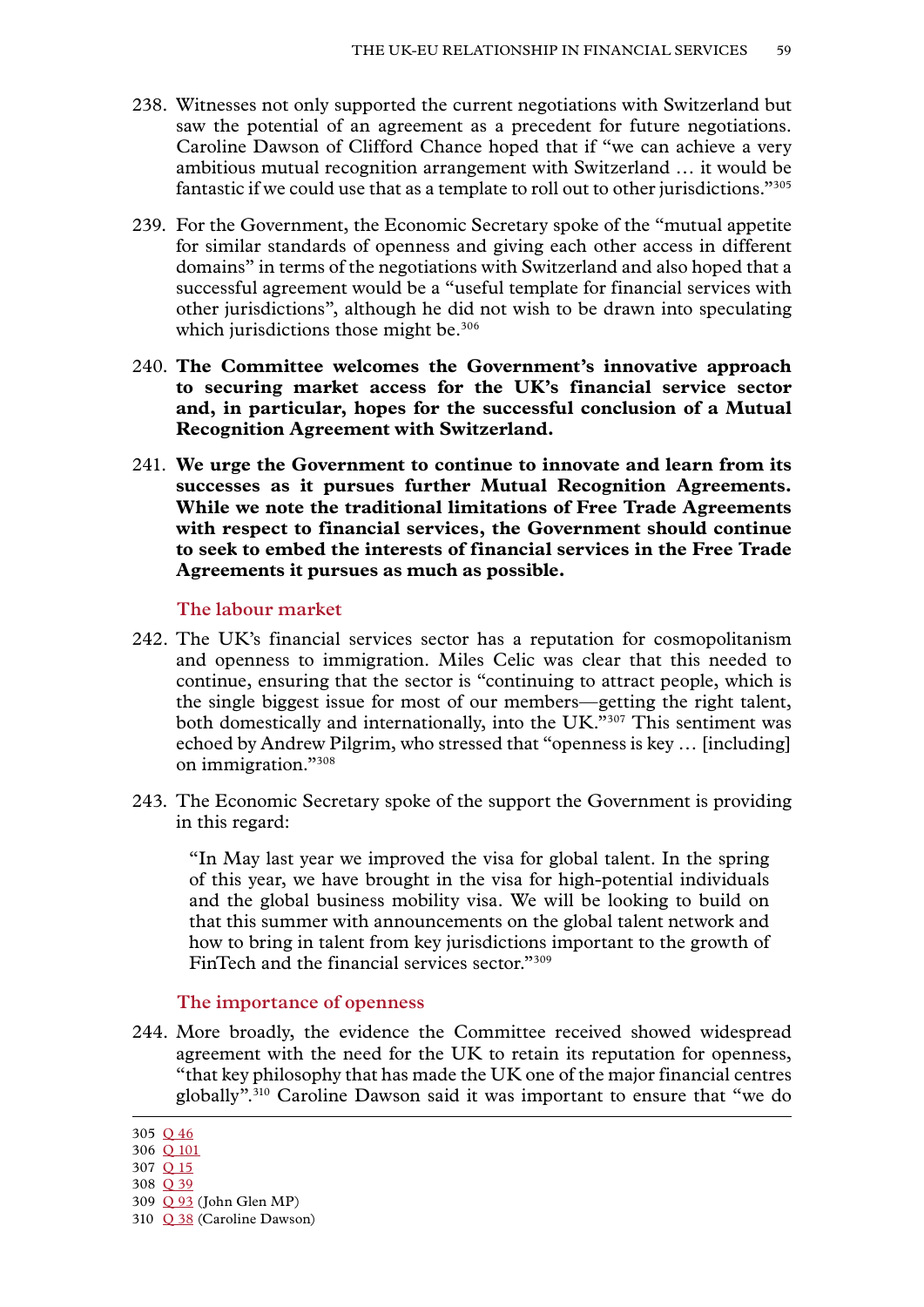238. Witnesses not only supported the current negotiations with Switzerland but saw the potential of an agreement as a precedent for future negotiations. Caroline Dawson of Clifford Chance hoped that if "we can achieve a very ambitious mutual recognition arrangement with Switzerland … it would be fantastic if we could use that as a template to roll out to other jurisdictions."[305]

239. For the Government, the Economic Secretary spoke of the "mutual appetite for similar standards of openness and giving each other access in different domains" in terms of the negotiations with Switzerland and also hoped that a successful agreement would be a "useful template for financial services with other jurisdictions", although he did not wish to be drawn into speculating which jurisdictions those might be.[306]

240. **The Committee welcomes the Government's innovative approach to securing market access for the UK's financial service sector and, in particular, hopes for the successful conclusion of a Mutual Recognition Agreement with Switzerland.**

241. **We urge the Government to continue to innovate and learn from its successes as it pursues further Mutual Recognition Agreements. While we note the traditional limitations of Free Trade Agreements with respect to financial services, the Government should continue to seek to embed the interests of financial services in the Free Trade Agreements it pursues as much as possible.**

### The labour market

242. The UK's financial services sector has a reputation for cosmopolitanism and openness to immigration. Miles Celic was clear that this needed to continue, ensuring that the sector is "continuing to attract people, which is the single biggest issue for most of our members—getting the right talent, both domestically and internationally, into the UK."[307] This sentiment was echoed by Andrew Pilgrim, who stressed that "openness is key … [including] on immigration."[308]

243. The Economic Secretary spoke of the support the Government is providing in this regard:

> "In May last year we improved the visa for global talent. In the spring of this year, we have brought in the visa for high-potential individuals and the global business mobility visa. We will be looking to build on that this summer with announcements on the global talent network and how to bring in talent from key jurisdictions important to the growth of FinTech and the financial services sector."[309]

### The importance of openness

244. More broadly, the evidence the Committee received showed widespread agreement with the need for the UK to retain its reputation for openness, "that key philosophy that has made the UK one of the major financial centres globally".[310] Caroline Dawson said it was important to ensure that "we do

---

305 Q 46
306 Q 101
307 Q 15
308 Q 39
309 Q 93 (John Glen MP)
310 Q 38 (Caroline Dawson)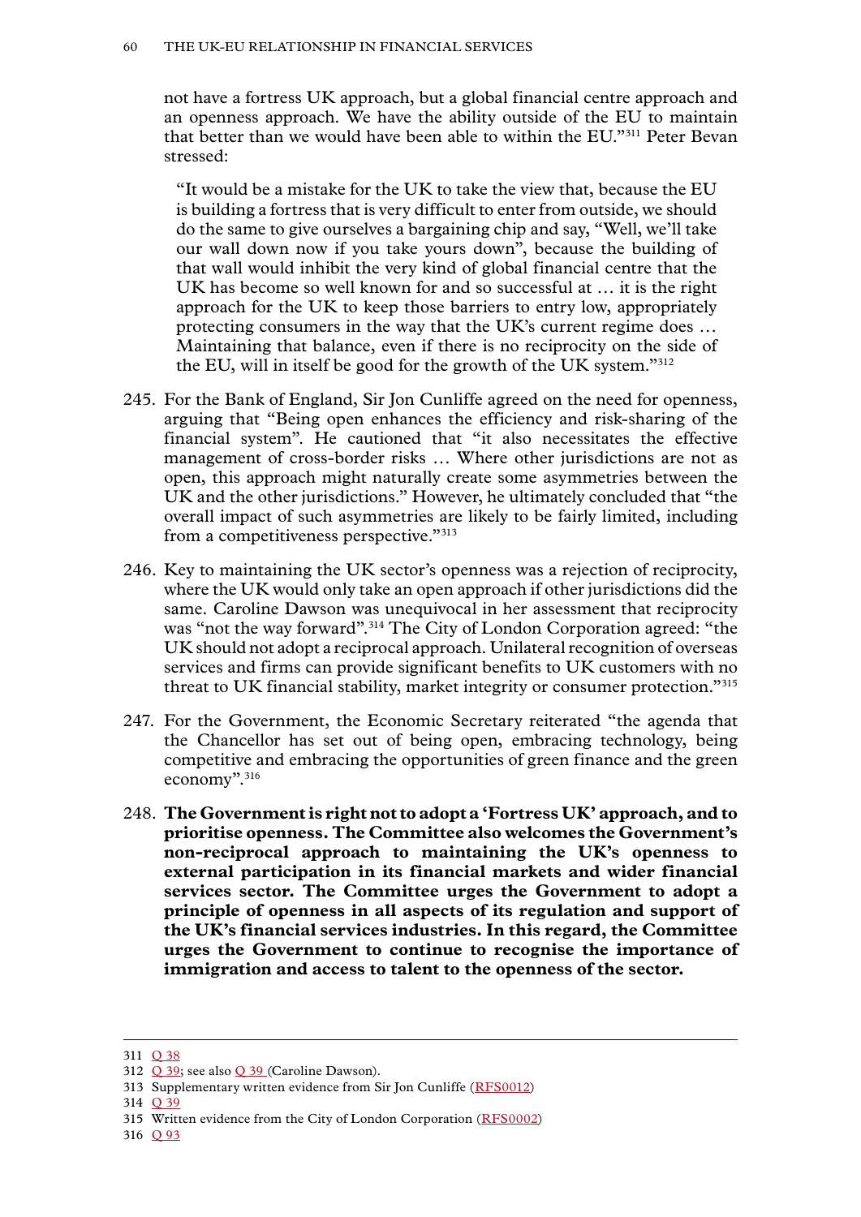not have a fortress UK approach, but a global financial centre approach and an openness approach. We have the ability outside of the EU to maintain that better than we would have been able to within the EU."[311] Peter Bevan stressed:

> "It would be a mistake for the UK to take the view that, because the EU is building a fortress that is very difficult to enter from outside, we should do the same to give ourselves a bargaining chip and say, "Well, we'll take our wall down now if you take yours down", because the building of that wall would inhibit the very kind of global financial centre that the UK has become so well known for and so successful at … it is the right approach for the UK to keep those barriers to entry low, appropriately protecting consumers in the way that the UK's current regime does … Maintaining that balance, even if there is no reciprocity on the side of the EU, will in itself be good for the growth of the UK system."[312]

245. For the Bank of England, Sir Jon Cunliffe agreed on the need for openness, arguing that "Being open enhances the efficiency and risk-sharing of the financial system". He cautioned that "it also necessitates the effective management of cross-border risks … Where other jurisdictions are not as open, this approach might naturally create some asymmetries between the UK and the other jurisdictions." However, he ultimately concluded that "the overall impact of such asymmetries are likely to be fairly limited, including from a competitiveness perspective."[313]

246. Key to maintaining the UK sector's openness was a rejection of reciprocity, where the UK would only take an open approach if other jurisdictions did the same. Caroline Dawson was unequivocal in her assessment that reciprocity was "not the way forward".[314] The City of London Corporation agreed: "the UK should not adopt a reciprocal approach. Unilateral recognition of overseas services and firms can provide significant benefits to UK customers with no threat to UK financial stability, market integrity or consumer protection."[315]

247. For the Government, the Economic Secretary reiterated "the agenda that the Chancellor has set out of being open, embracing technology, being competitive and embracing the opportunities of green finance and the green economy".[316]

248. **The Government is right not to adopt a 'Fortress UK' approach, and to prioritise openness. The Committee also welcomes the Government's non-reciprocal approach to maintaining the UK's openness to external participation in its financial markets and wider financial services sector. The Committee urges the Government to adopt a principle of openness in all aspects of its regulation and support of the UK's financial services industries. In this regard, the Committee urges the Government to continue to recognise the importance of immigration and access to talent to the openness of the sector.**

---

311 Q 38

312 Q 39; see also Q 39 (Caroline Dawson).

313 Supplementary written evidence from Sir Jon Cunliffe (RFS0012)

314 Q 39

315 Written evidence from the City of London Corporation (RFS0002)

316 Q 93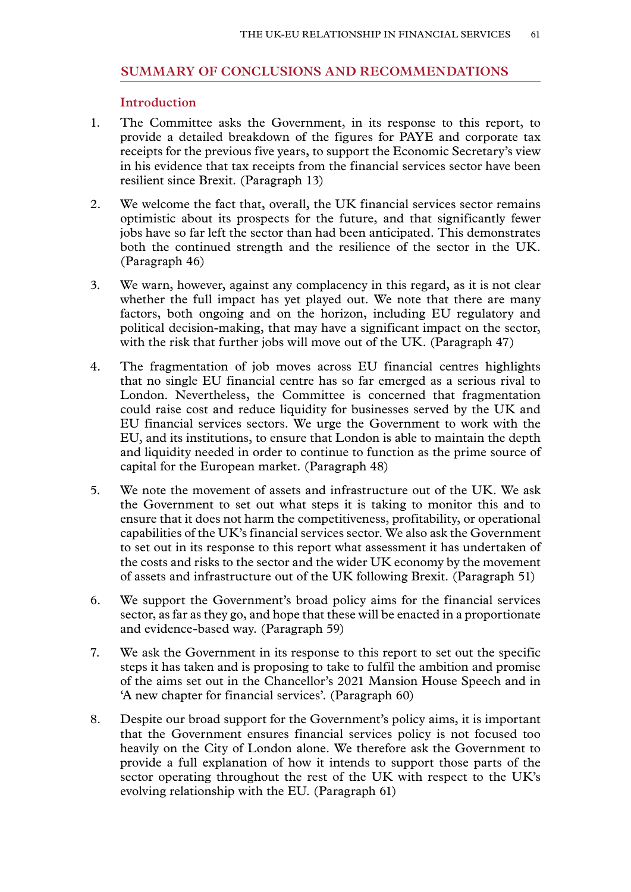## SUMMARY OF CONCLUSIONS AND RECOMMENDATIONS

### Introduction

1. The Committee asks the Government, in its response to this report, to provide a detailed breakdown of the figures for PAYE and corporate tax receipts for the previous five years, to support the Economic Secretary's view in his evidence that tax receipts from the financial services sector have been resilient since Brexit. (Paragraph 13)

2. We welcome the fact that, overall, the UK financial services sector remains optimistic about its prospects for the future, and that significantly fewer jobs have so far left the sector than had been anticipated. This demonstrates both the continued strength and the resilience of the sector in the UK. (Paragraph 46)

3. We warn, however, against any complacency in this regard, as it is not clear whether the full impact has yet played out. We note that there are many factors, both ongoing and on the horizon, including EU regulatory and political decision-making, that may have a significant impact on the sector, with the risk that further jobs will move out of the UK. (Paragraph 47)

4. The fragmentation of job moves across EU financial centres highlights that no single EU financial centre has so far emerged as a serious rival to London. Nevertheless, the Committee is concerned that fragmentation could raise cost and reduce liquidity for businesses served by the UK and EU financial services sectors. We urge the Government to work with the EU, and its institutions, to ensure that London is able to maintain the depth and liquidity needed in order to continue to function as the prime source of capital for the European market. (Paragraph 48)

5. We note the movement of assets and infrastructure out of the UK. We ask the Government to set out what steps it is taking to monitor this and to ensure that it does not harm the competitiveness, profitability, or operational capabilities of the UK's financial services sector. We also ask the Government to set out in its response to this report what assessment it has undertaken of the costs and risks to the sector and the wider UK economy by the movement of assets and infrastructure out of the UK following Brexit. (Paragraph 51)

6. We support the Government's broad policy aims for the financial services sector, as far as they go, and hope that these will be enacted in a proportionate and evidence-based way. (Paragraph 59)

7. We ask the Government in its response to this report to set out the specific steps it has taken and is proposing to take to fulfil the ambition and promise of the aims set out in the Chancellor's 2021 Mansion House Speech and in 'A new chapter for financial services'. (Paragraph 60)

8. Despite our broad support for the Government's policy aims, it is important that the Government ensures financial services policy is not focused too heavily on the City of London alone. We therefore ask the Government to provide a full explanation of how it intends to support those parts of the sector operating throughout the rest of the UK with respect to the UK's evolving relationship with the EU. (Paragraph 61)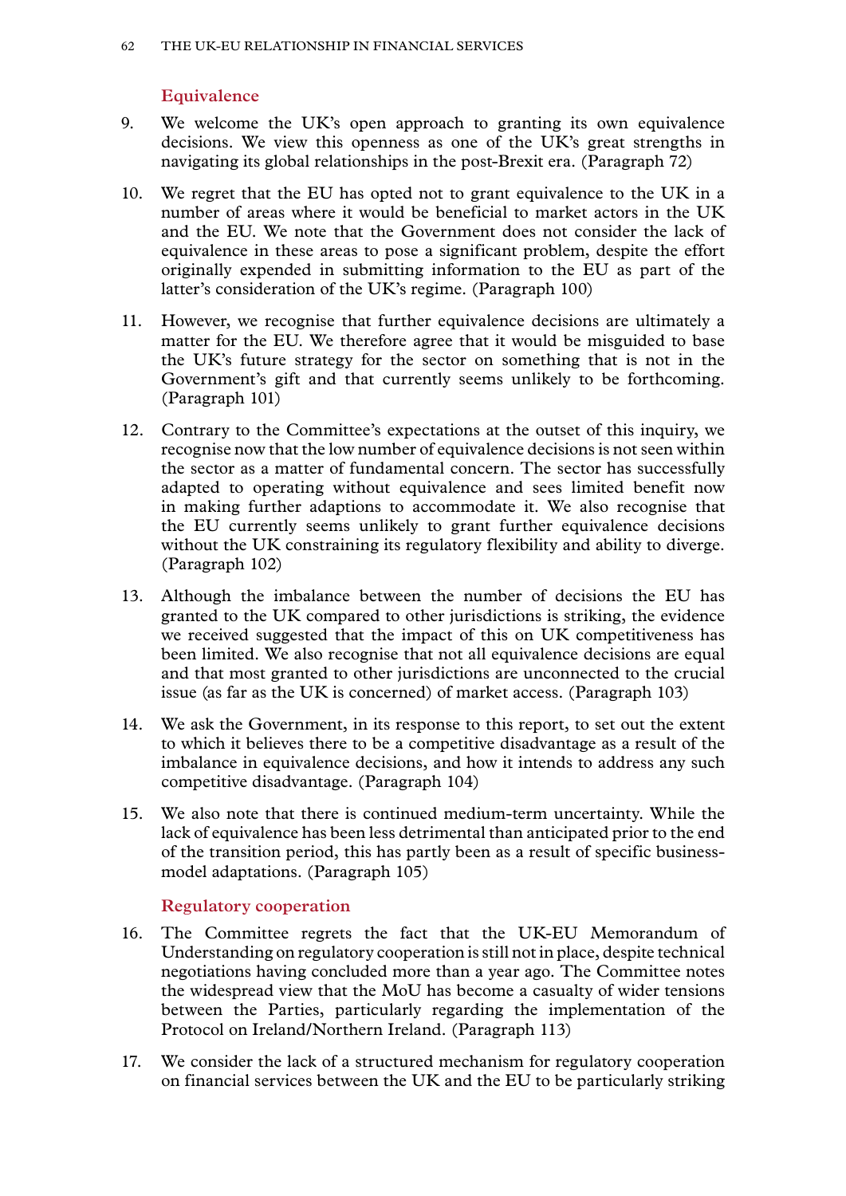### Equivalence

9. We welcome the UK's open approach to granting its own equivalence decisions. We view this openness as one of the UK's great strengths in navigating its global relationships in the post-Brexit era. (Paragraph 72)

10. We regret that the EU has opted not to grant equivalence to the UK in a number of areas where it would be beneficial to market actors in the UK and the EU. We note that the Government does not consider the lack of equivalence in these areas to pose a significant problem, despite the effort originally expended in submitting information to the EU as part of the latter's consideration of the UK's regime. (Paragraph 100)

11. However, we recognise that further equivalence decisions are ultimately a matter for the EU. We therefore agree that it would be misguided to base the UK's future strategy for the sector on something that is not in the Government's gift and that currently seems unlikely to be forthcoming. (Paragraph 101)

12. Contrary to the Committee's expectations at the outset of this inquiry, we recognise now that the low number of equivalence decisions is not seen within the sector as a matter of fundamental concern. The sector has successfully adapted to operating without equivalence and sees limited benefit now in making further adaptions to accommodate it. We also recognise that the EU currently seems unlikely to grant further equivalence decisions without the UK constraining its regulatory flexibility and ability to diverge. (Paragraph 102)

13. Although the imbalance between the number of decisions the EU has granted to the UK compared to other jurisdictions is striking, the evidence we received suggested that the impact of this on UK competitiveness has been limited. We also recognise that not all equivalence decisions are equal and that most granted to other jurisdictions are unconnected to the crucial issue (as far as the UK is concerned) of market access. (Paragraph 103)

14. We ask the Government, in its response to this report, to set out the extent to which it believes there to be a competitive disadvantage as a result of the imbalance in equivalence decisions, and how it intends to address any such competitive disadvantage. (Paragraph 104)

15. We also note that there is continued medium-term uncertainty. While the lack of equivalence has been less detrimental than anticipated prior to the end of the transition period, this has partly been as a result of specific business-model adaptations. (Paragraph 105)

### Regulatory cooperation

16. The Committee regrets the fact that the UK-EU Memorandum of Understanding on regulatory cooperation is still not in place, despite technical negotiations having concluded more than a year ago. The Committee notes the widespread view that the MoU has become a casualty of wider tensions between the Parties, particularly regarding the implementation of the Protocol on Ireland/Northern Ireland. (Paragraph 113)

17. We consider the lack of a structured mechanism for regulatory cooperation on financial services between the UK and the EU to be particularly striking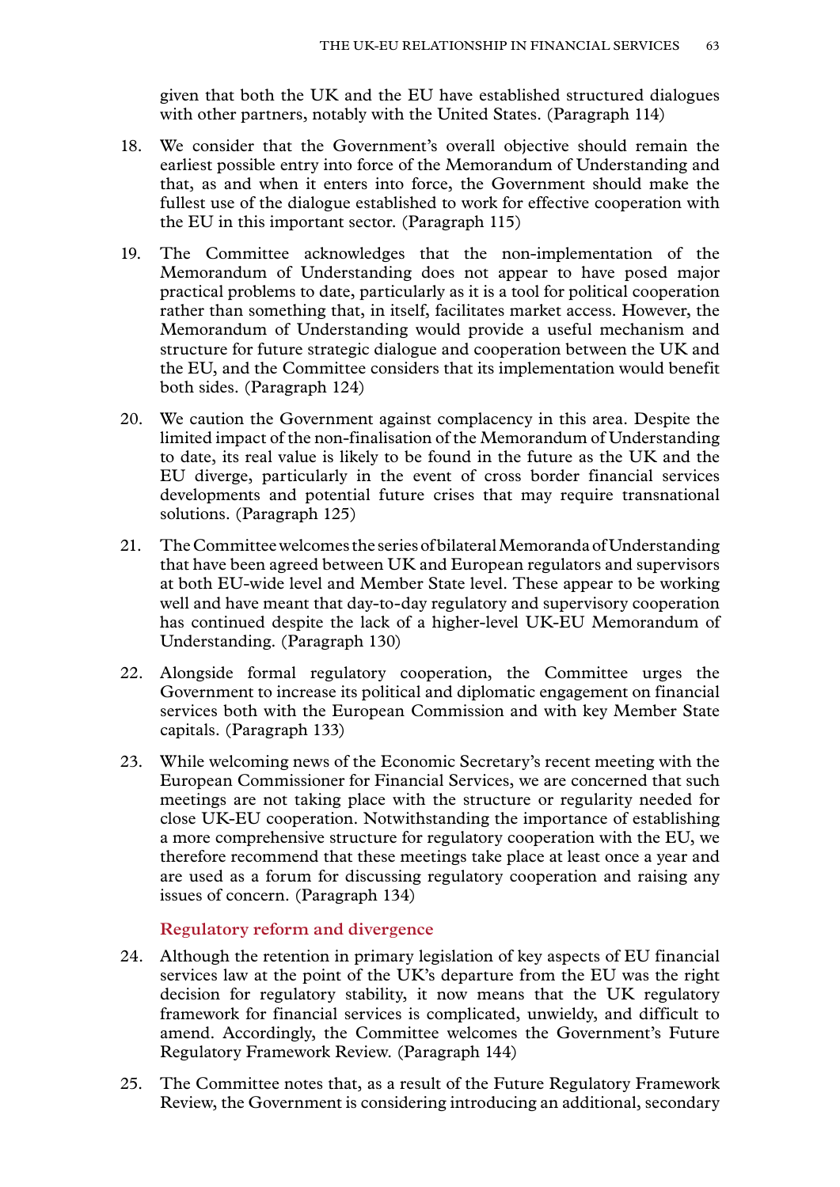given that both the UK and the EU have established structured dialogues with other partners, notably with the United States. (Paragraph 114)

18. We consider that the Government's overall objective should remain the earliest possible entry into force of the Memorandum of Understanding and that, as and when it enters into force, the Government should make the fullest use of the dialogue established to work for effective cooperation with the EU in this important sector. (Paragraph 115)

19. The Committee acknowledges that the non-implementation of the Memorandum of Understanding does not appear to have posed major practical problems to date, particularly as it is a tool for political cooperation rather than something that, in itself, facilitates market access. However, the Memorandum of Understanding would provide a useful mechanism and structure for future strategic dialogue and cooperation between the UK and the EU, and the Committee considers that its implementation would benefit both sides. (Paragraph 124)

20. We caution the Government against complacency in this area. Despite the limited impact of the non-finalisation of the Memorandum of Understanding to date, its real value is likely to be found in the future as the UK and the EU diverge, particularly in the event of cross border financial services developments and potential future crises that may require transnational solutions. (Paragraph 125)

21. The Committee welcomes the series of bilateral Memoranda of Understanding that have been agreed between UK and European regulators and supervisors at both EU-wide level and Member State level. These appear to be working well and have meant that day-to-day regulatory and supervisory cooperation has continued despite the lack of a higher-level UK-EU Memorandum of Understanding. (Paragraph 130)

22. Alongside formal regulatory cooperation, the Committee urges the Government to increase its political and diplomatic engagement on financial services both with the European Commission and with key Member State capitals. (Paragraph 133)

23. While welcoming news of the Economic Secretary's recent meeting with the European Commissioner for Financial Services, we are concerned that such meetings are not taking place with the structure or regularity needed for close UK-EU cooperation. Notwithstanding the importance of establishing a more comprehensive structure for regulatory cooperation with the EU, we therefore recommend that these meetings take place at least once a year and are used as a forum for discussing regulatory cooperation and raising any issues of concern. (Paragraph 134)

### Regulatory reform and divergence

24. Although the retention in primary legislation of key aspects of EU financial services law at the point of the UK's departure from the EU was the right decision for regulatory stability, it now means that the UK regulatory framework for financial services is complicated, unwieldy, and difficult to amend. Accordingly, the Committee welcomes the Government's Future Regulatory Framework Review. (Paragraph 144)

25. The Committee notes that, as a result of the Future Regulatory Framework Review, the Government is considering introducing an additional, secondary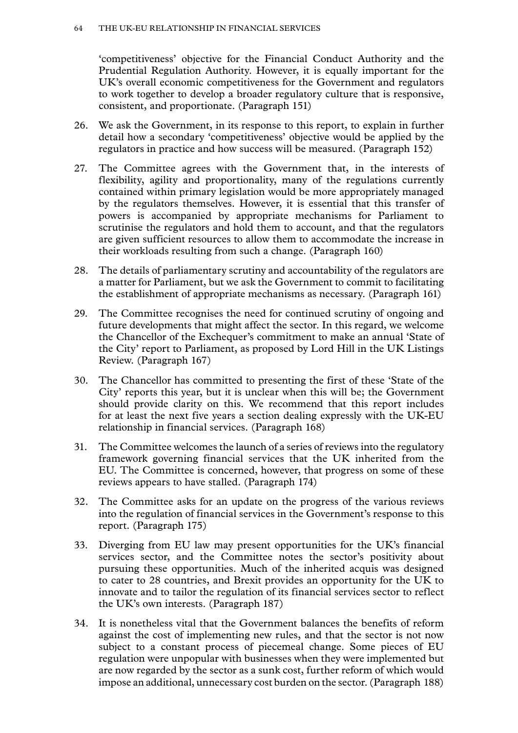'competitiveness' objective for the Financial Conduct Authority and the Prudential Regulation Authority. However, it is equally important for the UK's overall economic competitiveness for the Government and regulators to work together to develop a broader regulatory culture that is responsive, consistent, and proportionate. (Paragraph 151)

26. We ask the Government, in its response to this report, to explain in further detail how a secondary 'competitiveness' objective would be applied by the regulators in practice and how success will be measured. (Paragraph 152)

27. The Committee agrees with the Government that, in the interests of flexibility, agility and proportionality, many of the regulations currently contained within primary legislation would be more appropriately managed by the regulators themselves. However, it is essential that this transfer of powers is accompanied by appropriate mechanisms for Parliament to scrutinise the regulators and hold them to account, and that the regulators are given sufficient resources to allow them to accommodate the increase in their workloads resulting from such a change. (Paragraph 160)

28. The details of parliamentary scrutiny and accountability of the regulators are a matter for Parliament, but we ask the Government to commit to facilitating the establishment of appropriate mechanisms as necessary. (Paragraph 161)

29. The Committee recognises the need for continued scrutiny of ongoing and future developments that might affect the sector. In this regard, we welcome the Chancellor of the Exchequer's commitment to make an annual 'State of the City' report to Parliament, as proposed by Lord Hill in the UK Listings Review. (Paragraph 167)

30. The Chancellor has committed to presenting the first of these 'State of the City' reports this year, but it is unclear when this will be; the Government should provide clarity on this. We recommend that this report includes for at least the next five years a section dealing expressly with the UK-EU relationship in financial services. (Paragraph 168)

31. The Committee welcomes the launch of a series of reviews into the regulatory framework governing financial services that the UK inherited from the EU. The Committee is concerned, however, that progress on some of these reviews appears to have stalled. (Paragraph 174)

32. The Committee asks for an update on the progress of the various reviews into the regulation of financial services in the Government's response to this report. (Paragraph 175)

33. Diverging from EU law may present opportunities for the UK's financial services sector, and the Committee notes the sector's positivity about pursuing these opportunities. Much of the inherited acquis was designed to cater to 28 countries, and Brexit provides an opportunity for the UK to innovate and to tailor the regulation of its financial services sector to reflect the UK's own interests. (Paragraph 187)

34. It is nonetheless vital that the Government balances the benefits of reform against the cost of implementing new rules, and that the sector is not now subject to a constant process of piecemeal change. Some pieces of EU regulation were unpopular with businesses when they were implemented but are now regarded by the sector as a sunk cost, further reform of which would impose an additional, unnecessary cost burden on the sector. (Paragraph 188)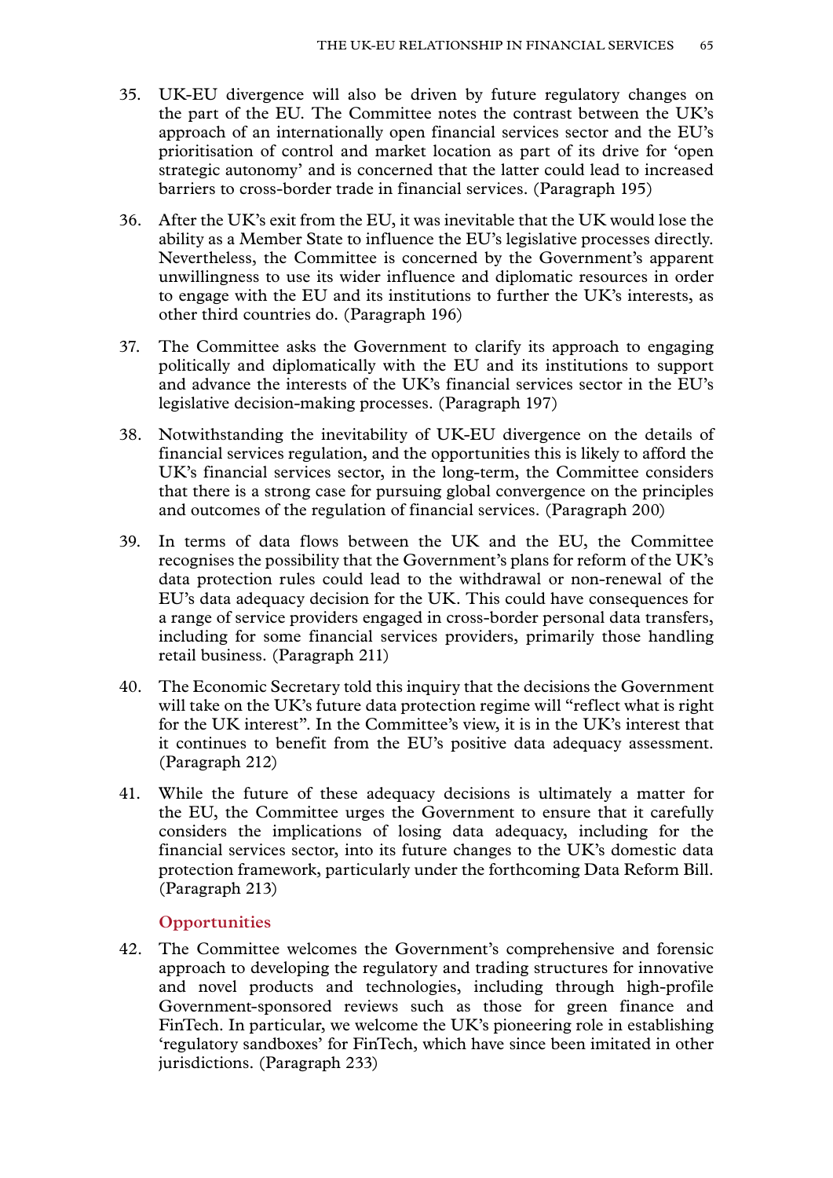35. UK-EU divergence will also be driven by future regulatory changes on the part of the EU. The Committee notes the contrast between the UK's approach of an internationally open financial services sector and the EU's prioritisation of control and market location as part of its drive for 'open strategic autonomy' and is concerned that the latter could lead to increased barriers to cross-border trade in financial services. (Paragraph 195)

36. After the UK's exit from the EU, it was inevitable that the UK would lose the ability as a Member State to influence the EU's legislative processes directly. Nevertheless, the Committee is concerned by the Government's apparent unwillingness to use its wider influence and diplomatic resources in order to engage with the EU and its institutions to further the UK's interests, as other third countries do. (Paragraph 196)

37. The Committee asks the Government to clarify its approach to engaging politically and diplomatically with the EU and its institutions to support and advance the interests of the UK's financial services sector in the EU's legislative decision-making processes. (Paragraph 197)

38. Notwithstanding the inevitability of UK-EU divergence on the details of financial services regulation, and the opportunities this is likely to afford the UK's financial services sector, in the long-term, the Committee considers that there is a strong case for pursuing global convergence on the principles and outcomes of the regulation of financial services. (Paragraph 200)

39. In terms of data flows between the UK and the EU, the Committee recognises the possibility that the Government's plans for reform of the UK's data protection rules could lead to the withdrawal or non-renewal of the EU's data adequacy decision for the UK. This could have consequences for a range of service providers engaged in cross-border personal data transfers, including for some financial services providers, primarily those handling retail business. (Paragraph 211)

40. The Economic Secretary told this inquiry that the decisions the Government will take on the UK's future data protection regime will "reflect what is right for the UK interest". In the Committee's view, it is in the UK's interest that it continues to benefit from the EU's positive data adequacy assessment. (Paragraph 212)

41. While the future of these adequacy decisions is ultimately a matter for the EU, the Committee urges the Government to ensure that it carefully considers the implications of losing data adequacy, including for the financial services sector, into its future changes to the UK's domestic data protection framework, particularly under the forthcoming Data Reform Bill. (Paragraph 213)

### Opportunities

42. The Committee welcomes the Government's comprehensive and forensic approach to developing the regulatory and trading structures for innovative and novel products and technologies, including through high-profile Government-sponsored reviews such as those for green finance and FinTech. In particular, we welcome the UK's pioneering role in establishing 'regulatory sandboxes' for FinTech, which have since been imitated in other jurisdictions. (Paragraph 233)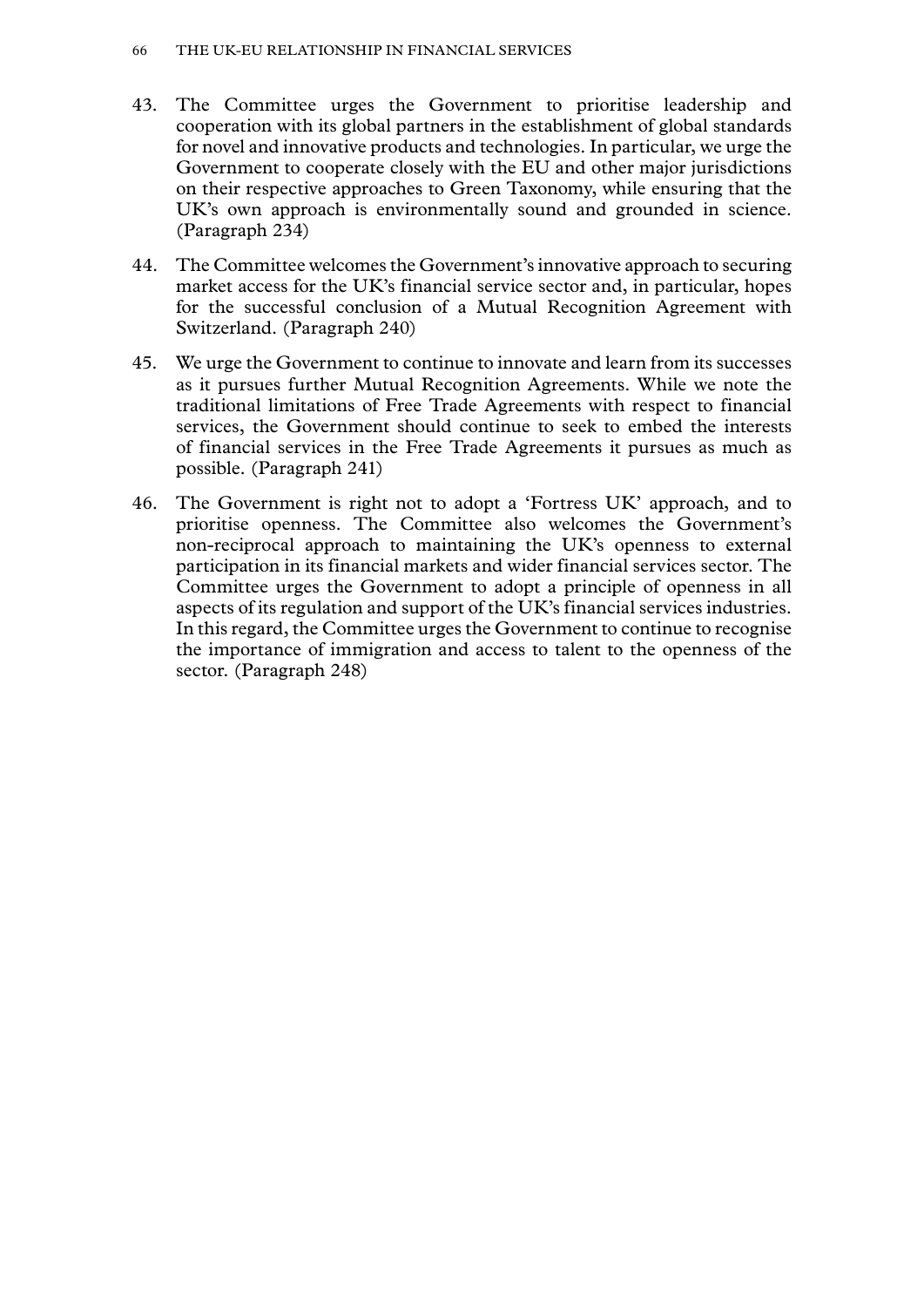43. The Committee urges the Government to prioritise leadership and cooperation with its global partners in the establishment of global standards for novel and innovative products and technologies. In particular, we urge the Government to cooperate closely with the EU and other major jurisdictions on their respective approaches to Green Taxonomy, while ensuring that the UK's own approach is environmentally sound and grounded in science. (Paragraph 234)

44. The Committee welcomes the Government's innovative approach to securing market access for the UK's financial service sector and, in particular, hopes for the successful conclusion of a Mutual Recognition Agreement with Switzerland. (Paragraph 240)

45. We urge the Government to continue to innovate and learn from its successes as it pursues further Mutual Recognition Agreements. While we note the traditional limitations of Free Trade Agreements with respect to financial services, the Government should continue to seek to embed the interests of financial services in the Free Trade Agreements it pursues as much as possible. (Paragraph 241)

46. The Government is right not to adopt a 'Fortress UK' approach, and to prioritise openness. The Committee also welcomes the Government's non-reciprocal approach to maintaining the UK's openness to external participation in its financial markets and wider financial services sector. The Committee urges the Government to adopt a principle of openness in all aspects of its regulation and support of the UK's financial services industries. In this regard, the Committee urges the Government to continue to recognise the importance of immigration and access to talent to the openness of the sector. (Paragraph 248)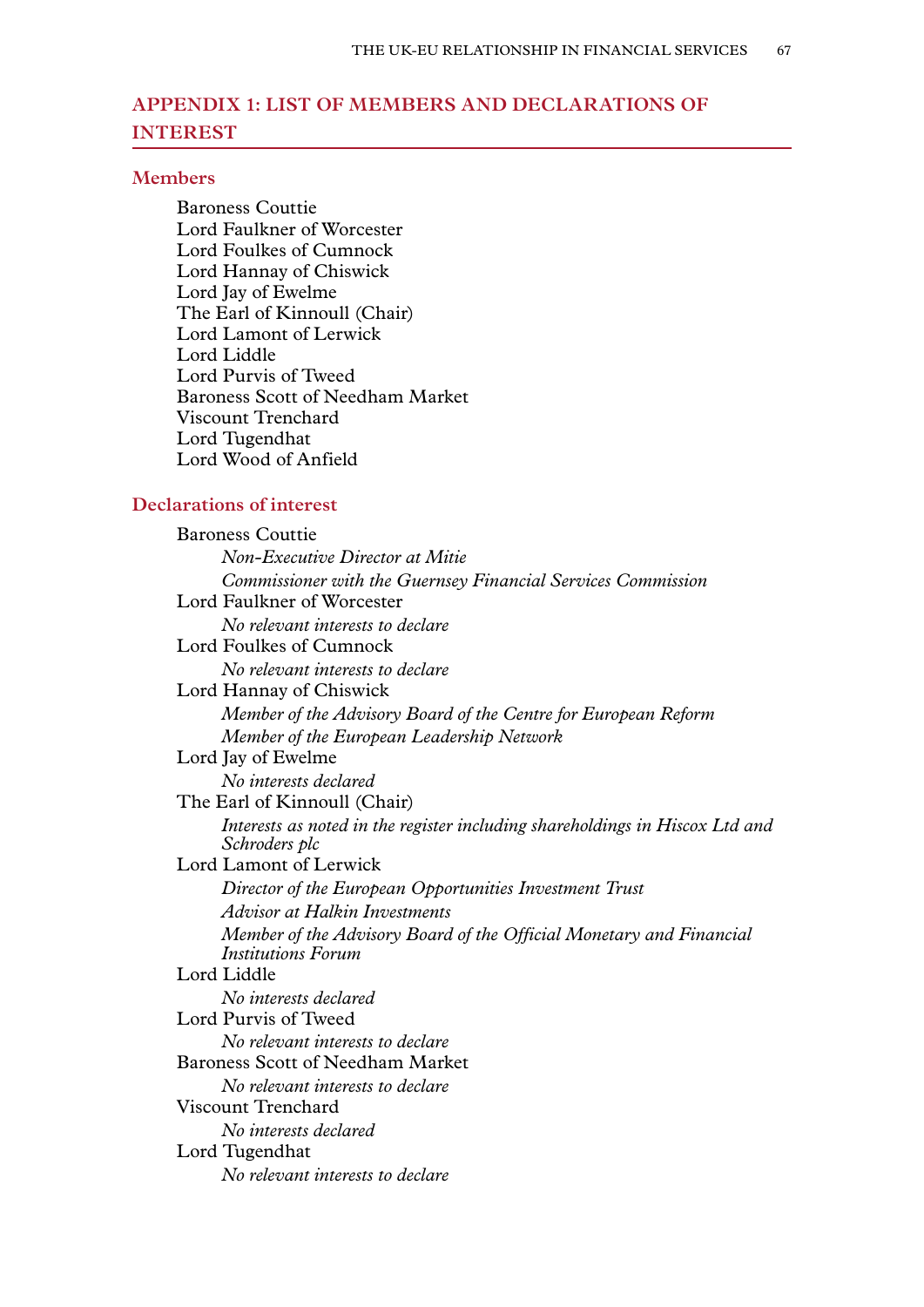## APPENDIX 1: LIST OF MEMBERS AND DECLARATIONS OF INTEREST

### Members

Baroness Couttie
Lord Faulkner of Worcester
Lord Foulkes of Cumnock
Lord Hannay of Chiswick
Lord Jay of Ewelme
The Earl of Kinnoull (Chair)
Lord Lamont of Lerwick
Lord Liddle
Lord Purvis of Tweed
Baroness Scott of Needham Market
Viscount Trenchard
Lord Tugendhat
Lord Wood of Anfield

### Declarations of interest

Baroness Couttie
*Non-Executive Director at Mitie*
*Commissioner with the Guernsey Financial Services Commission*

Lord Faulkner of Worcester
*No relevant interests to declare*

Lord Foulkes of Cumnock
*No relevant interests to declare*

Lord Hannay of Chiswick
*Member of the Advisory Board of the Centre for European Reform*
*Member of the European Leadership Network*

Lord Jay of Ewelme
*No interests declared*

The Earl of Kinnoull (Chair)
*Interests as noted in the register including shareholdings in Hiscox Ltd and Schroders plc*

Lord Lamont of Lerwick
*Director of the European Opportunities Investment Trust*
*Advisor at Halkin Investments*
*Member of the Advisory Board of the Official Monetary and Financial Institutions Forum*

Lord Liddle
*No interests declared*

Lord Purvis of Tweed
*No relevant interests to declare*

Baroness Scott of Needham Market
*No relevant interests to declare*

Viscount Trenchard
*No interests declared*

Lord Tugendhat
*No relevant interests to declare*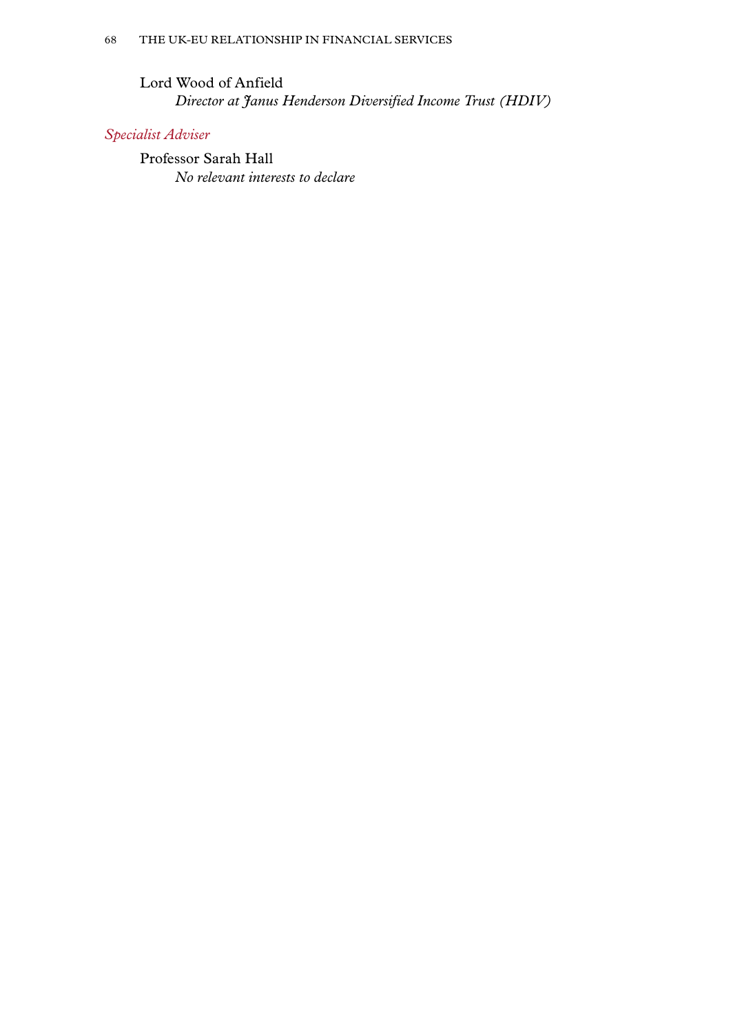Lord Wood of Anfield

*Director at Janus Henderson Diversified Income Trust (HDIV)*

*Specialist Adviser*

Professor Sarah Hall

*No relevant interests to declare*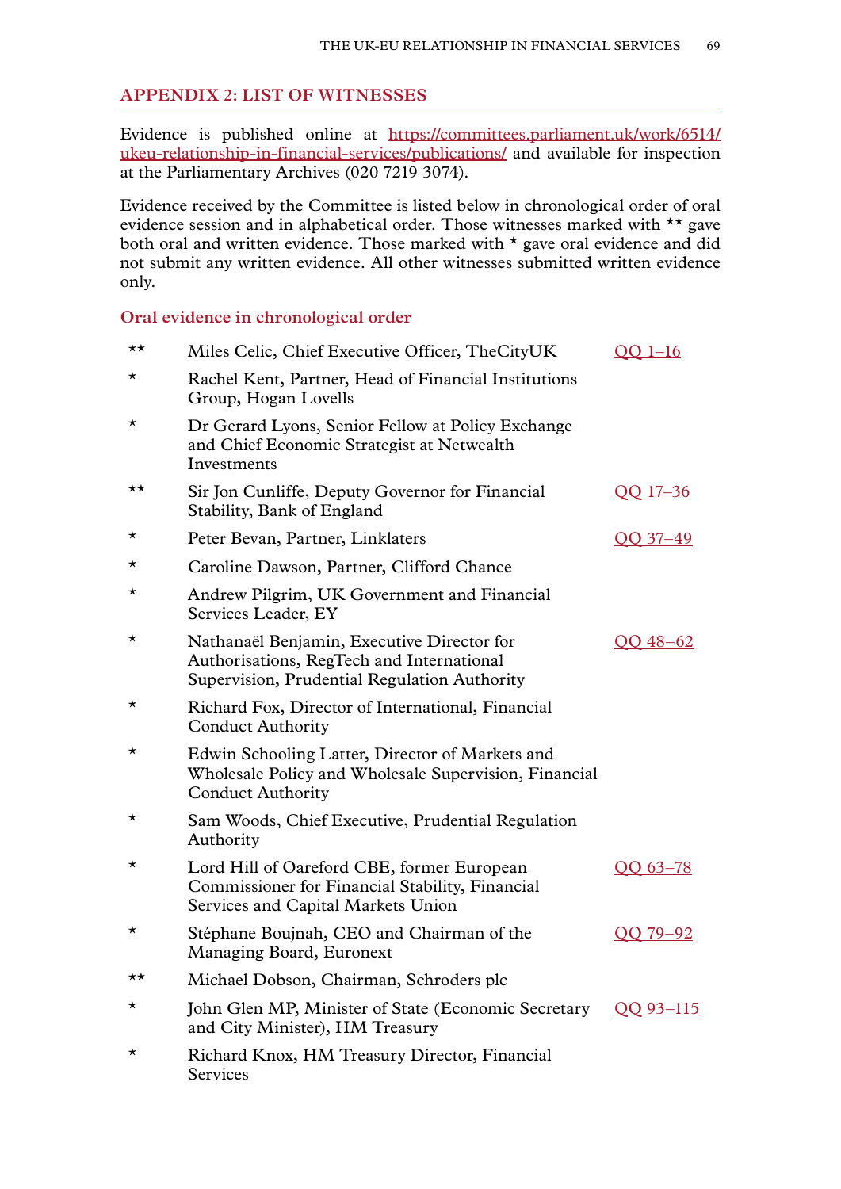## APPENDIX 2: LIST OF WITNESSES

Evidence is published online at [https://committees.parliament.uk/work/6514/ukeu-relationship-in-financial-services/publications/](https://committees.parliament.uk/work/6514/ukeu-relationship-in-financial-services/publications/) and available for inspection at the Parliamentary Archives (020 7219 3074).

Evidence received by the Committee is listed below in chronological order of oral evidence session and in alphabetical order. Those witnesses marked with ** gave both oral and written evidence. Those marked with * gave oral evidence and did not submit any written evidence. All other witnesses submitted written evidence only.

### Oral evidence in chronological order

| | | |
|---|---|---|
| ** | Miles Celic, Chief Executive Officer, TheCityUK | QQ 1–16 |
| * | Rachel Kent, Partner, Head of Financial Institutions Group, Hogan Lovells | |
| * | Dr Gerard Lyons, Senior Fellow at Policy Exchange and Chief Economic Strategist at Netwealth Investments | |
| ** | Sir Jon Cunliffe, Deputy Governor for Financial Stability, Bank of England | QQ 17–36 |
| * | Peter Bevan, Partner, Linklaters | QQ 37–49 |
| * | Caroline Dawson, Partner, Clifford Chance | |
| * | Andrew Pilgrim, UK Government and Financial Services Leader, EY | |
| * | Nathanaël Benjamin, Executive Director for Authorisations, RegTech and International Supervision, Prudential Regulation Authority | QQ 48–62 |
| * | Richard Fox, Director of International, Financial Conduct Authority | |
| * | Edwin Schooling Latter, Director of Markets and Wholesale Policy and Wholesale Supervision, Financial Conduct Authority | |
| * | Sam Woods, Chief Executive, Prudential Regulation Authority | |
| * | Lord Hill of Oareford CBE, former European Commissioner for Financial Stability, Financial Services and Capital Markets Union | QQ 63–78 |
| * | Stéphane Boujnah, CEO and Chairman of the Managing Board, Euronext | QQ 79–92 |
| ** | Michael Dobson, Chairman, Schroders plc | |
| * | John Glen MP, Minister of State (Economic Secretary and City Minister), HM Treasury | QQ 93–115 |
| * | Richard Knox, HM Treasury Director, Financial Services | |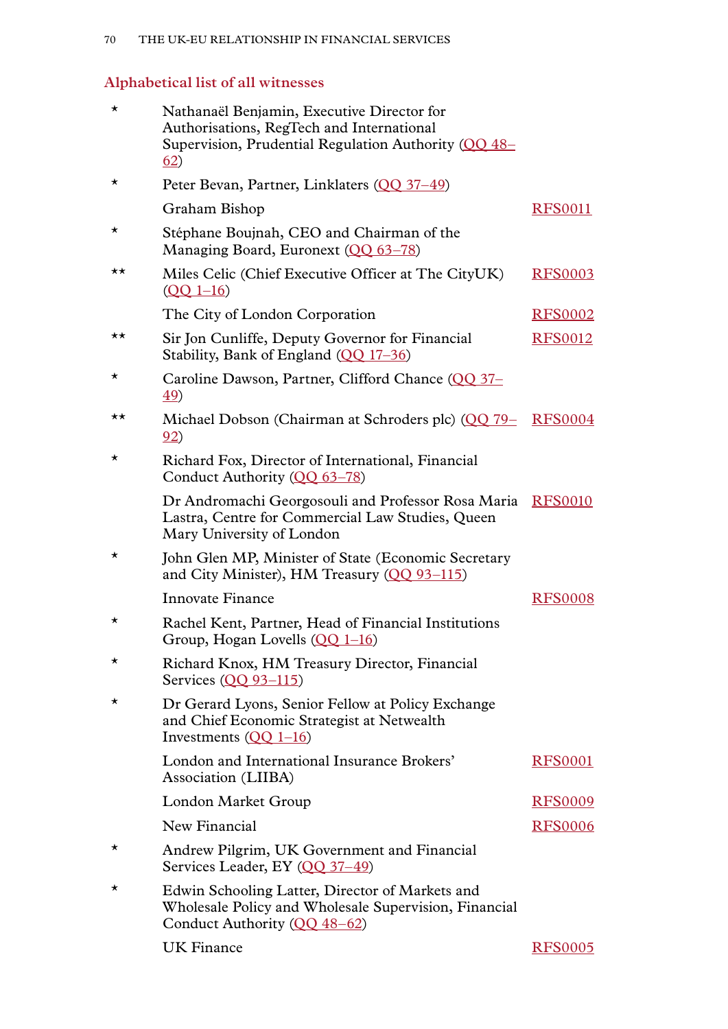## Alphabetical list of all witnesses

| | | |
|---|---|---|
| * | Nathanaël Benjamin, Executive Director for Authorisations, RegTech and International Supervision, Prudential Regulation Authority (QQ 48–62) | |
| * | Peter Bevan, Partner, Linklaters (QQ 37–49) | |
| | Graham Bishop | RFS0011 |
| * | Stéphane Boujnah, CEO and Chairman of the Managing Board, Euronext (QQ 63–78) | |
| ** | Miles Celic (Chief Executive Officer at The CityUK) (QQ 1–16) | RFS0003 |
| | The City of London Corporation | RFS0002 |
| ** | Sir Jon Cunliffe, Deputy Governor for Financial Stability, Bank of England (QQ 17–36) | RFS0012 |
| * | Caroline Dawson, Partner, Clifford Chance (QQ 37–49) | |
| ** | Michael Dobson (Chairman at Schroders plc) (QQ 79–92) | RFS0004 |
| * | Richard Fox, Director of International, Financial Conduct Authority (QQ 63–78) | |
| | Dr Andromachi Georgosouli and Professor Rosa Maria Lastra, Centre for Commercial Law Studies, Queen Mary University of London | RFS0010 |
| * | John Glen MP, Minister of State (Economic Secretary and City Minister), HM Treasury (QQ 93–115) | |
| | Innovate Finance | RFS0008 |
| * | Rachel Kent, Partner, Head of Financial Institutions Group, Hogan Lovells (QQ 1–16) | |
| * | Richard Knox, HM Treasury Director, Financial Services (QQ 93–115) | |
| * | Dr Gerard Lyons, Senior Fellow at Policy Exchange and Chief Economic Strategist at Netwealth Investments (QQ 1–16) | |
| | London and International Insurance Brokers' Association (LIIBA) | RFS0001 |
| | London Market Group | RFS0009 |
| | New Financial | RFS0006 |
| * | Andrew Pilgrim, UK Government and Financial Services Leader, EY (QQ 37–49) | |
| * | Edwin Schooling Latter, Director of Markets and Wholesale Policy and Wholesale Supervision, Financial Conduct Authority (QQ 48–62) | |
| | UK Finance | RFS0005 |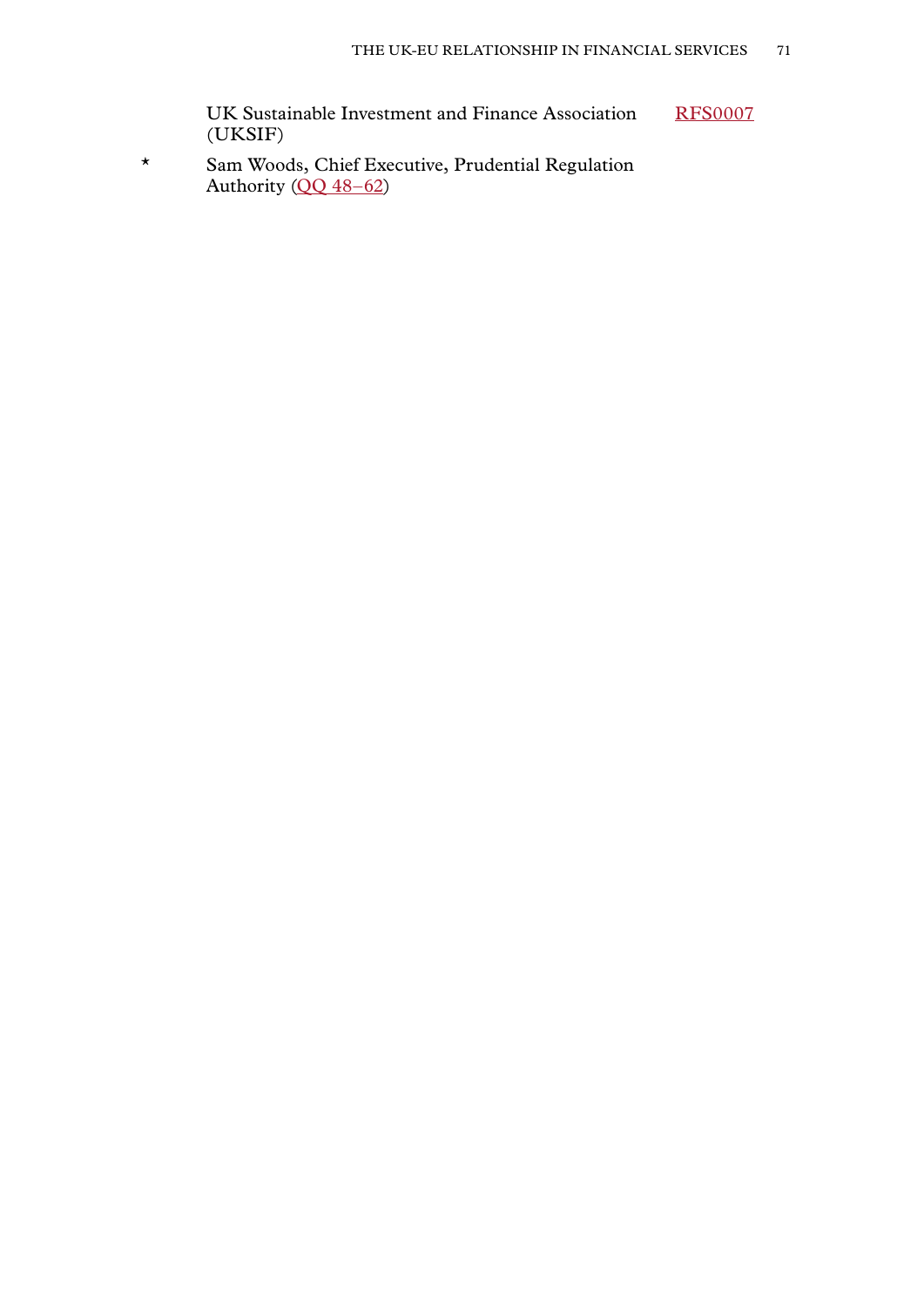| | | |
|---|---|---|
| | UK Sustainable Investment and Finance Association (UKSIF) | RFS0007 |
| * | Sam Woods, Chief Executive, Prudential Regulation Authority (QQ 48–62) | |